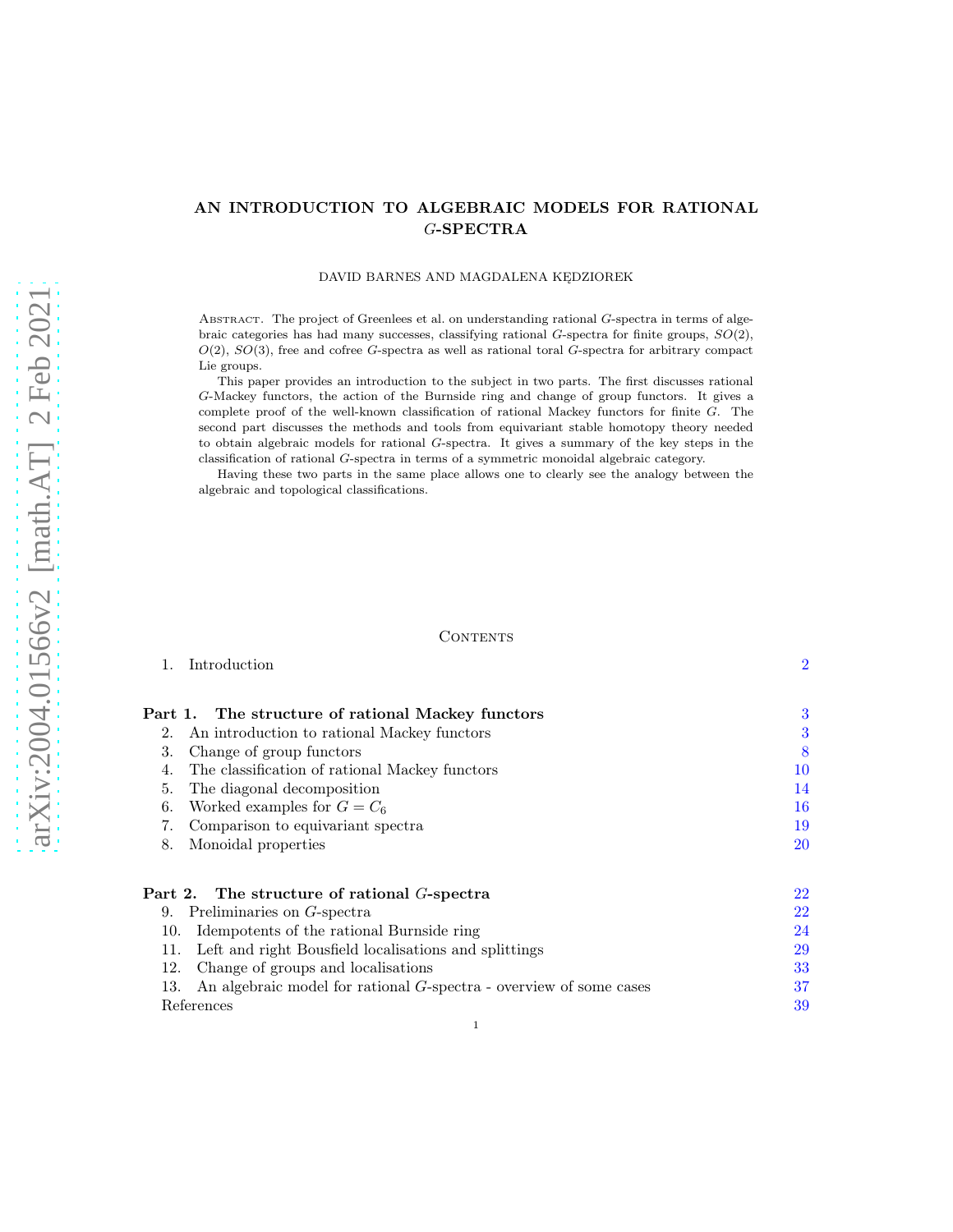# AN INTRODUCTION TO ALGEBRAIC MODELS FOR RATIONAL $G$-SPECTRA

DAVID BARNES AND MAGDALENA KĘDZIOREK

Abstract. The project of Greenlees et al. on understanding rational $G$-spectra in terms of algebraic categories has had many successes, classifying rational $G$-spectra for finite groups, $SO(2)$, $O(2)$, $SO(3)$, free and cofree $G$-spectra as well as rational toral $G$-spectra for arbitrary compact Lie groups.

This paper provides an introduction to the subject in two parts. The first discusses rational $G$-Mackey functors, the action of the Burnside ring and change of group functors. It gives a complete proof of the well-known classification of rational Mackey functors for finite $G$. The second part discusses the methods and tools from equivariant stable homotopy theory needed to obtain algebraic models for rational $G$-spectra. It gives a summary of the key steps in the classification of rational $G$-spectra in terms of a symmetric monoidal algebraic category.

Having these two parts in the same place allows one to clearly see the analogy between the algebraic and topological classifications.

Contents

1. Introduction — 2

**Part 1. The structure of rational Mackey functors** — 3

2. An introduction to rational Mackey functors — 3
3. Change of group functors — 8
4. The classification of rational Mackey functors — 10
5. The diagonal decomposition — 14
6. Worked examples for $G = C_6$ — 16
7. Comparison to equivariant spectra — 19
8. Monoidal properties — 20

**Part 2. The structure of rational $G$-spectra** — 22

9. Preliminaries on $G$-spectra — 22
10. Idempotents of the rational Burnside ring — 24
11. Left and right Bousfield localisations and splittings — 29
12. Change of groups and localisations — 33
13. An algebraic model for rational $G$-spectra - overview of some cases — 37

References — 39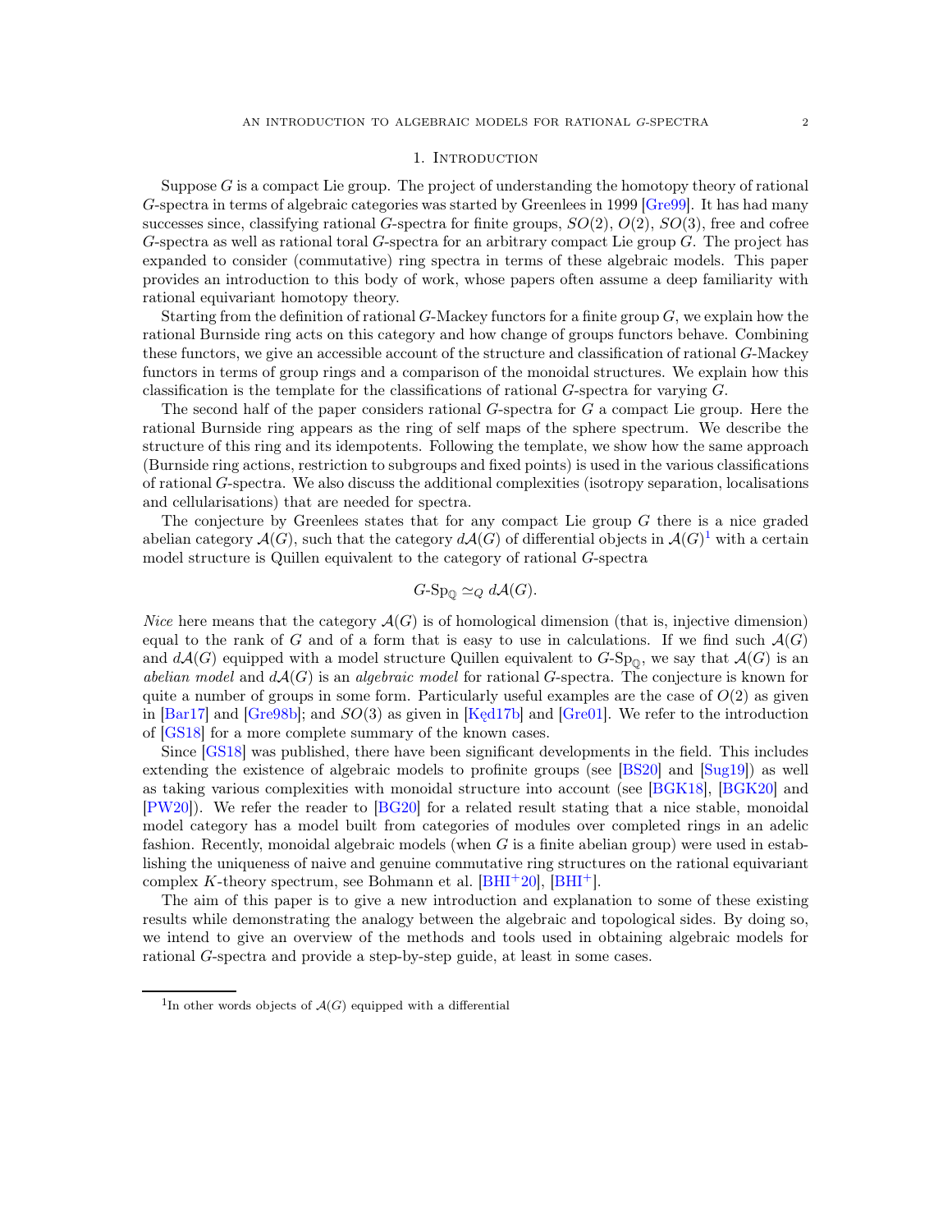## 1. Introduction

Suppose $G$ is a compact Lie group. The project of understanding the homotopy theory of rational $G$-spectra in terms of algebraic categories was started by Greenlees in 1999 [Gre99]. It has had many successes since, classifying rational $G$-spectra for finite groups, $SO(2)$, $O(2)$, $SO(3)$, free and cofree $G$-spectra as well as rational toral $G$-spectra for an arbitrary compact Lie group $G$. The project has expanded to consider (commutative) ring spectra in terms of these algebraic models. This paper provides an introduction to this body of work, whose papers often assume a deep familiarity with rational equivariant homotopy theory.

Starting from the definition of rational $G$-Mackey functors for a finite group $G$, we explain how the rational Burnside ring acts on this category and how change of groups functors behave. Combining these functors, we give an accessible account of the structure and classification of rational $G$-Mackey functors in terms of group rings and a comparison of the monoidal structures. We explain how this classification is the template for the classifications of rational $G$-spectra for varying $G$.

The second half of the paper considers rational $G$-spectra for $G$ a compact Lie group. Here the rational Burnside ring appears as the ring of self maps of the sphere spectrum. We describe the structure of this ring and its idempotents. Following the template, we show how the same approach (Burnside ring actions, restriction to subgroups and fixed points) is used in the various classifications of rational $G$-spectra. We also discuss the additional complexities (isotropy separation, localisations and cellularisations) that are needed for spectra.

The conjecture by Greenlees states that for any compact Lie group $G$ there is a nice graded abelian category $\mathcal{A}(G)$, such that the category $d\mathcal{A}(G)$ of differential objects in $\mathcal{A}(G)$[1] with a certain model structure is Quillen equivalent to the category of rational $G$-spectra

$$G\text{-Sp}_{\mathbb{Q}} \simeq_Q d\mathcal{A}(G).$$

*Nice* here means that the category $\mathcal{A}(G)$ is of homological dimension (that is, injective dimension) equal to the rank of $G$ and of a form that is easy to use in calculations. If we find such $\mathcal{A}(G)$ and $d\mathcal{A}(G)$ equipped with a model structure Quillen equivalent to $G\text{-Sp}_{\mathbb{Q}}$, we say that $\mathcal{A}(G)$ is an *abelian model* and $d\mathcal{A}(G)$ is an *algebraic model* for rational $G$-spectra. The conjecture is known for quite a number of groups in some form. Particularly useful examples are the case of $O(2)$ as given in [Bar17] and [Gre98b]; and $SO(3)$ as given in [Kęd17b] and [Gre01]. We refer to the introduction of [GS18] for a more complete summary of the known cases.

Since [GS18] was published, there have been significant developments in the field. This includes extending the existence of algebraic models to profinite groups (see [BS20] and [Sug19]) as well as taking various complexities with monoidal structure into account (see [BGK18], [BGK20] and [PW20]). We refer the reader to [BG20] for a related result stating that a nice stable, monoidal model category has a model built from categories of modules over completed rings in an adelic fashion. Recently, monoidal algebraic models (when $G$ is a finite abelian group) were used in establishing the uniqueness of naive and genuine commutative ring structures on the rational equivariant complex $K$-theory spectrum, see Bohmann et al. [BHI+20], [BHI+].

The aim of this paper is to give a new introduction and explanation to some of these existing results while demonstrating the analogy between the algebraic and topological sides. By doing so, we intend to give an overview of the methods and tools used in obtaining algebraic models for rational $G$-spectra and provide a step-by-step guide, at least in some cases.

[1] In other words objects of $\mathcal{A}(G)$ equipped with a differential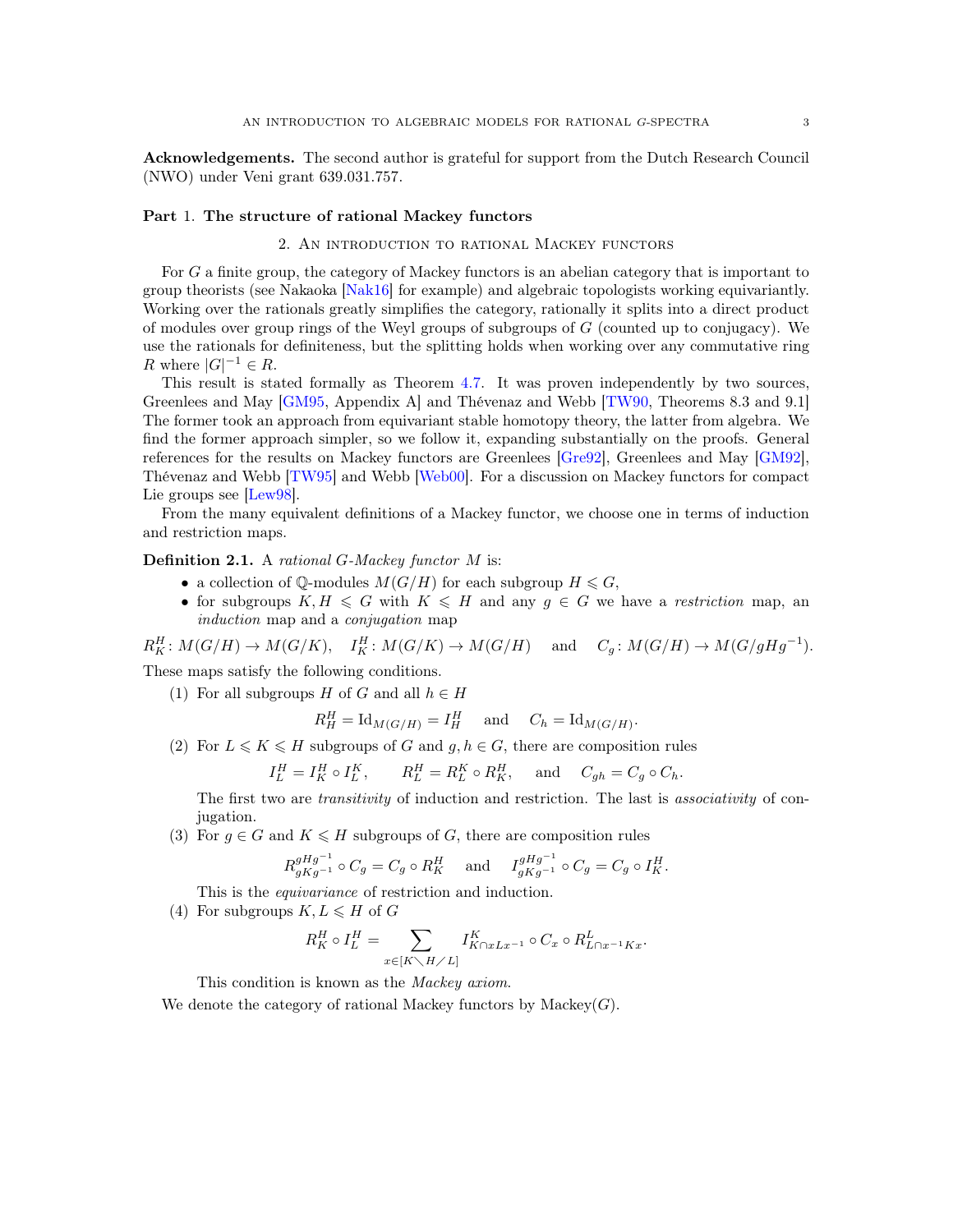**Acknowledgements.** The second author is grateful for support from the Dutch Research Council (NWO) under Veni grant 639.031.757.

# Part 1. The structure of rational Mackey functors

## 2. An introduction to rational Mackey functors

For $G$ a finite group, the category of Mackey functors is an abelian category that is important to group theorists (see Nakaoka [Nak16] for example) and algebraic topologists working equivariantly. Working over the rationals greatly simplifies the category, rationally it splits into a direct product of modules over group rings of the Weyl groups of subgroups of $G$ (counted up to conjugacy). We use the rationals for definiteness, but the splitting holds when working over any commutative ring $R$ where $|G|^{-1} \in R$.

This result is stated formally as Theorem 4.7. It was proven independently by two sources, Greenlees and May [GM95, Appendix A] and Thévenaz and Webb [TW90, Theorems 8.3 and 9.1] The former took an approach from equivariant stable homotopy theory, the latter from algebra. We find the former approach simpler, so we follow it, expanding substantially on the proofs. General references for the results on Mackey functors are Greenlees [Gre92], Greenlees and May [GM92], Thévenaz and Webb [TW95] and Webb [Web00]. For a discussion on Mackey functors for compact Lie groups see [Lew98].

From the many equivalent definitions of a Mackey functor, we choose one in terms of induction and restriction maps.

**Definition 2.1.** A *rational $G$-Mackey functor* $M$ is:

- a collection of $\mathbb{Q}$-modules $M(G/H)$ for each subgroup $H \leqslant G$,
- for subgroups $K, H \leqslant G$ with $K \leqslant H$ and any $g \in G$ we have a *restriction* map, an *induction* map and a *conjugation* map

$$R^H_K \colon M(G/H) \to M(G/K), \quad I^H_K \colon M(G/K) \to M(G/H) \quad \text{and} \quad C_g \colon M(G/H) \to M(G/gHg^{-1}).$$

These maps satisfy the following conditions.

(1) For all subgroups $H$ of $G$ and all $h \in H$
$$R^H_H = \mathrm{Id}_{M(G/H)} = I^H_H \quad \text{and} \quad C_h = \mathrm{Id}_{M(G/H)}.$$

(2) For $L \leqslant K \leqslant H$ subgroups of $G$ and $g, h \in G$, there are composition rules
$$I^H_L = I^H_K \circ I^K_L, \qquad R^H_L = R^K_L \circ R^H_K, \quad \text{and} \quad C_{gh} = C_g \circ C_h.$$
The first two are *transitivity* of induction and restriction. The last is *associativity* of conjugation.

(3) For $g \in G$ and $K \leqslant H$ subgroups of $G$, there are composition rules
$$R^{gHg^{-1}}_{gKg^{-1}} \circ C_g = C_g \circ R^H_K \quad \text{and} \quad I^{gHg^{-1}}_{gKg^{-1}} \circ C_g = C_g \circ I^H_K.$$
This is the *equivariance* of restriction and induction.

(4) For subgroups $K, L \leqslant H$ of $G$
$$R^H_K \circ I^H_L = \sum_{x \in [K \diagdown H \diagup L]} I^K_{K \cap xLx^{-1}} \circ C_x \circ R^L_{L \cap x^{-1}Kx}.$$
This condition is known as the *Mackey axiom*.

We denote the category of rational Mackey functors by $\mathrm{Mackey}(G)$.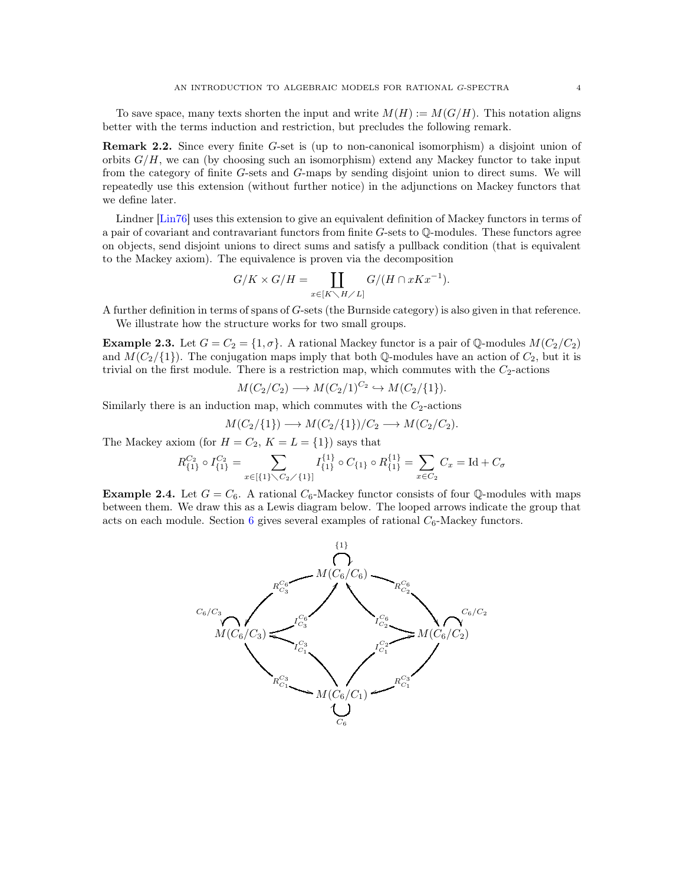To save space, many texts shorten the input and write $M(H) := M(G/H)$. This notation aligns better with the terms induction and restriction, but precludes the following remark.

**Remark 2.2.** Since every finite $G$-set is (up to non-canonical isomorphism) a disjoint union of orbits $G/H$, we can (by choosing such an isomorphism) extend any Mackey functor to take input from the category of finite $G$-sets and $G$-maps by sending disjoint union to direct sums. We will repeatedly use this extension (without further notice) in the adjunctions on Mackey functors that we define later.

Lindner [Lin76] uses this extension to give an equivalent definition of Mackey functors in terms of a pair of covariant and contravariant functors from finite $G$-sets to $\mathbb{Q}$-modules. These functors agree on objects, send disjoint unions to direct sums and satisfy a pullback condition (that is equivalent to the Mackey axiom). The equivalence is proven via the decomposition

$$G/K \times G/H = \coprod_{x \in [K \diagdown H \diagup L]} G/(H \cap xKx^{-1}).$$

A further definition in terms of spans of $G$-sets (the Burnside category) is also given in that reference.

We illustrate how the structure works for two small groups.

**Example 2.3.** Let $G = C_2 = \{1, \sigma\}$. A rational Mackey functor is a pair of $\mathbb{Q}$-modules $M(C_2/C_2)$ and $M(C_2/\{1\})$. The conjugation maps imply that both $\mathbb{Q}$-modules have an action of $C_2$, but it is trivial on the first module. There is a restriction map, which commutes with the $C_2$-actions

$$M(C_2/C_2) \longrightarrow M(C_2/1)^{C_2} \hookrightarrow M(C_2/\{1\}).$$

Similarly there is an induction map, which commutes with the $C_2$-actions

$$M(C_2/\{1\}) \longrightarrow M(C_2/\{1\})/C_2 \longrightarrow M(C_2/C_2).$$

The Mackey axiom (for $H = C_2$, $K = L = \{1\}$) says that

$$R^{C_2}_{\{1\}} \circ I^{C_2}_{\{1\}} = \sum_{x \in [\{1\} \diagdown C_2 \diagup \{1\}]} I^{\{1\}}_{\{1\}} \circ C_{\{1\}} \circ R^{\{1\}}_{\{1\}} = \sum_{x \in C_2} C_x = \mathrm{Id} + C_\sigma$$

**Example 2.4.** Let $G = C_6$. A rational $C_6$-Mackey functor consists of four $\mathbb{Q}$-modules with maps between them. We draw this as a Lewis diagram below. The looped arrows indicate the group that acts on each module. Section 6 gives several examples of rational $C_6$-Mackey functors.

$$\begin{array}{ccccc}
 & & M(C_6/C_6) \ \circlearrowleft \{1\} & & \\
 & R^{C_6}_{C_3} \swarrow \ \nearrow I^{C_6}_{C_3} & & I^{C_6}_{C_2} \nwarrow \ \searrow R^{C_6}_{C_2} & \\
C_6/C_3 \circlearrowright M(C_6/C_3) & & & & M(C_6/C_2) \circlearrowleft C_6/C_2 \\
 & R^{C_3}_{C_1} \searrow \ \nwarrow I^{C_3}_{C_1} & & I^{C_2}_{C_1} \nearrow \ \swarrow R^{C_2}_{C_1} & \\
 & & M(C_6/C_1) \ \circlearrowleft C_6 & &
\end{array}$$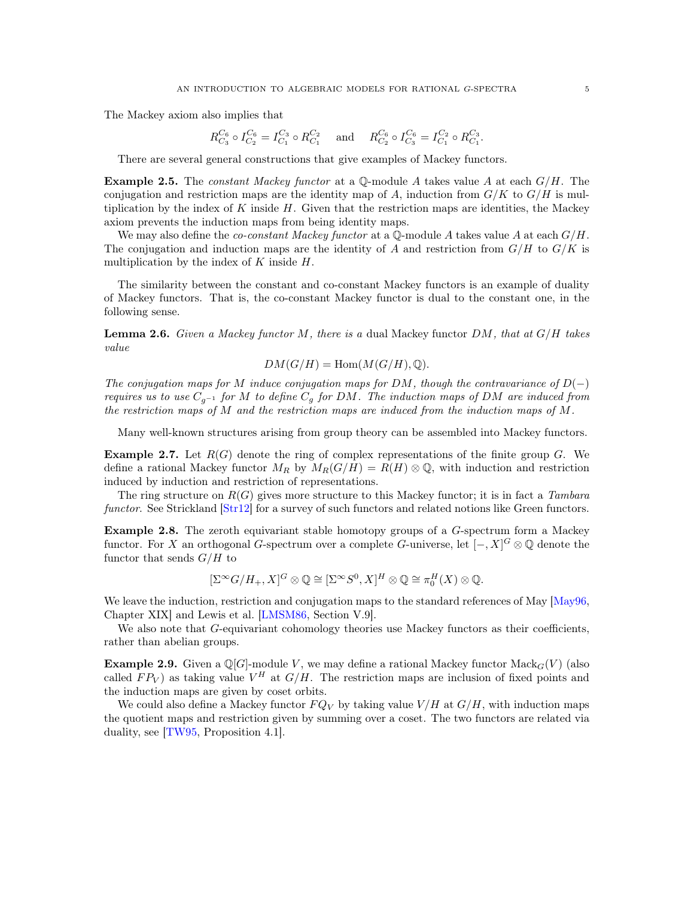The Mackey axiom also implies that

$$R^{C_6}_{C_3} \circ I^{C_6}_{C_2} = I^{C_3}_{C_1} \circ R^{C_2}_{C_1} \quad \text{and} \quad R^{C_6}_{C_2} \circ I^{C_6}_{C_3} = I^{C_2}_{C_1} \circ R^{C_3}_{C_1}.$$

There are several general constructions that give examples of Mackey functors.

**Example 2.5.** The *constant Mackey functor* at a $\mathbb{Q}$-module $A$ takes value $A$ at each $G/H$. The conjugation and restriction maps are the identity map of $A$, induction from $G/K$ to $G/H$ is multiplication by the index of $K$ inside $H$. Given that the restriction maps are identities, the Mackey axiom prevents the induction maps from being identity maps.

We may also define the *co-constant Mackey functor* at a $\mathbb{Q}$-module $A$ takes value $A$ at each $G/H$. The conjugation and induction maps are the identity of $A$ and restriction from $G/H$ to $G/K$ is multiplication by the index of $K$ inside $H$.

The similarity between the constant and co-constant Mackey functors is an example of duality of Mackey functors. That is, the co-constant Mackey functor is dual to the constant one, in the following sense.

**Lemma 2.6.** *Given a Mackey functor $M$, there is a* dual Mackey functor *$DM$, that at $G/H$ takes value*

$$DM(G/H) = \operatorname{Hom}(M(G/H), \mathbb{Q}).$$

*The conjugation maps for $M$ induce conjugation maps for $DM$, though the contravariance of $D(-)$ requires us to use $C_{g^{-1}}$ for $M$ to define $C_g$ for $DM$. The induction maps of $DM$ are induced from the restriction maps of $M$ and the restriction maps are induced from the induction maps of $M$.*

Many well-known structures arising from group theory can be assembled into Mackey functors.

**Example 2.7.** Let $R(G)$ denote the ring of complex representations of the finite group $G$. We define a rational Mackey functor $M_R$ by $M_R(G/H) = R(H) \otimes \mathbb{Q}$, with induction and restriction induced by induction and restriction of representations.

The ring structure on $R(G)$ gives more structure to this Mackey functor; it is in fact a *Tambara functor*. See Strickland [Str12] for a survey of such functors and related notions like Green functors.

**Example 2.8.** The zeroth equivariant stable homotopy groups of a $G$-spectrum form a Mackey functor. For $X$ an orthogonal $G$-spectrum over a complete $G$-universe, let $[-, X]^G \otimes \mathbb{Q}$ denote the functor that sends $G/H$ to

$$[\Sigma^\infty G/H_+, X]^G \otimes \mathbb{Q} \cong [\Sigma^\infty S^0, X]^H \otimes \mathbb{Q} \cong \pi_0^H(X) \otimes \mathbb{Q}.$$

We leave the induction, restriction and conjugation maps to the standard references of May [May96, Chapter XIX] and Lewis et al. [LMSM86, Section V.9].

We also note that $G$-equivariant cohomology theories use Mackey functors as their coefficients, rather than abelian groups.

**Example 2.9.** Given a $\mathbb{Q}[G]$-module $V$, we may define a rational Mackey functor $\operatorname{Mack}_G(V)$ (also called $FP_V$) as taking value $V^H$ at $G/H$. The restriction maps are inclusion of fixed points and the induction maps are given by coset orbits.

We could also define a Mackey functor $FQ_V$ by taking value $V/H$ at $G/H$, with induction maps the quotient maps and restriction given by summing over a coset. The two functors are related via duality, see [TW95, Proposition 4.1].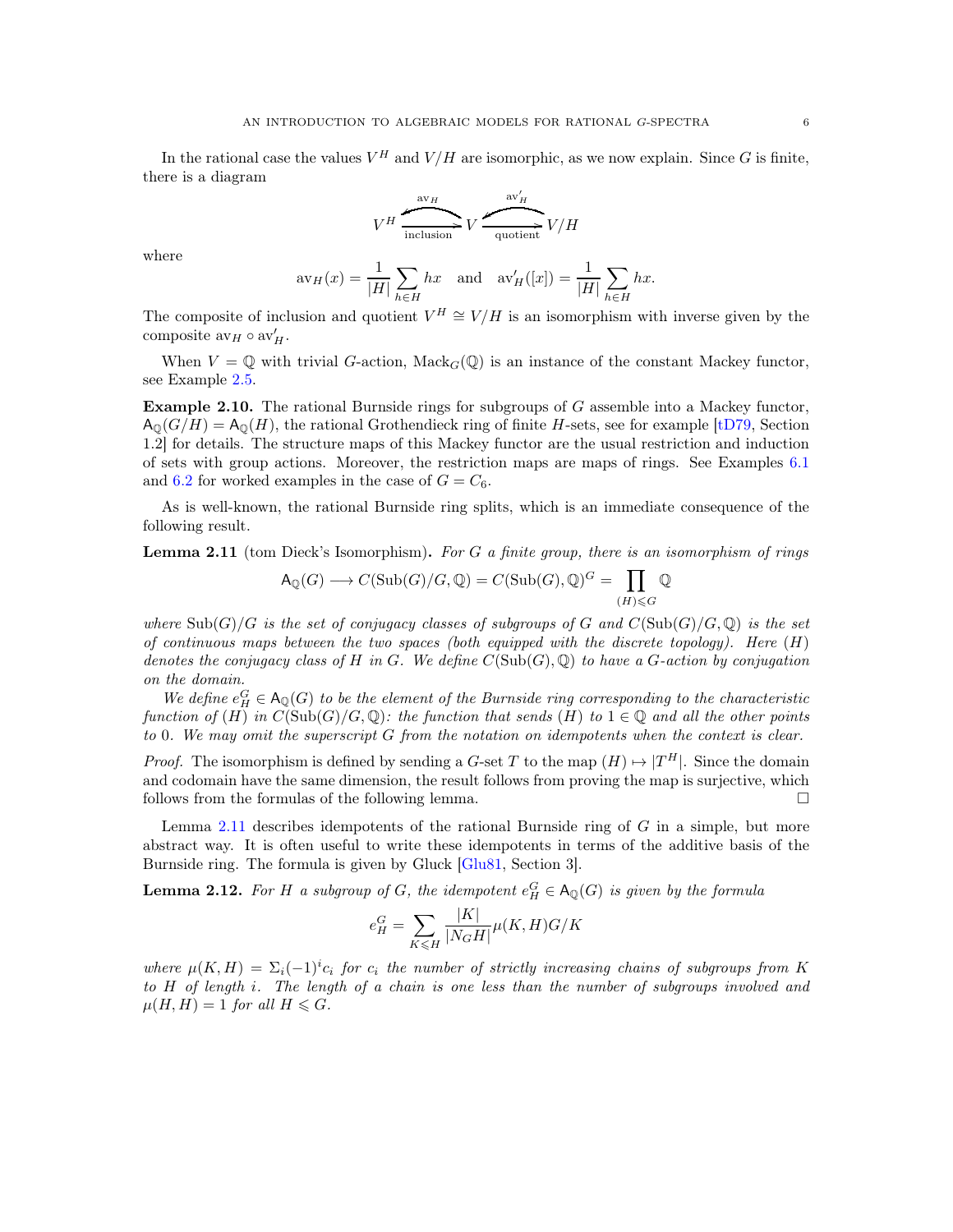In the rational case the values $V^H$ and $V/H$ are isomorphic, as we now explain. Since $G$ is finite, there is a diagram

$$V^H \underset{\text{inclusion}}{\overset{\text{av}_H}{\rightleftarrows}} V \underset{\text{quotient}}{\overset{\text{av}'_H}{\leftrightarrows}} V/H$$

where

$$\text{av}_H(x) = \frac{1}{|H|}\sum_{h\in H} hx \quad \text{and} \quad \text{av}'_H([x]) = \frac{1}{|H|}\sum_{h\in H} hx.$$

The composite of inclusion and quotient $V^H \cong V/H$ is an isomorphism with inverse given by the composite $\text{av}_H \circ \text{av}'_H$.

When $V = \mathbb{Q}$ with trivial $G$-action, $\text{Mack}_G(\mathbb{Q})$ is an instance of the constant Mackey functor, see Example 2.5.

**Example 2.10.** The rational Burnside rings for subgroups of $G$ assemble into a Mackey functor, $\mathsf{A}_{\mathbb{Q}}(G/H) = \mathsf{A}_{\mathbb{Q}}(H)$, the rational Grothendieck ring of finite $H$-sets, see for example [tD79, Section 1.2] for details. The structure maps of this Mackey functor are the usual restriction and induction of sets with group actions. Moreover, the restriction maps are maps of rings. See Examples 6.1 and 6.2 for worked examples in the case of $G = C_6$.

As is well-known, the rational Burnside ring splits, which is an immediate consequence of the following result.

**Lemma 2.11** (tom Dieck's Isomorphism)**.** *For $G$ a finite group, there is an isomorphism of rings*

$$\mathsf{A}_{\mathbb{Q}}(G) \longrightarrow C(\text{Sub}(G)/G, \mathbb{Q}) = C(\text{Sub}(G), \mathbb{Q})^G = \prod_{(H)\leqslant G} \mathbb{Q}$$

*where $\text{Sub}(G)/G$ is the set of conjugacy classes of subgroups of $G$ and $C(\text{Sub}(G)/G, \mathbb{Q})$ is the set of continuous maps between the two spaces (both equipped with the discrete topology). Here $(H)$ denotes the conjugacy class of $H$ in $G$. We define $C(\text{Sub}(G), \mathbb{Q})$ to have a $G$-action by conjugation on the domain.*

*We define $e_H^G \in \mathsf{A}_{\mathbb{Q}}(G)$ to be the element of the Burnside ring corresponding to the characteristic function of $(H)$ in $C(\text{Sub}(G)/G, \mathbb{Q})$: the function that sends $(H)$ to $1 \in \mathbb{Q}$ and all the other points to $0$. We may omit the superscript $G$ from the notation on idempotents when the context is clear.*

*Proof.* The isomorphism is defined by sending a $G$-set $T$ to the map $(H) \mapsto |T^H|$. Since the domain and codomain have the same dimension, the result follows from proving the map is surjective, which follows from the formulas of the following lemma. □

Lemma 2.11 describes idempotents of the rational Burnside ring of $G$ in a simple, but more abstract way. It is often useful to write these idempotents in terms of the additive basis of the Burnside ring. The formula is given by Gluck [Glu81, Section 3].

**Lemma 2.12.** *For $H$ a subgroup of $G$, the idempotent $e_H^G \in \mathsf{A}_{\mathbb{Q}}(G)$ is given by the formula*

$$e_H^G = \sum_{K\leqslant H} \frac{|K|}{|N_G H|}\mu(K,H) G/K$$

*where $\mu(K,H) = \Sigma_i(-1)^i c_i$ for $c_i$ the number of strictly increasing chains of subgroups from $K$ to $H$ of length $i$. The length of a chain is one less than the number of subgroups involved and $\mu(H,H) = 1$ for all $H \leqslant G$.*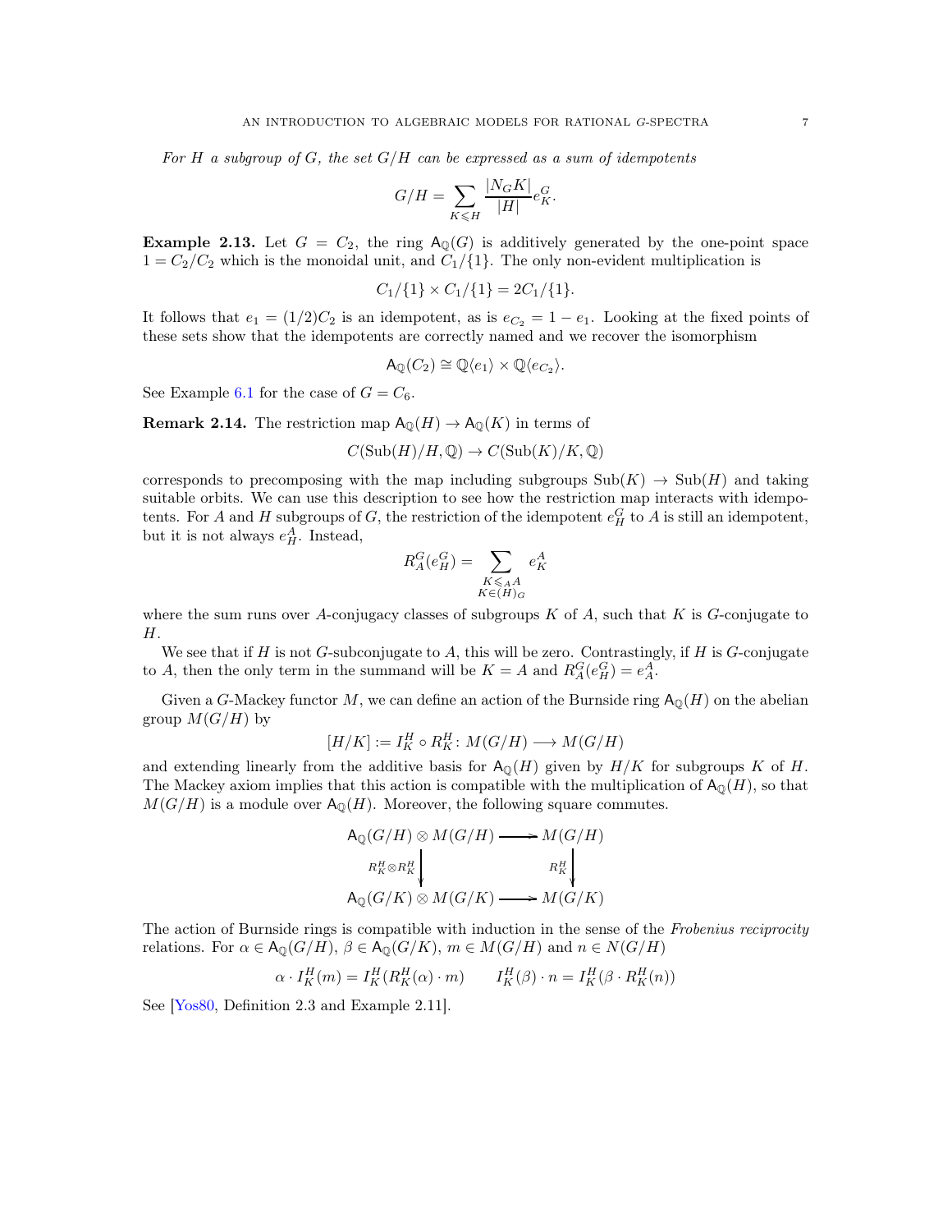*For $H$ a subgroup of $G$, the set $G/H$ can be expressed as a sum of idempotents*

$$G/H = \sum_{K \leqslant H} \frac{|N_G K|}{|H|} e_K^G.$$

**Example 2.13.** Let $G = C_2$, the ring $\mathsf{A}_{\mathbb{Q}}(G)$ is additively generated by the one-point space $1 = C_2/C_2$ which is the monoidal unit, and $C_1/\{1\}$. The only non-evident multiplication is

$$C_1/\{1\} \times C_1/\{1\} = 2C_1/\{1\}.$$

It follows that $e_1 = (1/2)C_2$ is an idempotent, as is $e_{C_2} = 1 - e_1$. Looking at the fixed points of these sets show that the idempotents are correctly named and we recover the isomorphism

$$\mathsf{A}_{\mathbb{Q}}(C_2) \cong \mathbb{Q}\langle e_1 \rangle \times \mathbb{Q}\langle e_{C_2} \rangle.$$

See Example 6.1 for the case of $G = C_6$.

**Remark 2.14.** The restriction map $\mathsf{A}_{\mathbb{Q}}(H) \to \mathsf{A}_{\mathbb{Q}}(K)$ in terms of

$$C(\mathrm{Sub}(H)/H, \mathbb{Q}) \to C(\mathrm{Sub}(K)/K, \mathbb{Q})$$

corresponds to precomposing with the map including subgroups $\mathrm{Sub}(K) \to \mathrm{Sub}(H)$ and taking suitable orbits. We can use this description to see how the restriction map interacts with idempotents. For $A$ and $H$ subgroups of $G$, the restriction of the idempotent $e_H^G$ to $A$ is still an idempotent, but it is not always $e_H^A$. Instead,

$$R_A^G(e_H^G) = \sum_{\substack{K \leqslant_A A \\ K \in (H)_G}} e_K^A$$

where the sum runs over $A$-conjugacy classes of subgroups $K$ of $A$, such that $K$ is $G$-conjugate to $H$.

We see that if $H$ is not $G$-subconjugate to $A$, this will be zero. Contrastingly, if $H$ is $G$-conjugate to $A$, then the only term in the summand will be $K = A$ and $R_A^G(e_H^G) = e_A^A$.

Given a $G$-Mackey functor $M$, we can define an action of the Burnside ring $\mathsf{A}_{\mathbb{Q}}(H)$ on the abelian group $M(G/H)$ by

$$[H/K] := I_K^H \circ R_K^H \colon M(G/H) \longrightarrow M(G/H)$$

and extending linearly from the additive basis for $\mathsf{A}_{\mathbb{Q}}(H)$ given by $H/K$ for subgroups $K$ of $H$. The Mackey axiom implies that this action is compatible with the multiplication of $\mathsf{A}_{\mathbb{Q}}(H)$, so that $M(G/H)$ is a module over $\mathsf{A}_{\mathbb{Q}}(H)$. Moreover, the following square commutes.

$$\begin{array}{ccc}
\mathsf{A}_{\mathbb{Q}}(G/H) \otimes M(G/H) & \longrightarrow & M(G/H) \\
\Big\downarrow {\scriptstyle R_K^H \otimes R_K^H} & & \Big\downarrow {\scriptstyle R_K^H} \\
\mathsf{A}_{\mathbb{Q}}(G/K) \otimes M(G/K) & \longrightarrow & M(G/K)
\end{array}$$

The action of Burnside rings is compatible with induction in the sense of the *Frobenius reciprocity* relations. For $\alpha \in \mathsf{A}_{\mathbb{Q}}(G/H)$, $\beta \in \mathsf{A}_{\mathbb{Q}}(G/K)$, $m \in M(G/H)$ and $n \in N(G/H)$

$$\alpha \cdot I_K^H(m) = I_K^H(R_K^H(\alpha) \cdot m) \qquad I_K^H(\beta) \cdot n = I_K^H(\beta \cdot R_K^H(n))$$

See [Yos80, Definition 2.3 and Example 2.11].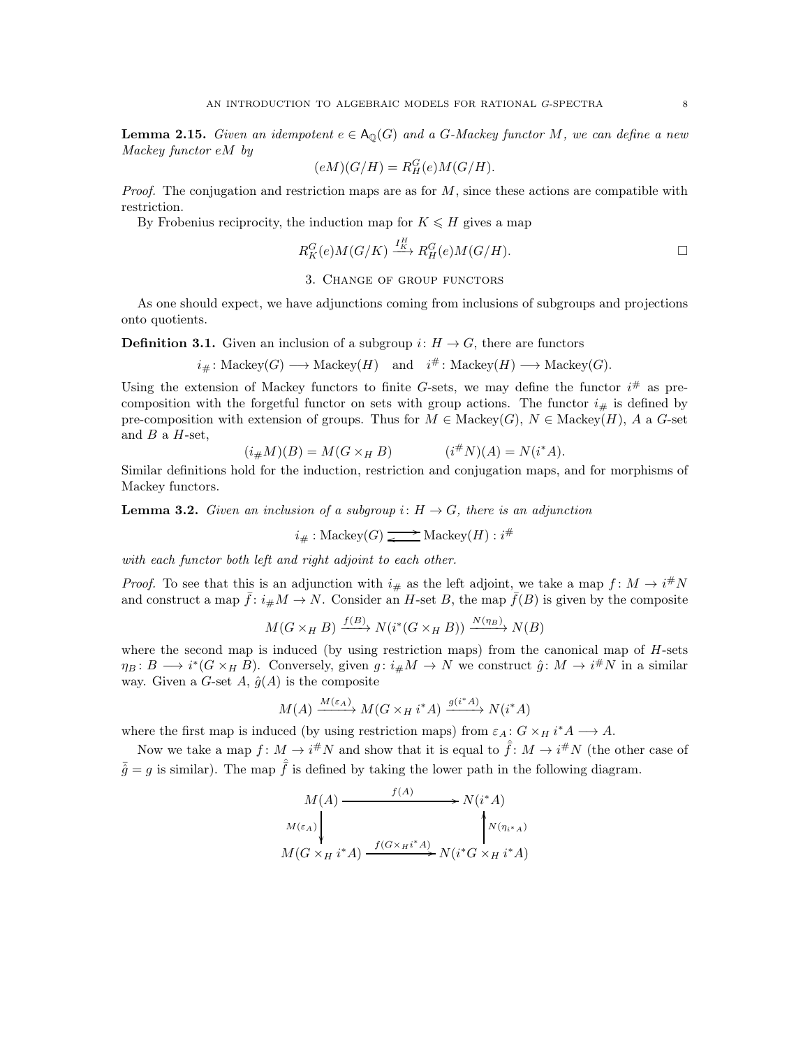**Lemma 2.15.** *Given an idempotent $e \in \mathsf{A}_{\mathbb{Q}}(G)$ and a $G$-Mackey functor $M$, we can define a new Mackey functor $eM$ by*

$$(eM)(G/H) = R^G_H(e)M(G/H).$$

*Proof.* The conjugation and restriction maps are as for $M$, since these actions are compatible with restriction.

By Frobenius reciprocity, the induction map for $K \leqslant H$ gives a map

$$R^G_K(e)M(G/K) \xrightarrow{I^H_K} R^G_H(e)M(G/H). \qquad \square$$

## 3. Change of group functors

As one should expect, we have adjunctions coming from inclusions of subgroups and projections onto quotients.

**Definition 3.1.** Given an inclusion of a subgroup $i\colon H \to G$, there are functors

$$i_{\#}\colon \mathrm{Mackey}(G) \longrightarrow \mathrm{Mackey}(H) \quad \text{and} \quad i^{\#}\colon \mathrm{Mackey}(H) \longrightarrow \mathrm{Mackey}(G).$$

Using the extension of Mackey functors to finite $G$-sets, we may define the functor $i^{\#}$ as pre-composition with the forgetful functor on sets with group actions. The functor $i_{\#}$ is defined by pre-composition with extension of groups. Thus for $M \in \mathrm{Mackey}(G)$, $N \in \mathrm{Mackey}(H)$, $A$ a $G$-set and $B$ a $H$-set,

$$(i_{\#}M)(B) = M(G \times_H B) \qquad\qquad (i^{\#}N)(A) = N(i^*A).$$

Similar definitions hold for the induction, restriction and conjugation maps, and for morphisms of Mackey functors.

**Lemma 3.2.** *Given an inclusion of a subgroup $i\colon H \to G$, there is an adjunction*

$$i_{\#} : \mathrm{Mackey}(G) \rightleftarrows \mathrm{Mackey}(H) : i^{\#}$$

*with each functor both left and right adjoint to each other.*

*Proof.* To see that this is an adjunction with $i_{\#}$ as the left adjoint, we take a map $f\colon M \to i^{\#}N$ and construct a map $\bar{f}\colon i_{\#}M \to N$. Consider an $H$-set $B$, the map $\bar{f}(B)$ is given by the composite

$$M(G \times_H B) \xrightarrow{f(B)} N(i^*(G \times_H B)) \xrightarrow{N(\eta_B)} N(B)$$

where the second map is induced (by using restriction maps) from the canonical map of $H$-sets $\eta_B\colon B \longrightarrow i^*(G \times_H B)$. Conversely, given $g\colon i_{\#}M \to N$ we construct $\hat{g}\colon M \to i^{\#}N$ in a similar way. Given a $G$-set $A$, $\hat{g}(A)$ is the composite

$$M(A) \xrightarrow{M(\varepsilon_A)} M(G \times_H i^*A) \xrightarrow{g(i^*A)} N(i^*A)$$

where the first map is induced (by using restriction maps) from $\varepsilon_A\colon G \times_H i^*A \longrightarrow A$.

Now we take a map $f\colon M \to i^{\#}N$ and show that it is equal to $\hat{\bar{f}}\colon M \to i^{\#}N$ (the other case of $\bar{\hat{g}} = g$ is similar). The map $\hat{\bar{f}}$ is defined by taking the lower path in the following diagram.

$$\begin{array}{ccc}
M(A) & \xrightarrow{\quad f(A) \quad} & N(i^*A) \\
{\scriptstyle M(\varepsilon_A)}\downarrow & & \uparrow{\scriptstyle N(\eta_{i^*A})} \\
M(G \times_H i^*A) & \xrightarrow{f(G \times_H i^*A)} & N(i^*G \times_H i^*A)
\end{array}$$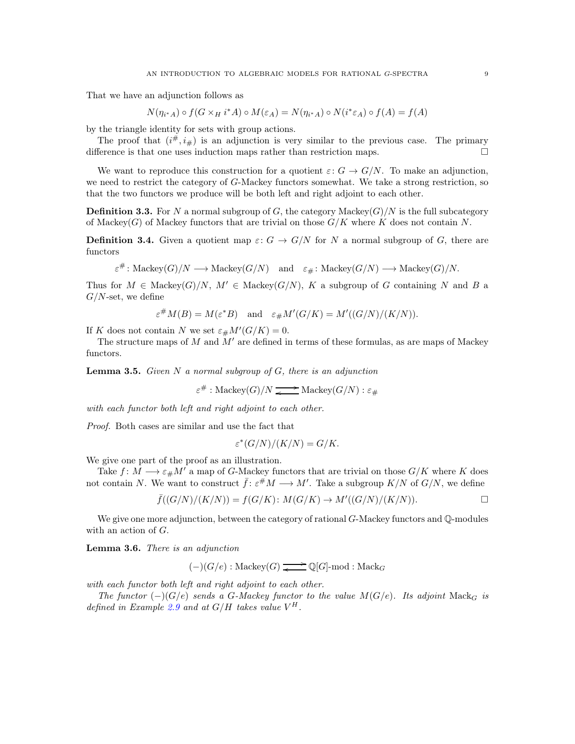That we have an adjunction follows as

$$N(\eta_{i^*A}) \circ f(G \times_H i^*A) \circ M(\varepsilon_A) = N(\eta_{i^*A}) \circ N(i^*\varepsilon_A) \circ f(A) = f(A)$$

by the triangle identity for sets with group actions.

The proof that $(i^\#, i_\#)$ is an adjunction is very similar to the previous case. The primary difference is that one uses induction maps rather than restriction maps. □

We want to reproduce this construction for a quotient $\varepsilon\colon G \to G/N$. To make an adjunction, we need to restrict the category of $G$-Mackey functors somewhat. We take a strong restriction, so that the two functors we produce will be both left and right adjoint to each other.

**Definition 3.3.** For $N$ a normal subgroup of $G$, the category $\mathrm{Mackey}(G)/N$ is the full subcategory of $\mathrm{Mackey}(G)$ of Mackey functors that are trivial on those $G/K$ where $K$ does not contain $N$.

**Definition 3.4.** Given a quotient map $\varepsilon\colon G \to G/N$ for $N$ a normal subgroup of $G$, there are functors

$$\varepsilon^\#\colon \mathrm{Mackey}(G)/N \longrightarrow \mathrm{Mackey}(G/N) \quad \text{and} \quad \varepsilon_\#\colon \mathrm{Mackey}(G/N) \longrightarrow \mathrm{Mackey}(G)/N.$$

Thus for $M \in \mathrm{Mackey}(G)/N$, $M' \in \mathrm{Mackey}(G/N)$, $K$ a subgroup of $G$ containing $N$ and $B$ a $G/N$-set, we define

$$\varepsilon^\# M(B) = M(\varepsilon^* B) \quad \text{and} \quad \varepsilon_\# M'(G/K) = M'((G/N)/(K/N)).$$

If $K$ does not contain $N$ we set $\varepsilon_\# M'(G/K) = 0$.

The structure maps of $M$ and $M'$ are defined in terms of these formulas, as are maps of Mackey functors.

**Lemma 3.5.** *Given $N$ a normal subgroup of $G$, there is an adjunction*

$$\varepsilon^\# : \mathrm{Mackey}(G)/N \rightleftarrows \mathrm{Mackey}(G/N) : \varepsilon_\#$$

*with each functor both left and right adjoint to each other.*

*Proof.* Both cases are similar and use the fact that

$$\varepsilon^*(G/N)/(K/N) = G/K.$$

We give one part of the proof as an illustration.

Take $f\colon M \longrightarrow \varepsilon_\# M'$ a map of $G$-Mackey functors that are trivial on those $G/K$ where $K$ does not contain $N$. We want to construct $\bar{f}\colon \varepsilon^\# M \longrightarrow M'$. Take a subgroup $K/N$ of $G/N$, we define

$$\bar{f}((G/N)/(K/N)) = f(G/K)\colon M(G/K) \to M'((G/N)/(K/N)).$$

□

We give one more adjunction, between the category of rational $G$-Mackey functors and $\mathbb{Q}$-modules with an action of $G$.

**Lemma 3.6.** *There is an adjunction*

$$(-)(G/e) : \mathrm{Mackey}(G) \rightleftarrows \mathbb{Q}[G]\text{-mod} : \mathrm{Mack}_G$$

*with each functor both left and right adjoint to each other.*

*The functor $(-)(G/e)$ sends a $G$-Mackey functor to the value $M(G/e)$. Its adjoint $\mathrm{Mack}_G$ is defined in Example 2.9 and at $G/H$ takes value $V^H$.*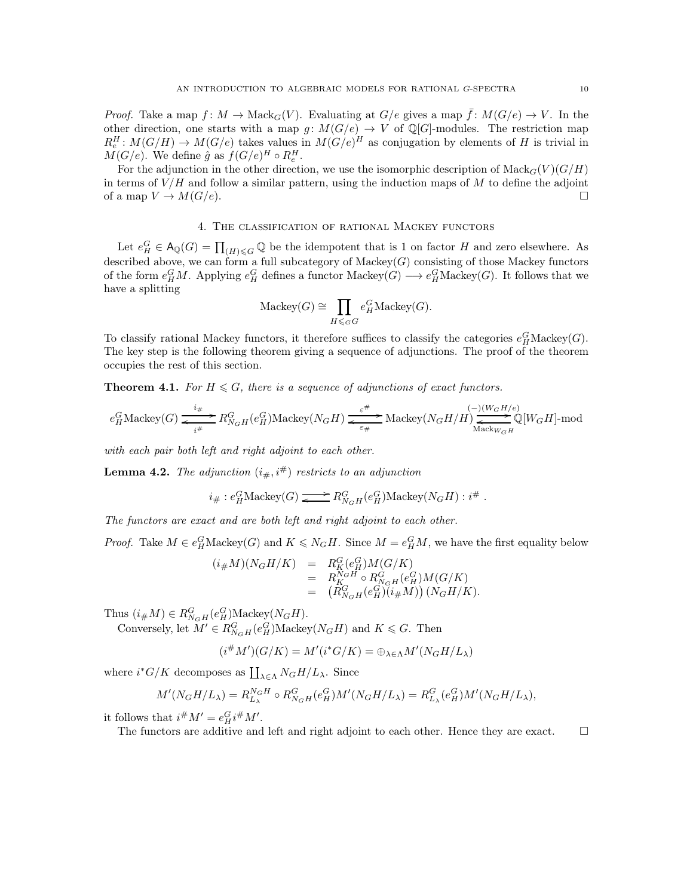*Proof.* Take a map $f\colon M \to \mathrm{Mack}_G(V)$. Evaluating at $G/e$ gives a map $\bar{f}\colon M(G/e) \to V$. In the other direction, one starts with a map $g\colon M(G/e) \to V$ of $\mathbb{Q}[G]$-modules. The restriction map $R^H_e\colon M(G/H) \to M(G/e)$ takes values in $M(G/e)^H$ as conjugation by elements of $H$ is trivial in $M(G/e)$. We define $\hat{g}$ as $f(G/e)^H \circ R^H_e$.

For the adjunction in the other direction, we use the isomorphic description of $\mathrm{Mack}_G(V)(G/H)$ in terms of $V/H$ and follow a similar pattern, using the induction maps of $M$ to define the adjoint of a map $V \to M(G/e)$. □

## 4. The classification of rational Mackey functors

Let $e^G_H \in \mathsf{A}_{\mathbb{Q}}(G) = \prod_{(H)\leqslant G} \mathbb{Q}$ be the idempotent that is 1 on factor $H$ and zero elsewhere. As described above, we can form a full subcategory of $\mathrm{Mackey}(G)$ consisting of those Mackey functors of the form $e^G_H M$. Applying $e^G_H$ defines a functor $\mathrm{Mackey}(G) \longrightarrow e^G_H\mathrm{Mackey}(G)$. It follows that we have a splitting

$$\mathrm{Mackey}(G) \cong \prod_{H \leqslant_G G} e^G_H \mathrm{Mackey}(G).$$

To classify rational Mackey functors, it therefore suffices to classify the categories $e^G_H\mathrm{Mackey}(G)$. The key step is the following theorem giving a sequence of adjunctions. The proof of the theorem occupies the rest of this section.

**Theorem 4.1.** *For $H \leqslant G$, there is a sequence of adjunctions of exact functors.*

$$e^G_H\mathrm{Mackey}(G) \underset{i^\#}{\overset{i_\#}{\rightleftarrows}} R^G_{N_GH}(e^G_H)\mathrm{Mackey}(N_GH) \underset{\varepsilon_\#}{\overset{\varepsilon^\#}{\rightleftarrows}} \mathrm{Mackey}(N_GH/H) \underset{\mathrm{Mack}_{W_GH}}{\overset{(-)(W_GH/e)}{\rightleftarrows}} \mathbb{Q}[W_GH]\text{-mod}$$

*with each pair both left and right adjoint to each other.*

**Lemma 4.2.** *The adjunction $(i_\#, i^\#)$ restricts to an adjunction*

$$i_\# : e^G_H\mathrm{Mackey}(G) \rightleftarrows R^G_{N_GH}(e^G_H)\mathrm{Mackey}(N_GH) : i^\# \; .$$

*The functors are exact and are both left and right adjoint to each other.*

*Proof.* Take $M \in e^G_H\mathrm{Mackey}(G)$ and $K \leqslant N_GH$. Since $M = e^G_H M$, we have the first equality below

$$\begin{aligned}
(i_\# M)(N_GH/K) &= R^G_K(e^G_H)M(G/K) \\
&= R^{N_GH}_K \circ R^G_{N_GH}(e^G_H)M(G/K) \\
&= \left(R^G_{N_GH}(e^G_H)(i_\# M)\right)(N_GH/K).
\end{aligned}$$

Thus $(i_\# M) \in R^G_{N_GH}(e^G_H)\mathrm{Mackey}(N_GH)$.

Conversely, let $M' \in R^G_{N_GH}(e^G_H)\mathrm{Mackey}(N_GH)$ and $K \leqslant G$. Then

$$(i^\# M')(G/K) = M'(i^*G/K) = \oplus_{\lambda\in\Lambda} M'(N_GH/L_\lambda)$$

where $i^*G/K$ decomposes as $\coprod_{\lambda\in\Lambda} N_GH/L_\lambda$. Since

$$M'(N_GH/L_\lambda) = R^{N_GH}_{L_\lambda} \circ R^G_{N_GH}(e^G_H)M'(N_GH/L_\lambda) = R^G_{L_\lambda}(e^G_H)M'(N_GH/L_\lambda),$$

it follows that $i^\# M' = e^G_H i^\# M'$.

The functors are additive and left and right adjoint to each other. Hence they are exact. □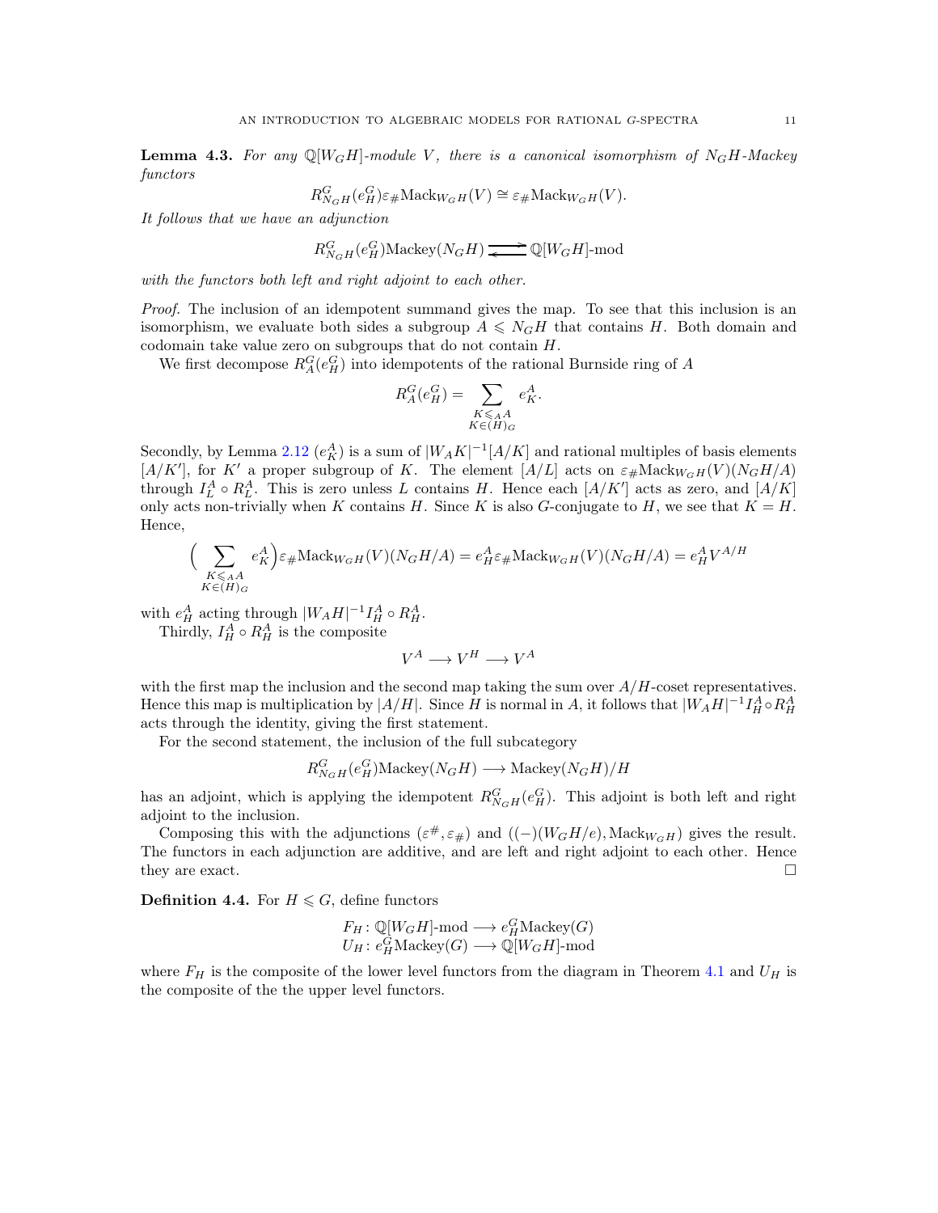**Lemma 4.3.** *For any $\mathbb{Q}[W_G H]$-module $V$, there is a canonical isomorphism of $N_G H$-Mackey functors*

$$R^G_{N_G H}(e^G_H)\varepsilon_\# \mathrm{Mack}_{W_G H}(V) \cong \varepsilon_\# \mathrm{Mack}_{W_G H}(V).$$

*It follows that we have an adjunction*

$$R^G_{N_G H}(e^G_H)\mathrm{Mackey}(N_G H) \rightleftarrows \mathbb{Q}[W_G H]\text{-mod}$$

*with the functors both left and right adjoint to each other.*

*Proof.* The inclusion of an idempotent summand gives the map. To see that this inclusion is an isomorphism, we evaluate both sides a subgroup $A \leqslant N_G H$ that contains $H$. Both domain and codomain take value zero on subgroups that do not contain $H$.

We first decompose $R^G_A(e^G_H)$ into idempotents of the rational Burnside ring of $A$

$$R^G_A(e^G_H) = \sum_{\substack{K \leqslant_A A \\ K \in (H)_G}} e^A_K.$$

Secondly, by Lemma 2.12 $(e^A_K)$ is a sum of $|W_A K|^{-1}[A/K]$ and rational multiples of basis elements $[A/K']$, for $K'$ a proper subgroup of $K$. The element $[A/L]$ acts on $\varepsilon_\# \mathrm{Mack}_{W_G H}(V)(N_G H/A)$ through $I^A_L \circ R^A_L$. This is zero unless $L$ contains $H$. Hence each $[A/K']$ acts as zero, and $[A/K]$ only acts non-trivially when $K$ contains $H$. Since $K$ is also $G$-conjugate to $H$, we see that $K = H$. Hence,

$$\Big( \sum_{\substack{K \leqslant_A A \\ K \in (H)_G}} e^A_K \Big) \varepsilon_\# \mathrm{Mack}_{W_G H}(V)(N_G H/A) = e^A_H \varepsilon_\# \mathrm{Mack}_{W_G H}(V)(N_G H/A) = e^A_H V^{A/H}$$

with $e^A_H$ acting through $|W_A H|^{-1} I^A_H \circ R^A_H$.

Thirdly, $I^A_H \circ R^A_H$ is the composite

$$V^A \longrightarrow V^H \longrightarrow V^A$$

with the first map the inclusion and the second map taking the sum over $A/H$-coset representatives. Hence this map is multiplication by $|A/H|$. Since $H$ is normal in $A$, it follows that $|W_A H|^{-1} I^A_H \circ R^A_H$ acts through the identity, giving the first statement.

For the second statement, the inclusion of the full subcategory

$$R^G_{N_G H}(e^G_H)\mathrm{Mackey}(N_G H) \longrightarrow \mathrm{Mackey}(N_G H)/H$$

has an adjoint, which is applying the idempotent $R^G_{N_G H}(e^G_H)$. This adjoint is both left and right adjoint to the inclusion.

Composing this with the adjunctions $(\varepsilon^\#, \varepsilon_\#)$ and $((-)(W_G H/e), \mathrm{Mack}_{W_G H})$ gives the result. The functors in each adjunction are additive, and are left and right adjoint to each other. Hence they are exact. $\square$

**Definition 4.4.** For $H \leqslant G$, define functors

$$\begin{aligned} F_H &\colon \mathbb{Q}[W_G H]\text{-mod} \longrightarrow e^G_H \mathrm{Mackey}(G) \\ U_H &\colon e^G_H \mathrm{Mackey}(G) \longrightarrow \mathbb{Q}[W_G H]\text{-mod} \end{aligned}$$

where $F_H$ is the composite of the lower level functors from the diagram in Theorem 4.1 and $U_H$ is the composite of the the upper level functors.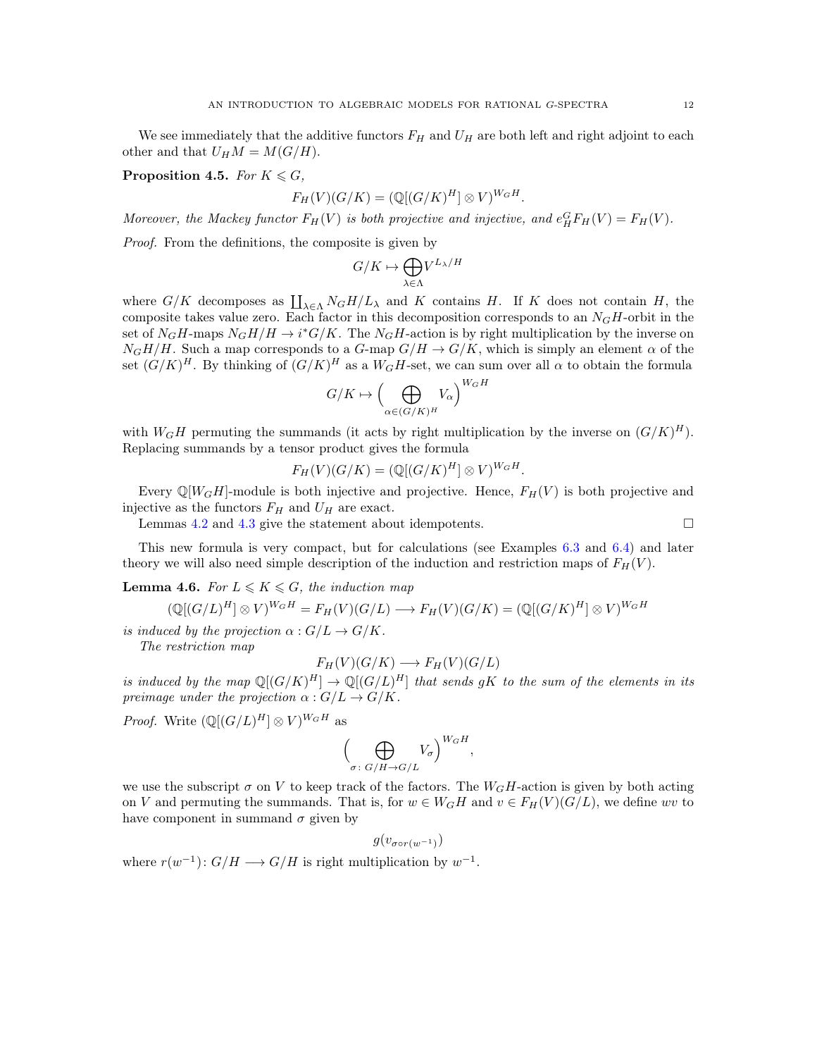We see immediately that the additive functors $F_H$ and $U_H$ are both left and right adjoint to each other and that $U_H M = M(G/H)$.

**Proposition 4.5.** *For $K \leqslant G$,*

$$F_H(V)(G/K) = (\mathbb{Q}[(G/K)^H] \otimes V)^{W_G H}.$$

*Moreover, the Mackey functor $F_H(V)$ is both projective and injective, and $e_H^G F_H(V) = F_H(V)$.*

*Proof.* From the definitions, the composite is given by

$$G/K \mapsto \bigoplus_{\lambda \in \Lambda} V^{L_\lambda/H}$$

where $G/K$ decomposes as $\coprod_{\lambda \in \Lambda} N_G H/L_\lambda$ and $K$ contains $H$. If $K$ does not contain $H$, the composite takes value zero. Each factor in this decomposition corresponds to an $N_G H$-orbit in the set of $N_G H$-maps $N_G H/H \to i^* G/K$. The $N_G H$-action is by right multiplication by the inverse on $N_G H/H$. Such a map corresponds to a $G$-map $G/H \to G/K$, which is simply an element $\alpha$ of the set $(G/K)^H$. By thinking of $(G/K)^H$ as a $W_G H$-set, we can sum over all $\alpha$ to obtain the formula

$$G/K \mapsto \Big( \bigoplus_{\alpha \in (G/K)^H} V_\alpha \Big)^{W_G H}$$

with $W_G H$ permuting the summands (it acts by right multiplication by the inverse on $(G/K)^H$). Replacing summands by a tensor product gives the formula

$$F_H(V)(G/K) = (\mathbb{Q}[(G/K)^H] \otimes V)^{W_G H}.$$

Every $\mathbb{Q}[W_G H]$-module is both injective and projective. Hence, $F_H(V)$ is both projective and injective as the functors $F_H$ and $U_H$ are exact.

Lemmas 4.2 and 4.3 give the statement about idempotents. $\square$

This new formula is very compact, but for calculations (see Examples 6.3 and 6.4) and later theory we will also need simple description of the induction and restriction maps of $F_H(V)$.

**Lemma 4.6.** *For $L \leqslant K \leqslant G$, the induction map*

$$(\mathbb{Q}[(G/L)^H] \otimes V)^{W_G H} = F_H(V)(G/L) \longrightarrow F_H(V)(G/K) = (\mathbb{Q}[(G/K)^H] \otimes V)^{W_G H}$$

*is induced by the projection $\alpha : G/L \to G/K$.*

*The restriction map*

$$F_H(V)(G/K) \longrightarrow F_H(V)(G/L)$$

*is induced by the map $\mathbb{Q}[(G/K)^H] \to \mathbb{Q}[(G/L)^H]$ that sends $gK$ to the sum of the elements in its preimage under the projection $\alpha : G/L \to G/K$.*

*Proof.* Write $(\mathbb{Q}[(G/L)^H] \otimes V)^{W_G H}$ as

$$\Big( \bigoplus_{\sigma \colon G/H \to G/L} V_\sigma \Big)^{W_G H},$$

we use the subscript $\sigma$ on $V$ to keep track of the factors. The $W_G H$-action is given by both acting on $V$ and permuting the summands. That is, for $w \in W_G H$ and $v \in F_H(V)(G/L)$, we define $wv$ to have component in summand $\sigma$ given by

$$g(v_{\sigma \circ r(w^{-1})})$$

where $r(w^{-1}) \colon G/H \longrightarrow G/H$ is right multiplication by $w^{-1}$.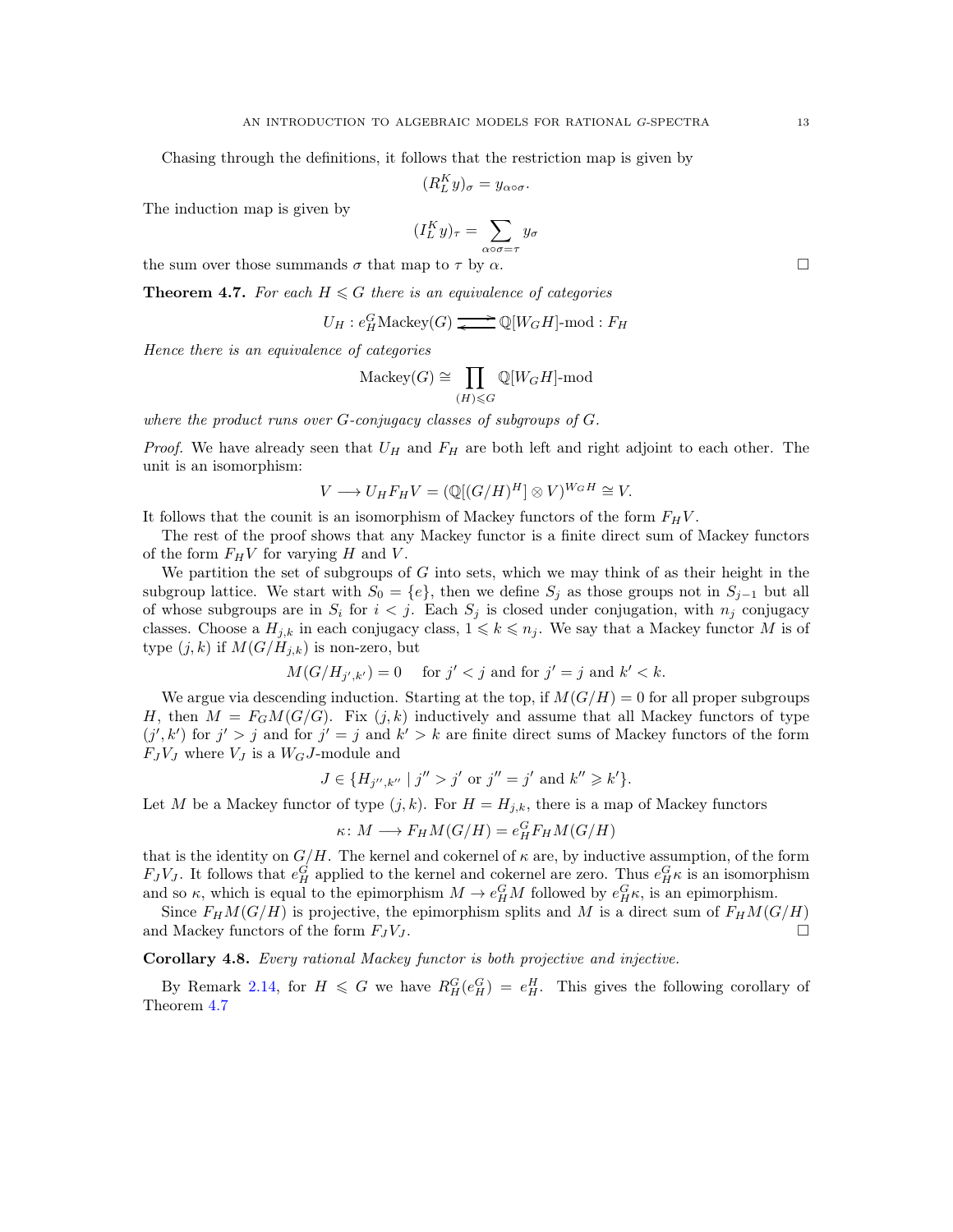Chasing through the definitions, it follows that the restriction map is given by

$$(R^K_L y)_\sigma = y_{\alpha\circ\sigma}.$$

The induction map is given by

$$(I^K_L y)_\tau = \sum_{\alpha\circ\sigma=\tau} y_\sigma$$

the sum over those summands $\sigma$ that map to $\tau$ by $\alpha$. □

**Theorem 4.7.** *For each $H \leqslant G$ there is an equivalence of categories*

$$U_H : e^G_H \mathrm{Mackey}(G) \rightleftarrows \mathbb{Q}[W_G H]\text{-mod} : F_H$$

*Hence there is an equivalence of categories*

$$\mathrm{Mackey}(G) \cong \prod_{(H)\leqslant G} \mathbb{Q}[W_G H]\text{-mod}$$

*where the product runs over $G$-conjugacy classes of subgroups of $G$.*

*Proof.* We have already seen that $U_H$ and $F_H$ are both left and right adjoint to each other. The unit is an isomorphism:

$$V \longrightarrow U_H F_H V = (\mathbb{Q}[(G/H)^H] \otimes V)^{W_G H} \cong V.$$

It follows that the counit is an isomorphism of Mackey functors of the form $F_H V$.

The rest of the proof shows that any Mackey functor is a finite direct sum of Mackey functors of the form $F_H V$ for varying $H$ and $V$.

We partition the set of subgroups of $G$ into sets, which we may think of as their height in the subgroup lattice. We start with $S_0 = \{e\}$, then we define $S_j$ as those groups not in $S_{j-1}$ but all of whose subgroups are in $S_i$ for $i < j$. Each $S_j$ is closed under conjugation, with $n_j$ conjugacy classes. Choose a $H_{j,k}$ in each conjugacy class, $1 \leqslant k \leqslant n_j$. We say that a Mackey functor $M$ is of type $(j,k)$ if $M(G/H_{j,k})$ is non-zero, but

$$M(G/H_{j',k'}) = 0 \quad \text{for } j' < j \text{ and for } j' = j \text{ and } k' < k.$$

We argue via descending induction. Starting at the top, if $M(G/H) = 0$ for all proper subgroups $H$, then $M = F_G M(G/G)$. Fix $(j,k)$ inductively and assume that all Mackey functors of type $(j',k')$ for $j' > j$ and for $j' = j$ and $k' > k$ are finite direct sums of Mackey functors of the form $F_J V_J$ where $V_J$ is a $W_G J$-module and

$$J \in \{H_{j'',k''} \mid j'' > j' \text{ or } j'' = j' \text{ and } k'' \geqslant k'\}.$$

Let $M$ be a Mackey functor of type $(j,k)$. For $H = H_{j,k}$, there is a map of Mackey functors

$$\kappa \colon M \longrightarrow F_H M(G/H) = e^G_H F_H M(G/H)$$

that is the identity on $G/H$. The kernel and cokernel of $\kappa$ are, by inductive assumption, of the form $F_J V_J$. It follows that $e^G_H$ applied to the kernel and cokernel are zero. Thus $e^G_H \kappa$ is an isomorphism and so $\kappa$, which is equal to the epimorphism $M \to e^G_H M$ followed by $e^G_H \kappa$, is an epimorphism.

Since $F_H M(G/H)$ is projective, the epimorphism splits and $M$ is a direct sum of $F_H M(G/H)$ and Mackey functors of the form $F_J V_J$. □

**Corollary 4.8.** *Every rational Mackey functor is both projective and injective.*

By Remark 2.14, for $H \leqslant G$ we have $R^G_H(e^G_H) = e^H_H$. This gives the following corollary of Theorem 4.7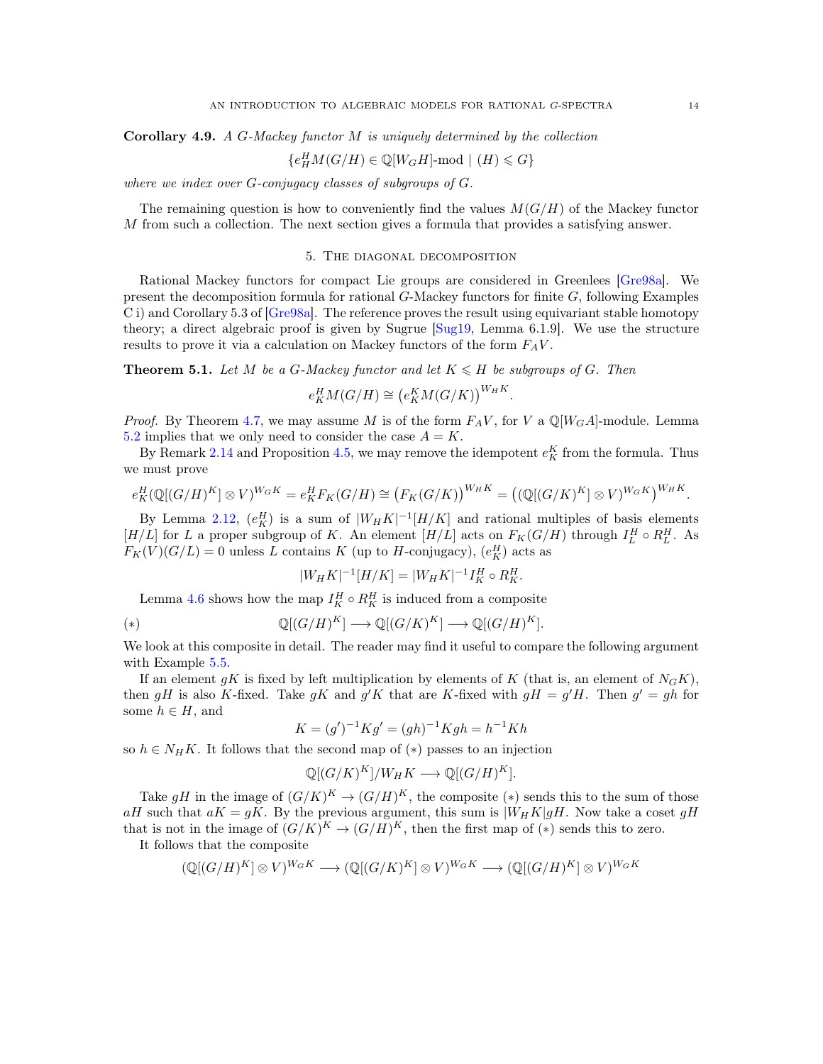**Corollary 4.9.** *A $G$-Mackey functor $M$ is uniquely determined by the collection*

$$\{e_H^H M(G/H) \in \mathbb{Q}[W_G H]\text{-mod} \mid (H) \leqslant G\}$$

*where we index over $G$-conjugacy classes of subgroups of $G$.*

The remaining question is how to conveniently find the values $M(G/H)$ of the Mackey functor $M$ from such a collection. The next section gives a formula that provides a satisfying answer.

## 5. The diagonal decomposition

Rational Mackey functors for compact Lie groups are considered in Greenlees [Gre98a]. We present the decomposition formula for rational $G$-Mackey functors for finite $G$, following Examples C i) and Corollary 5.3 of [Gre98a]. The reference proves the result using equivariant stable homotopy theory; a direct algebraic proof is given by Sugrue [Sug19, Lemma 6.1.9]. We use the structure results to prove it via a calculation on Mackey functors of the form $F_A V$.

**Theorem 5.1.** *Let $M$ be a $G$-Mackey functor and let $K \leqslant H$ be subgroups of $G$. Then*

$$e_K^H M(G/H) \cong \left(e_K^K M(G/K)\right)^{W_H K}.$$

*Proof.* By Theorem 4.7, we may assume $M$ is of the form $F_A V$, for $V$ a $\mathbb{Q}[W_G A]$-module. Lemma 5.2 implies that we only need to consider the case $A = K$.

By Remark 2.14 and Proposition 4.5, we may remove the idempotent $e_K^K$ from the formula. Thus we must prove

$$e_K^H (\mathbb{Q}[(G/H)^K] \otimes V)^{W_G K} = e_K^H F_K(G/H) \cong \left(F_K(G/K)\right)^{W_H K} = \left((\mathbb{Q}[(G/K)^K] \otimes V)^{W_G K}\right)^{W_H K}.$$

By Lemma 2.12, $(e_K^H)$ is a sum of $|W_H K|^{-1}[H/K]$ and rational multiples of basis elements $[H/L]$ for $L$ a proper subgroup of $K$. An element $[H/L]$ acts on $F_K(G/H)$ through $I_L^H \circ R_L^H$. As $F_K(V)(G/L) = 0$ unless $L$ contains $K$ (up to $H$-conjugacy), $(e_K^H)$ acts as

$$|W_H K|^{-1}[H/K] = |W_H K|^{-1} I_K^H \circ R_K^H.$$

Lemma 4.6 shows how the map $I_K^H \circ R_K^H$ is induced from a composite

$$(*) \qquad\qquad \mathbb{Q}[(G/H)^K] \longrightarrow \mathbb{Q}[(G/K)^K] \longrightarrow \mathbb{Q}[(G/H)^K].$$

We look at this composite in detail. The reader may find it useful to compare the following argument with Example 5.5.

If an element $gK$ is fixed by left multiplication by elements of $K$ (that is, an element of $N_G K$), then $gH$ is also $K$-fixed. Take $gK$ and $g'K$ that are $K$-fixed with $gH = g'H$. Then $g' = gh$ for some $h \in H$, and

$$K = (g')^{-1} K g' = (gh)^{-1} K gh = h^{-1} K h$$

so $h \in N_H K$. It follows that the second map of $(*)$ passes to an injection

$$\mathbb{Q}[(G/K)^K]/W_H K \longrightarrow \mathbb{Q}[(G/H)^K].$$

Take $gH$ in the image of $(G/K)^K \to (G/H)^K$, the composite $(*)$ sends this to the sum of those $aH$ such that $aK = gK$. By the previous argument, this sum is $|W_H K| gH$. Now take a coset $gH$ that is not in the image of $(G/K)^K \to (G/H)^K$, then the first map of $(*)$ sends this to zero.

It follows that the composite

$$(\mathbb{Q}[(G/H)^K] \otimes V)^{W_G K} \longrightarrow (\mathbb{Q}[(G/K)^K] \otimes V)^{W_G K} \longrightarrow (\mathbb{Q}[(G/H)^K] \otimes V)^{W_G K}$$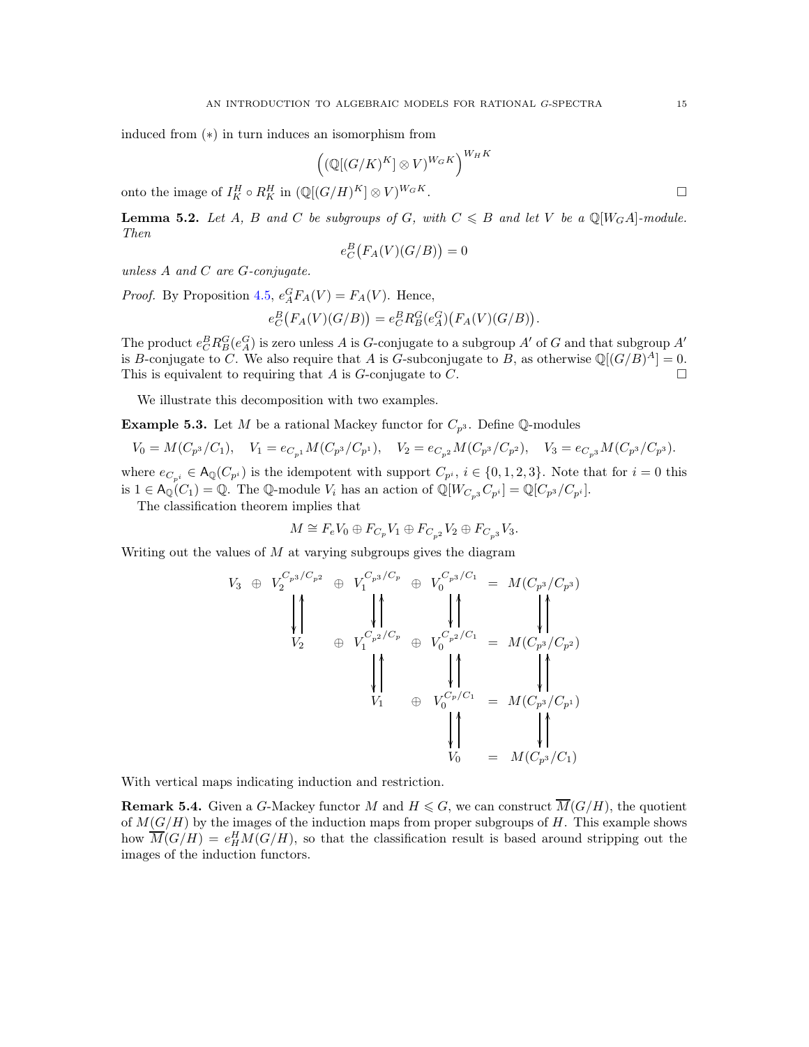induced from (∗) in turn induces an isomorphism from

$$\left( (\mathbb{Q}[(G/K)^K] \otimes V)^{W_G K} \right)^{W_H K}$$

onto the image of $I_K^H \circ R_K^H$ in $(\mathbb{Q}[(G/H)^K] \otimes V)^{W_G K}$. □

**Lemma 5.2.** *Let $A$, $B$ and $C$ be subgroups of $G$, with $C \leqslant B$ and let $V$ be a $\mathbb{Q}[W_G A]$-module. Then*

$$e_C^B\big(F_A(V)(G/B)\big) = 0$$

*unless $A$ and $C$ are $G$-conjugate.*

*Proof.* By Proposition 4.5, $e_A^G F_A(V) = F_A(V)$. Hence,

$$e_C^B\big(F_A(V)(G/B)\big) = e_C^B R_B^G(e_A^G)\big(F_A(V)(G/B)\big).$$

The product $e_C^B R_B^G(e_A^G)$ is zero unless $A$ is $G$-conjugate to a subgroup $A'$ of $G$ and that subgroup $A'$ is $B$-conjugate to $C$. We also require that $A$ is $G$-subconjugate to $B$, as otherwise $\mathbb{Q}[(G/B)^A] = 0$. This is equivalent to requiring that $A$ is $G$-conjugate to $C$. □

We illustrate this decomposition with two examples.

**Example 5.3.** Let $M$ be a rational Mackey functor for $C_{p^3}$. Define $\mathbb{Q}$-modules

$$V_0 = M(C_{p^3}/C_1), \quad V_1 = e_{C_{p^1}} M(C_{p^3}/C_{p^1}), \quad V_2 = e_{C_{p^2}} M(C_{p^3}/C_{p^2}), \quad V_3 = e_{C_{p^3}} M(C_{p^3}/C_{p^3}).$$

where $e_{C_{p^i}} \in \mathsf{A}_{\mathbb{Q}}(C_{p^i})$ is the idempotent with support $C_{p^i}$, $i \in \{0,1,2,3\}$. Note that for $i = 0$ this is $1 \in \mathsf{A}_{\mathbb{Q}}(C_1) = \mathbb{Q}$. The $\mathbb{Q}$-module $V_i$ has an action of $\mathbb{Q}[W_{C_{p^3}} C_{p^i}] = \mathbb{Q}[C_{p^3}/C_{p^i}]$.

The classification theorem implies that

$$M \cong F_e V_0 \oplus F_{C_p} V_1 \oplus F_{C_{p^2}} V_2 \oplus F_{C_{p^3}} V_3.$$

Writing out the values of $M$ at varying subgroups gives the diagram

$$\begin{array}{ccccccccc}
V_3 & \oplus & V_2^{C_{p^3}/C_{p^2}} & \oplus & V_1^{C_{p^3}/C_p} & \oplus & V_0^{C_{p^3}/C_1} & = & M(C_{p^3}/C_{p^3}) \\
& & \downarrow\uparrow & & \downarrow\uparrow & & \downarrow\uparrow & & \downarrow\uparrow \\
& & V_2 & \oplus & V_1^{C_{p^2}/C_p} & \oplus & V_0^{C_{p^2}/C_1} & = & M(C_{p^3}/C_{p^2}) \\
& & & & \downarrow\uparrow & & \downarrow\uparrow & & \downarrow\uparrow \\
& & & & V_1 & \oplus & V_0^{C_p/C_1} & = & M(C_{p^3}/C_{p^1}) \\
& & & & & & \downarrow\uparrow & & \downarrow\uparrow \\
& & & & & & V_0 & = & M(C_{p^3}/C_1)
\end{array}$$

With vertical maps indicating induction and restriction.

**Remark 5.4.** Given a $G$-Mackey functor $M$ and $H \leqslant G$, we can construct $\overline{M}(G/H)$, the quotient of $M(G/H)$ by the images of the induction maps from proper subgroups of $H$. This example shows how $\overline{M}(G/H) = e_H^H M(G/H)$, so that the classification result is based around stripping out the images of the induction functors.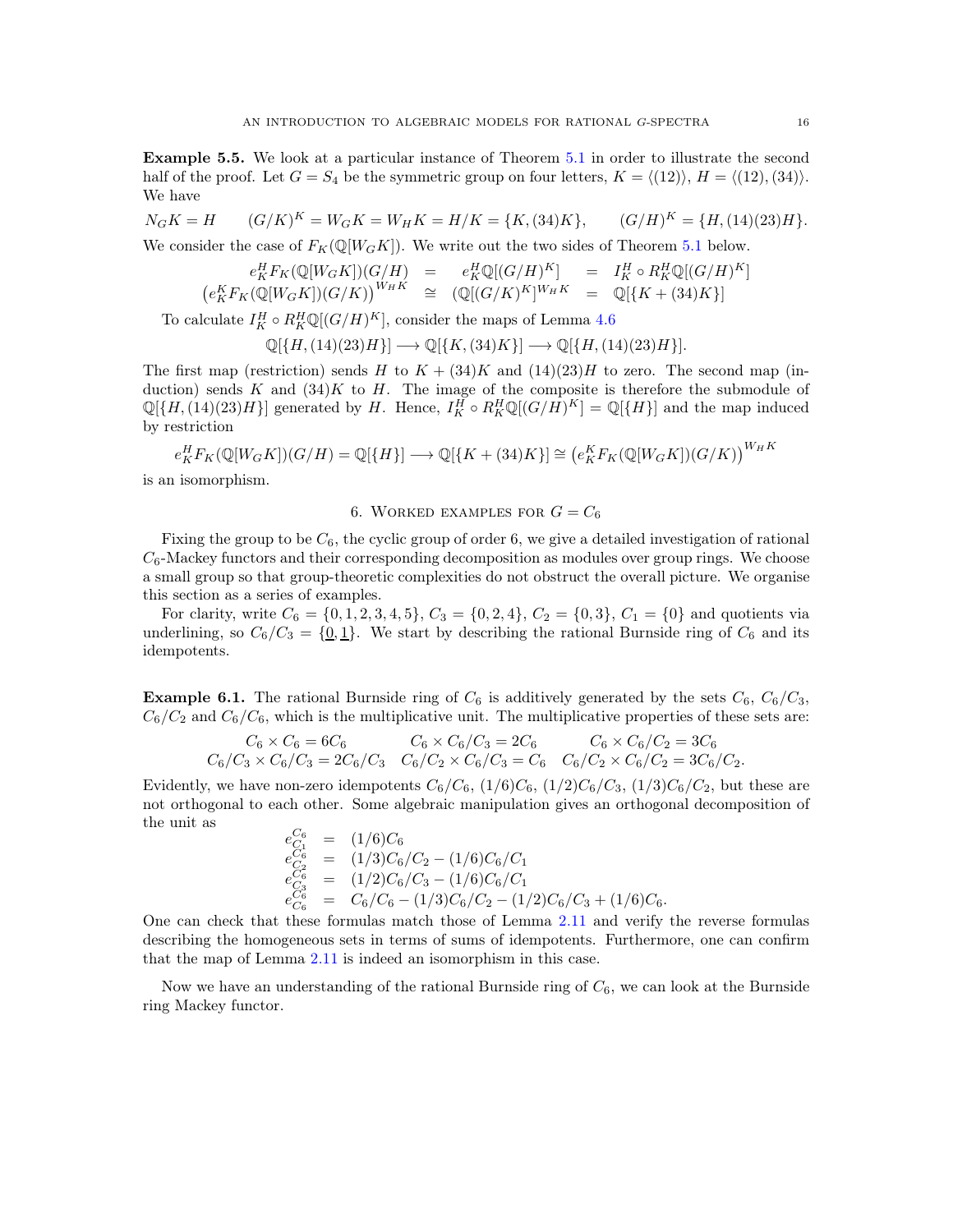**Example 5.5.** We look at a particular instance of Theorem 5.1 in order to illustrate the second half of the proof. Let $G = S_4$ be the symmetric group on four letters, $K = \langle (12) \rangle$, $H = \langle (12), (34) \rangle$. We have

$$N_G K = H \qquad (G/K)^K = W_G K = W_H K = H/K = \{K, (34)K\}, \qquad (G/H)^K = \{H, (14)(23)H\}.$$

We consider the case of $F_K(\mathbb{Q}[W_G K])$. We write out the two sides of Theorem 5.1 below.

$$\begin{array}{rcccl} e_K^H F_K(\mathbb{Q}[W_G K])(G/H) & = & e_K^H \mathbb{Q}[(G/H)^K] & = & I_K^H \circ R_K^H \mathbb{Q}[(G/H)^K] \\ \left(e_K^K F_K(\mathbb{Q}[W_G K])(G/K)\right)^{W_H K} & \cong & (\mathbb{Q}[(G/K)^K]^{W_H K} & = & \mathbb{Q}[\{K + (34)K\}] \end{array}$$

To calculate $I_K^H \circ R_K^H \mathbb{Q}[(G/H)^K]$, consider the maps of Lemma 4.6

$$\mathbb{Q}[\{H, (14)(23)H\}] \longrightarrow \mathbb{Q}[\{K, (34)K\}] \longrightarrow \mathbb{Q}[\{H, (14)(23)H\}].$$

The first map (restriction) sends $H$ to $K + (34)K$ and $(14)(23)H$ to zero. The second map (induction) sends $K$ and $(34)K$ to $H$. The image of the composite is therefore the submodule of $\mathbb{Q}[\{H, (14)(23)H\}]$ generated by $H$. Hence, $I_K^H \circ R_K^H \mathbb{Q}[(G/H)^K] = \mathbb{Q}[\{H\}]$ and the map induced by restriction

$$e_K^H F_K(\mathbb{Q}[W_G K])(G/H) = \mathbb{Q}[\{H\}] \longrightarrow \mathbb{Q}[\{K + (34)K\}] \cong \left(e_K^K F_K(\mathbb{Q}[W_G K])(G/K)\right)^{W_H K}$$

is an isomorphism.

## 6. Worked examples for $G = C_6$

Fixing the group to be $C_6$, the cyclic group of order 6, we give a detailed investigation of rational $C_6$-Mackey functors and their corresponding decomposition as modules over group rings. We choose a small group so that group-theoretic complexities do not obstruct the overall picture. We organise this section as a series of examples.

For clarity, write $C_6 = \{0, 1, 2, 3, 4, 5\}$, $C_3 = \{0, 2, 4\}$, $C_2 = \{0, 3\}$, $C_1 = \{0\}$ and quotients via underlining, so $C_6/C_3 = \{\underline{0}, \underline{1}\}$. We start by describing the rational Burnside ring of $C_6$ and its idempotents.

**Example 6.1.** The rational Burnside ring of $C_6$ is additively generated by the sets $C_6$, $C_6/C_3$, $C_6/C_2$ and $C_6/C_6$, which is the multiplicative unit. The multiplicative properties of these sets are:

$$\begin{array}{ccc} C_6 \times C_6 = 6C_6 & C_6 \times C_6/C_3 = 2C_6 & C_6 \times C_6/C_2 = 3C_6 \\ C_6/C_3 \times C_6/C_3 = 2C_6/C_3 & C_6/C_2 \times C_6/C_3 = C_6 & C_6/C_2 \times C_6/C_2 = 3C_6/C_2. \end{array}$$

Evidently, we have non-zero idempotents $C_6/C_6$, $(1/6)C_6$, $(1/2)C_6/C_3$, $(1/3)C_6/C_2$, but these are not orthogonal to each other. Some algebraic manipulation gives an orthogonal decomposition of the unit as

$$\begin{array}{rcl} e_{C_1}^{C_6} & = & (1/6)C_6 \\ e_{C_2}^{C_6} & = & (1/3)C_6/C_2 - (1/6)C_6/C_1 \\ e_{C_3}^{C_6} & = & (1/2)C_6/C_3 - (1/6)C_6/C_1 \\ e_{C_6}^{C_6} & = & C_6/C_6 - (1/3)C_6/C_2 - (1/2)C_6/C_3 + (1/6)C_6. \end{array}$$

One can check that these formulas match those of Lemma 2.11 and verify the reverse formulas describing the homogeneous sets in terms of sums of idempotents. Furthermore, one can confirm that the map of Lemma 2.11 is indeed an isomorphism in this case.

Now we have an understanding of the rational Burnside ring of $C_6$, we can look at the Burnside ring Mackey functor.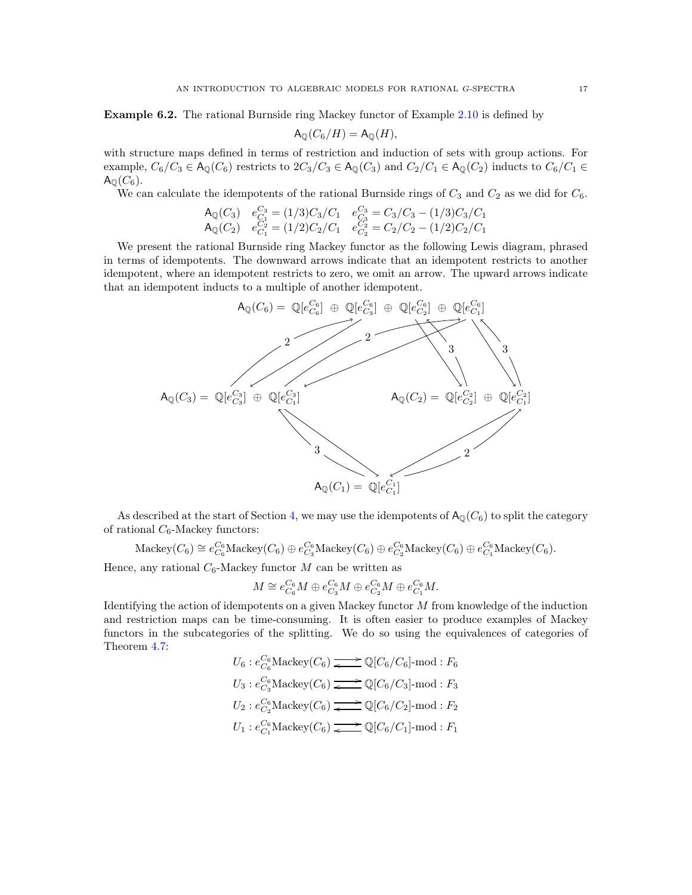**Example 6.2.** The rational Burnside ring Mackey functor of Example 2.10 is defined by

$$\mathsf{A}_{\mathbb{Q}}(C_6/H) = \mathsf{A}_{\mathbb{Q}}(H),$$

with structure maps defined in terms of restriction and induction of sets with group actions. For example, $C_6/C_3 \in \mathsf{A}_{\mathbb{Q}}(C_6)$ restricts to $2C_3/C_3 \in \mathsf{A}_{\mathbb{Q}}(C_3)$ and $C_2/C_1 \in \mathsf{A}_{\mathbb{Q}}(C_2)$ inducts to $C_6/C_1 \in \mathsf{A}_{\mathbb{Q}}(C_6)$.

We can calculate the idempotents of the rational Burnside rings of $C_3$ and $C_2$ as we did for $C_6$.

$$\begin{array}{lll} \mathsf{A}_{\mathbb{Q}}(C_3) & e_{C_1}^{C_3} = (1/3)C_3/C_1 & e_{C_3}^{C_3} = C_3/C_3 - (1/3)C_3/C_1 \\ \mathsf{A}_{\mathbb{Q}}(C_2) & e_{C_1}^{C_2} = (1/2)C_2/C_1 & e_{C_2}^{C_2} = C_2/C_2 - (1/2)C_2/C_1 \end{array}$$

We present the rational Burnside ring Mackey functor as the following Lewis diagram, phrased in terms of idempotents. The downward arrows indicate that an idempotent restricts to another idempotent, where an idempotent restricts to zero, we omit an arrow. The upward arrows indicate that an idempotent inducts to a multiple of another idempotent.

$$\mathsf{A}_{\mathbb{Q}}(C_6) = \mathbb{Q}[e_{C_6}^{C_6}] \oplus \mathbb{Q}[e_{C_3}^{C_6}] \oplus \mathbb{Q}[e_{C_2}^{C_6}] \oplus \mathbb{Q}[e_{C_1}^{C_6}]$$

$$\mathsf{A}_{\mathbb{Q}}(C_3) = \mathbb{Q}[e_{C_3}^{C_3}] \oplus \mathbb{Q}[e_{C_1}^{C_3}] \qquad \mathsf{A}_{\mathbb{Q}}(C_2) = \mathbb{Q}[e_{C_2}^{C_2}] \oplus \mathbb{Q}[e_{C_1}^{C_2}]$$

$$\mathsf{A}_{\mathbb{Q}}(C_1) = \mathbb{Q}[e_{C_1}^{C_1}]$$

(Arrows: $e_{C_3}^{C_6}$ restricts to $e_{C_3}^{C_3}$, $e_{C_3}^{C_3}$ inducts to $2e_{C_3}^{C_6}$; $e_{C_1}^{C_6}$ restricts to $e_{C_1}^{C_3}$, $e_{C_1}^{C_3}$ inducts to $2e_{C_1}^{C_6}$; $e_{C_2}^{C_6}$ restricts to $e_{C_2}^{C_2}$, $e_{C_2}^{C_2}$ inducts to $3e_{C_2}^{C_6}$; $e_{C_1}^{C_6}$ restricts to $e_{C_1}^{C_2}$, $e_{C_1}^{C_2}$ inducts to $3e_{C_1}^{C_6}$; $e_{C_1}^{C_3}$ restricts to $e_{C_1}^{C_1}$, $e_{C_1}^{C_1}$ inducts to $3e_{C_1}^{C_3}$; $e_{C_1}^{C_2}$ restricts to $e_{C_1}^{C_1}$, $e_{C_1}^{C_1}$ inducts to $2e_{C_1}^{C_2}$.)

As described at the start of Section 4, we may use the idempotents of $\mathsf{A}_{\mathbb{Q}}(C_6)$ to split the category of rational $C_6$-Mackey functors:

$$\text{Mackey}(C_6) \cong e_{C_6}^{C_6}\text{Mackey}(C_6) \oplus e_{C_3}^{C_6}\text{Mackey}(C_6) \oplus e_{C_2}^{C_6}\text{Mackey}(C_6) \oplus e_{C_1}^{C_6}\text{Mackey}(C_6).$$

Hence, any rational $C_6$-Mackey functor $M$ can be written as

$$M \cong e_{C_6}^{C_6}M \oplus e_{C_3}^{C_6}M \oplus e_{C_2}^{C_6}M \oplus e_{C_1}^{C_6}M.$$

Identifying the action of idempotents on a given Mackey functor $M$ from knowledge of the induction and restriction maps can be time-consuming. It is often easier to produce examples of Mackey functors in the subcategories of the splitting. We do so using the equivalences of categories of Theorem 4.7:

$$U_6 : e_{C_6}^{C_6}\text{Mackey}(C_6) \rightleftarrows \mathbb{Q}[C_6/C_6]\text{-mod} : F_6$$
$$U_3 : e_{C_3}^{C_6}\text{Mackey}(C_6) \rightleftarrows \mathbb{Q}[C_6/C_3]\text{-mod} : F_3$$
$$U_2 : e_{C_2}^{C_6}\text{Mackey}(C_6) \rightleftarrows \mathbb{Q}[C_6/C_2]\text{-mod} : F_2$$
$$U_1 : e_{C_1}^{C_6}\text{Mackey}(C_6) \rightleftarrows \mathbb{Q}[C_6/C_1]\text{-mod} : F_1$$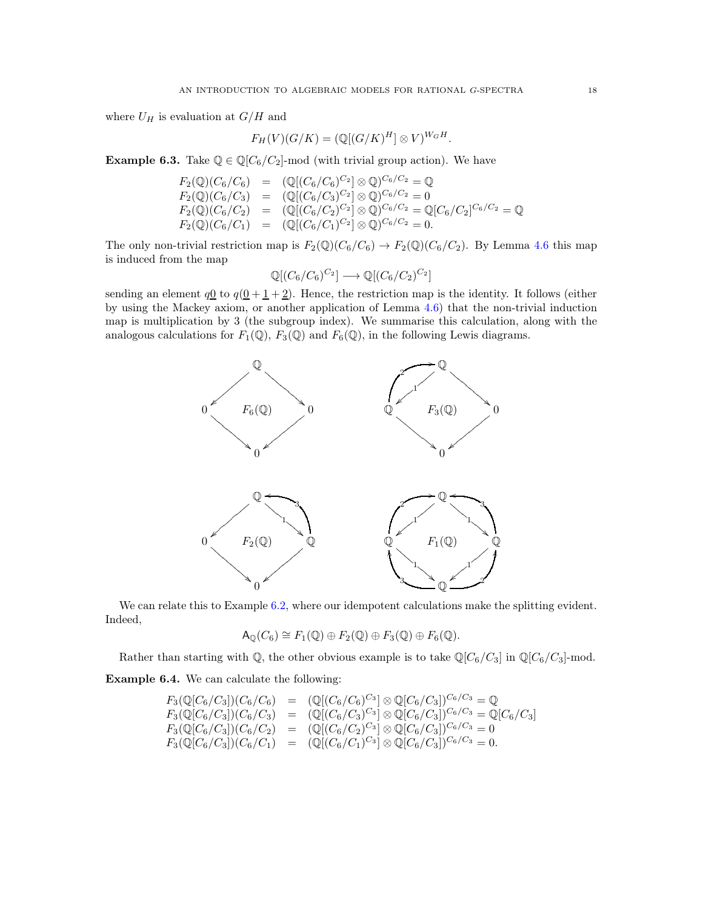where $U_H$ is evaluation at $G/H$ and

$$F_H(V)(G/K) = (\mathbb{Q}[(G/K)^H] \otimes V)^{W_G H}.$$

**Example 6.3.** Take $\mathbb{Q} \in \mathbb{Q}[C_6/C_2]$-mod (with trivial group action). We have

$$\begin{array}{rcl}
F_2(\mathbb{Q})(C_6/C_6) & = & (\mathbb{Q}[(C_6/C_6)^{C_2}] \otimes \mathbb{Q})^{C_6/C_2} = \mathbb{Q} \\
F_2(\mathbb{Q})(C_6/C_3) & = & (\mathbb{Q}[(C_6/C_3)^{C_2}] \otimes \mathbb{Q})^{C_6/C_2} = 0 \\
F_2(\mathbb{Q})(C_6/C_2) & = & (\mathbb{Q}[(C_6/C_2)^{C_2}] \otimes \mathbb{Q})^{C_6/C_2} = \mathbb{Q}[C_6/C_2]^{C_6/C_2} = \mathbb{Q} \\
F_2(\mathbb{Q})(C_6/C_1) & = & (\mathbb{Q}[(C_6/C_1)^{C_2}] \otimes \mathbb{Q})^{C_6/C_2} = 0.
\end{array}$$

The only non-trivial restriction map is $F_2(\mathbb{Q})(C_6/C_6) \to F_2(\mathbb{Q})(C_6/C_2)$. By Lemma 4.6 this map is induced from the map

$$\mathbb{Q}[(C_6/C_6)^{C_2}] \longrightarrow \mathbb{Q}[(C_6/C_2)^{C_2}]$$

sending an element $q\underline{0}$ to $q(\underline{0}+\underline{1}+\underline{2})$. Hence, the restriction map is the identity. It follows (either by using the Mackey axiom, or another application of Lemma 4.6) that the non-trivial induction map is multiplication by 3 (the subgroup index). We summarise this calculation, along with the analogous calculations for $F_1(\mathbb{Q})$, $F_3(\mathbb{Q})$ and $F_6(\mathbb{Q})$, in the following Lewis diagrams.

$F_6(\mathbb{Q})$: top $\mathbb{Q}$; left $0$; right $0$; bottom $0$.

$F_3(\mathbb{Q})$: top $\mathbb{Q}$; left $\mathbb{Q}$ (restriction $1$, induction $2$); right $0$; bottom $0$.

$F_2(\mathbb{Q})$: top $\mathbb{Q}$; left $0$; right $\mathbb{Q}$ (restriction $1$, induction $3$); bottom $0$.

$F_1(\mathbb{Q})$: top $\mathbb{Q}$; left $\mathbb{Q}$ (restriction $1$, induction $2$); right $\mathbb{Q}$ (restriction $1$, induction $3$); bottom $\mathbb{Q}$ (from left: restriction $1$, induction $3$; from right: restriction $1$, induction $2$).

We can relate this to Example 6.2, where our idempotent calculations make the splitting evident. Indeed,

$$\mathsf{A}_{\mathbb{Q}}(C_6) \cong F_1(\mathbb{Q}) \oplus F_2(\mathbb{Q}) \oplus F_3(\mathbb{Q}) \oplus F_6(\mathbb{Q}).$$

Rather than starting with $\mathbb{Q}$, the other obvious example is to take $\mathbb{Q}[C_6/C_3]$ in $\mathbb{Q}[C_6/C_3]$-mod.

**Example 6.4.** We can calculate the following:

$$\begin{array}{rcl}
F_3(\mathbb{Q}[C_6/C_3])(C_6/C_6) & = & (\mathbb{Q}[(C_6/C_6)^{C_3}] \otimes \mathbb{Q}[C_6/C_3])^{C_6/C_3} = \mathbb{Q} \\
F_3(\mathbb{Q}[C_6/C_3])(C_6/C_3) & = & (\mathbb{Q}[(C_6/C_3)^{C_3}] \otimes \mathbb{Q}[C_6/C_3])^{C_6/C_3} = \mathbb{Q}[C_6/C_3] \\
F_3(\mathbb{Q}[C_6/C_3])(C_6/C_2) & = & (\mathbb{Q}[(C_6/C_2)^{C_3}] \otimes \mathbb{Q}[C_6/C_3])^{C_6/C_3} = 0 \\
F_3(\mathbb{Q}[C_6/C_3])(C_6/C_1) & = & (\mathbb{Q}[(C_6/C_1)^{C_3}] \otimes \mathbb{Q}[C_6/C_3])^{C_6/C_3} = 0.
\end{array}$$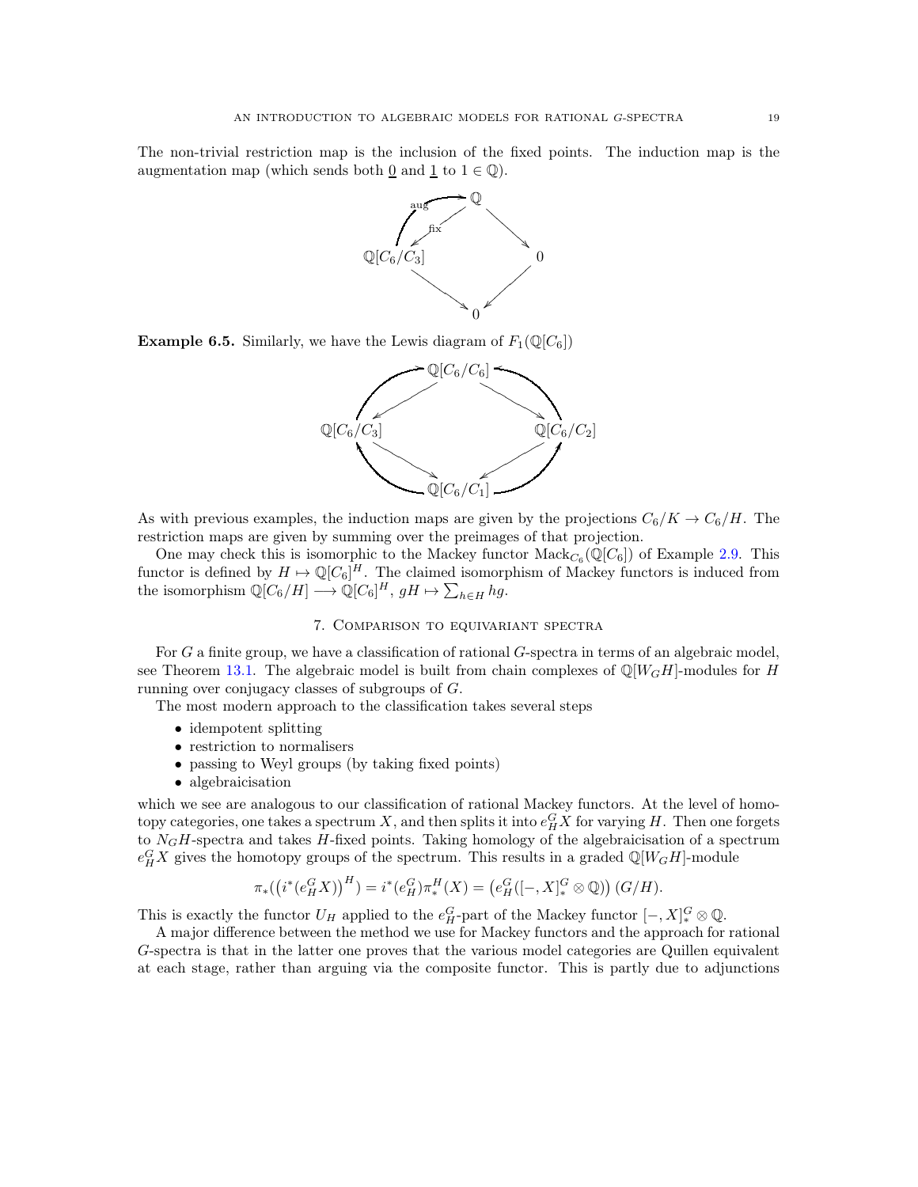The non-trivial restriction map is the inclusion of the fixed points. The induction map is the augmentation map (which sends both $\underline{0}$ and $\underline{1}$ to $1 \in \mathbb{Q}$).

**Example 6.5.** Similarly, we have the Lewis diagram of $F_1(\mathbb{Q}[C_6])$

As with previous examples, the induction maps are given by the projections $C_6/K \to C_6/H$. The restriction maps are given by summing over the preimages of that projection.

One may check this is isomorphic to the Mackey functor $\mathrm{Mack}_{C_6}(\mathbb{Q}[C_6])$ of Example 2.9. This functor is defined by $H \mapsto \mathbb{Q}[C_6]^H$. The claimed isomorphism of Mackey functors is induced from the isomorphism $\mathbb{Q}[C_6/H] \longrightarrow \mathbb{Q}[C_6]^H$, $gH \mapsto \sum_{h \in H} hg$.

## 7. Comparison to equivariant spectra

For $G$ a finite group, we have a classification of rational $G$-spectra in terms of an algebraic model, see Theorem 13.1. The algebraic model is built from chain complexes of $\mathbb{Q}[W_G H]$-modules for $H$ running over conjugacy classes of subgroups of $G$.

The most modern approach to the classification takes several steps

- idempotent splitting
- restriction to normalisers
- passing to Weyl groups (by taking fixed points)
- algebraicisation

which we see are analogous to our classification of rational Mackey functors. At the level of homotopy categories, one takes a spectrum $X$, and then splits it into $e_H^G X$ for varying $H$. Then one forgets to $N_G H$-spectra and takes $H$-fixed points. Taking homology of the algebraicisation of a spectrum $e_H^G X$ gives the homotopy groups of the spectrum. This results in a graded $\mathbb{Q}[W_G H]$-module

$$\pi_*(\left(i^*(e_H^G X)\right)^H) = i^*(e_H^G)\pi_*^H(X) = \left(e_H^G([-,X]_*^G \otimes \mathbb{Q})\right)(G/H).$$

This is exactly the functor $U_H$ applied to the $e_H^G$-part of the Mackey functor $[-,X]_*^G \otimes \mathbb{Q}$.

A major difference between the method we use for Mackey functors and the approach for rational $G$-spectra is that in the latter one proves that the various model categories are Quillen equivalent at each stage, rather than arguing via the composite functor. This is partly due to adjunctions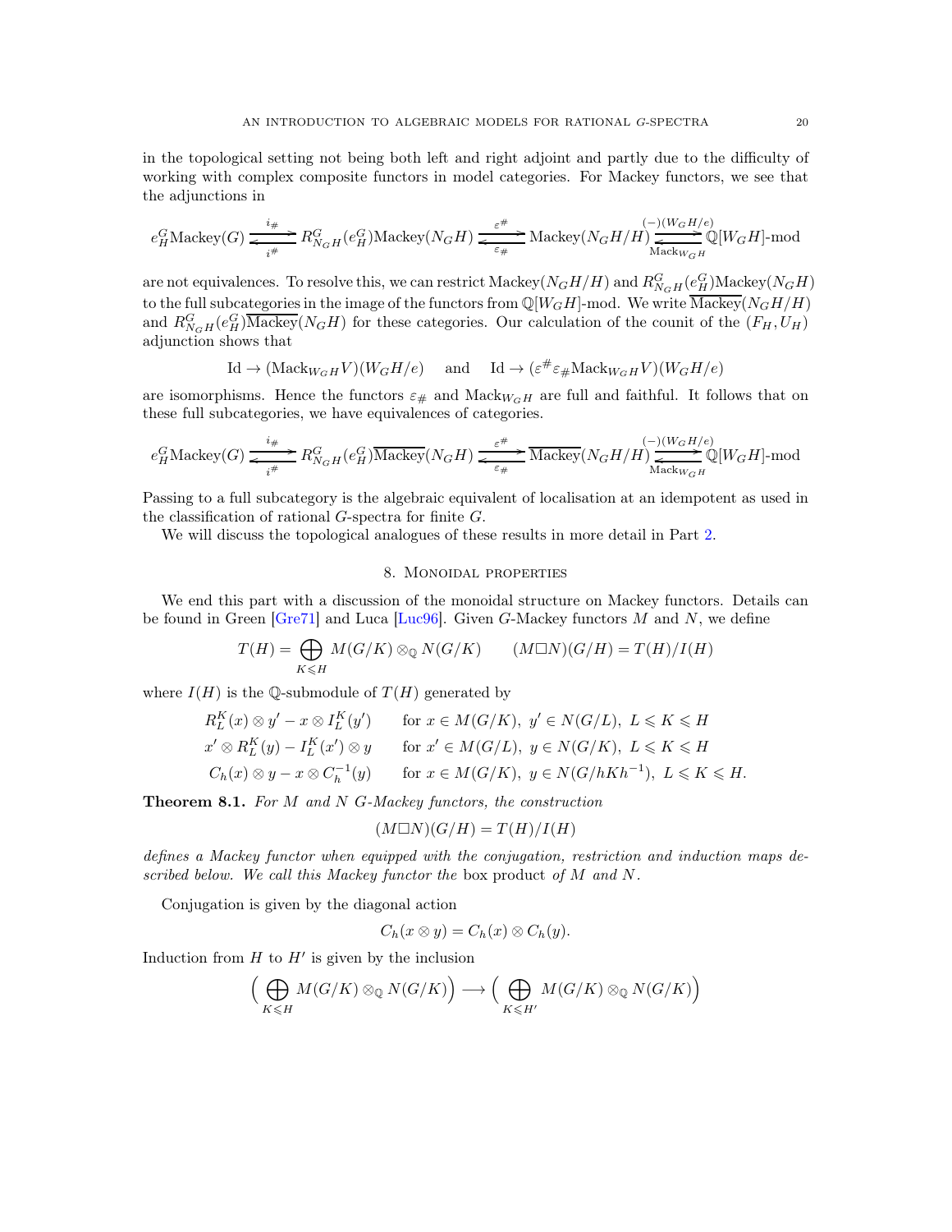in the topological setting not being both left and right adjoint and partly due to the difficulty of working with complex composite functors in model categories. For Mackey functors, we see that the adjunctions in

$$e_H^G \mathrm{Mackey}(G) \underset{i^\#}{\overset{i_\#}{\rightleftarrows}} R^G_{N_G H}(e_H^G)\mathrm{Mackey}(N_G H) \underset{\varepsilon_\#}{\overset{\varepsilon^\#}{\rightleftarrows}} \mathrm{Mackey}(N_G H/H) \underset{\mathrm{Mack}_{W_G H}}{\overset{(-)(W_G H/e)}{\rightleftarrows}} \mathbb{Q}[W_G H]\text{-mod}$$

are not equivalences. To resolve this, we can restrict $\mathrm{Mackey}(N_G H/H)$ and $R^G_{N_G H}(e_H^G)\mathrm{Mackey}(N_G H)$ to the full subcategories in the image of the functors from $\mathbb{Q}[W_G H]$-mod. We write $\overline{\mathrm{Mackey}}(N_G H/H)$ and $R^G_{N_G H}(e_H^G)\overline{\mathrm{Mackey}}(N_G H)$ for these categories. Our calculation of the counit of the $(F_H, U_H)$ adjunction shows that

$$\mathrm{Id} \to (\mathrm{Mack}_{W_G H} V)(W_G H/e) \quad \text{ and } \quad \mathrm{Id} \to (\varepsilon^\# \varepsilon_\# \mathrm{Mack}_{W_G H} V)(W_G H/e)$$

are isomorphisms. Hence the functors $\varepsilon_\#$ and $\mathrm{Mack}_{W_G H}$ are full and faithful. It follows that on these full subcategories, we have equivalences of categories.

$$e_H^G \mathrm{Mackey}(G) \underset{i^\#}{\overset{i_\#}{\rightleftarrows}} R^G_{N_G H}(e_H^G)\overline{\mathrm{Mackey}}(N_G H) \underset{\varepsilon_\#}{\overset{\varepsilon^\#}{\rightleftarrows}} \overline{\mathrm{Mackey}}(N_G H/H) \underset{\mathrm{Mack}_{W_G H}}{\overset{(-)(W_G H/e)}{\rightleftarrows}} \mathbb{Q}[W_G H]\text{-mod}$$

Passing to a full subcategory is the algebraic equivalent of localisation at an idempotent as used in the classification of rational $G$-spectra for finite $G$.

We will discuss the topological analogues of these results in more detail in Part 2.

## 8. Monoidal properties

We end this part with a discussion of the monoidal structure on Mackey functors. Details can be found in Green [Gre71] and Luca [Luc96]. Given $G$-Mackey functors $M$ and $N$, we define

$$T(H) = \bigoplus_{K \leqslant H} M(G/K) \otimes_{\mathbb{Q}} N(G/K) \qquad (M \square N)(G/H) = T(H)/I(H)$$

where $I(H)$ is the $\mathbb{Q}$-submodule of $T(H)$ generated by

$$\begin{aligned}
R^K_L(x) \otimes y' - x \otimes I^K_L(y') \qquad & \text{for } x \in M(G/K),\ y' \in N(G/L),\ L \leqslant K \leqslant H \\
x' \otimes R^K_L(y) - I^K_L(x') \otimes y \qquad & \text{for } x' \in M(G/L),\ y \in N(G/K),\ L \leqslant K \leqslant H \\
C_h(x) \otimes y - x \otimes C_h^{-1}(y) \qquad & \text{for } x \in M(G/K),\ y \in N(G/hKh^{-1}),\ L \leqslant K \leqslant H.
\end{aligned}$$

**Theorem 8.1.** *For $M$ and $N$ $G$-Mackey functors, the construction*

$$(M \square N)(G/H) = T(H)/I(H)$$

*defines a Mackey functor when equipped with the conjugation, restriction and induction maps described below. We call this Mackey functor the* box product *of $M$ and $N$.*

Conjugation is given by the diagonal action

$$C_h(x \otimes y) = C_h(x) \otimes C_h(y).$$

Induction from $H$ to $H'$ is given by the inclusion

$$\Big( \bigoplus_{K \leqslant H} M(G/K) \otimes_{\mathbb{Q}} N(G/K) \Big) \longrightarrow \Big( \bigoplus_{K \leqslant H'} M(G/K) \otimes_{\mathbb{Q}} N(G/K) \Big)$$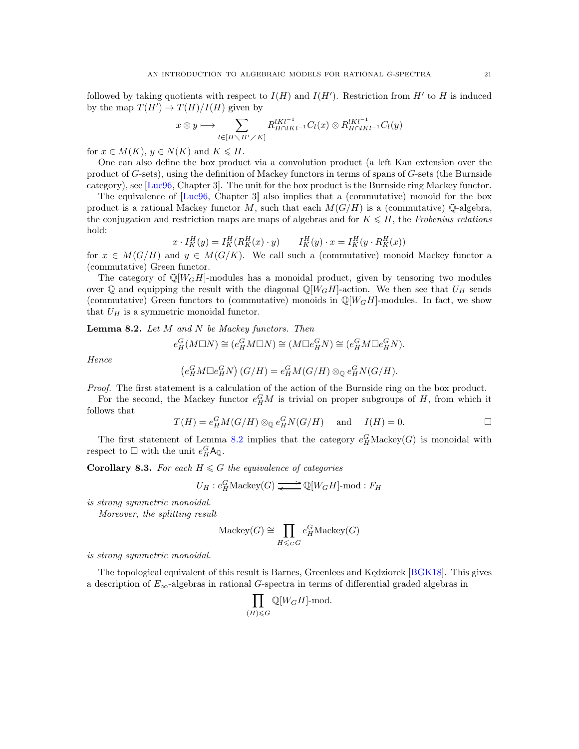followed by taking quotients with respect to $I(H)$ and $I(H')$. Restriction from $H'$ to $H$ is induced by the map $T(H') \to T(H)/I(H)$ given by

$$x \otimes y \longmapsto \sum_{l \in [H \diagdown H' \diagup K]} R^{lKl^{-1}}_{H \cap lKl^{-1}} C_l(x) \otimes R^{lKl^{-1}}_{H \cap lKl^{-1}} C_l(y)$$

for $x \in M(K)$, $y \in N(K)$ and $K \leqslant H$.

One can also define the box product via a convolution product (a left Kan extension over the product of $G$-sets), using the definition of Mackey functors in terms of spans of $G$-sets (the Burnside category), see [Luc96, Chapter 3]. The unit for the box product is the Burnside ring Mackey functor.

The equivalence of [Luc96, Chapter 3] also implies that a (commutative) monoid for the box product is a rational Mackey functor $M$, such that each $M(G/H)$ is a (commutative) $\mathbb{Q}$-algebra, the conjugation and restriction maps are maps of algebras and for $K \leqslant H$, the *Frobenius relations* hold:

$$x \cdot I^H_K(y) = I^H_K(R^H_K(x) \cdot y) \qquad I^H_K(y) \cdot x = I^H_K(y \cdot R^H_K(x))$$

for $x \in M(G/H)$ and $y \in M(G/K)$. We call such a (commutative) monoid Mackey functor a (commutative) Green functor.

The category of $\mathbb{Q}[W_G H]$-modules has a monoidal product, given by tensoring two modules over $\mathbb{Q}$ and equipping the result with the diagonal $\mathbb{Q}[W_G H]$-action. We then see that $U_H$ sends (commutative) Green functors to (commutative) monoids in $\mathbb{Q}[W_G H]$-modules. In fact, we show that $U_H$ is a symmetric monoidal functor.

**Lemma 8.2.** *Let $M$ and $N$ be Mackey functors. Then*

$$e^G_H(M \square N) \cong (e^G_H M \square N) \cong (M \square e^G_H N) \cong (e^G_H M \square e^G_H N).$$

*Hence*

$$\left(e^G_H M \square e^G_H N\right)(G/H) = e^G_H M(G/H) \otimes_{\mathbb{Q}} e^G_H N(G/H).$$

*Proof.* The first statement is a calculation of the action of the Burnside ring on the box product.

For the second, the Mackey functor $e^G_H M$ is trivial on proper subgroups of $H$, from which it follows that

$$T(H) = e^G_H M(G/H) \otimes_{\mathbb{Q}} e^G_H N(G/H) \quad \text{ and } \quad I(H) = 0. \qquad \square$$

The first statement of Lemma 8.2 implies that the category $e^G_H \text{Mackey}(G)$ is monoidal with respect to $\square$ with the unit $e^G_H \mathsf{A}_{\mathbb{Q}}$.

**Corollary 8.3.** *For each $H \leqslant G$ the equivalence of categories*

$$U_H : e^G_H \text{Mackey}(G) \rightleftarrows \mathbb{Q}[W_G H]\text{-mod} : F_H$$

*is strong symmetric monoidal.*

*Moreover, the splitting result*

$$\text{Mackey}(G) \cong \prod_{H \leqslant_G G} e^G_H \text{Mackey}(G)$$

*is strong symmetric monoidal.*

The topological equivalent of this result is Barnes, Greenlees and Kędziorek [BGK18]. This gives a description of $E_\infty$-algebras in rational $G$-spectra in terms of differential graded algebras in

$$\prod_{(H) \leqslant G} \mathbb{Q}[W_G H]\text{-mod}.$$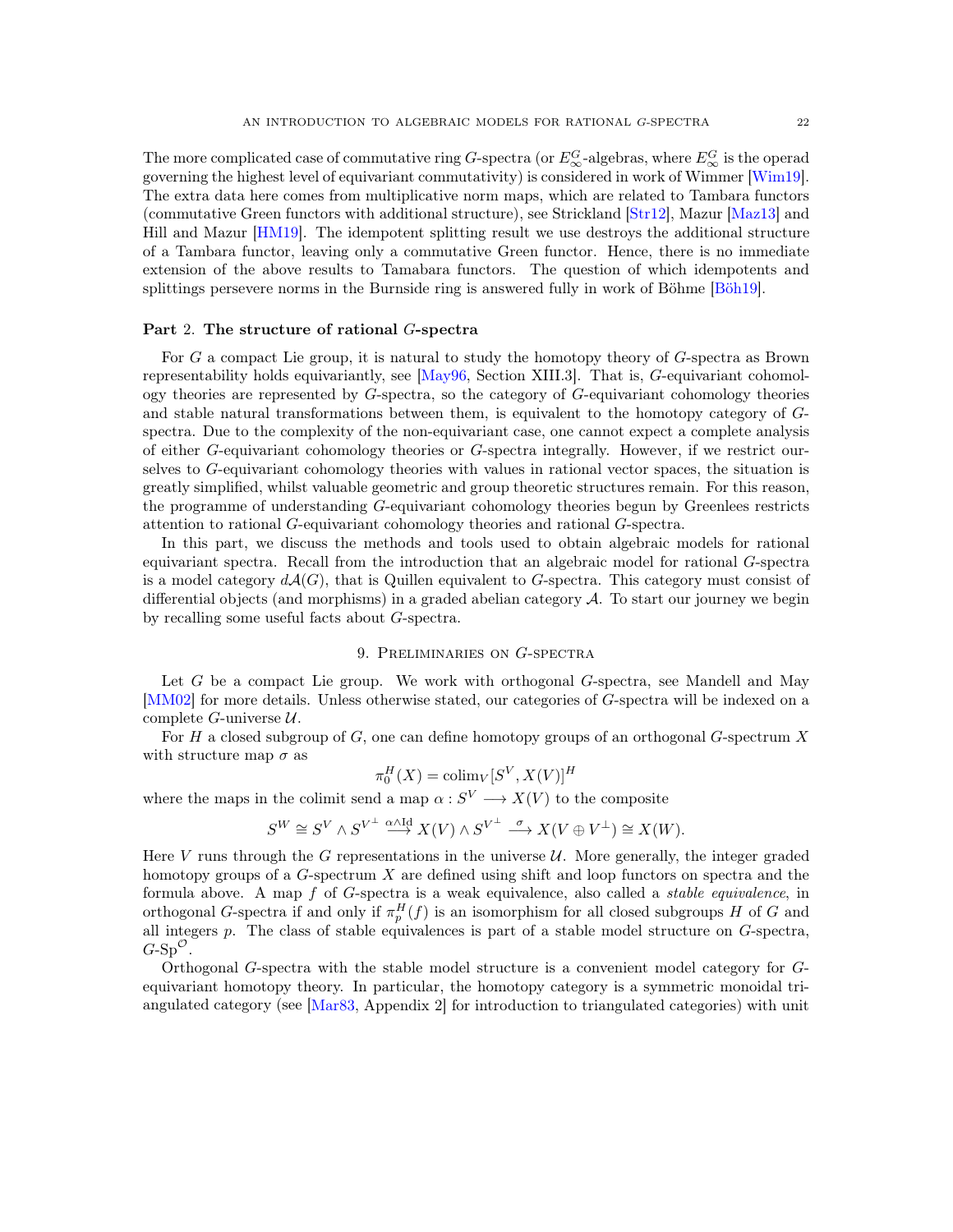The more complicated case of commutative ring $G$-spectra (or $E_\infty^G$-algebras, where $E_\infty^G$ is the operad governing the highest level of equivariant commutativity) is considered in work of Wimmer [Wim19]. The extra data here comes from multiplicative norm maps, which are related to Tambara functors (commutative Green functors with additional structure), see Strickland [Str12], Mazur [Maz13] and Hill and Mazur [HM19]. The idempotent splitting result we use destroys the additional structure of a Tambara functor, leaving only a commutative Green functor. Hence, there is no immediate extension of the above results to Tamabara functors. The question of which idempotents and splittings persevere norms in the Burnside ring is answered fully in work of Böhme [Böh19].

## Part 2. The structure of rational $G$-spectra

For $G$ a compact Lie group, it is natural to study the homotopy theory of $G$-spectra as Brown representability holds equivariantly, see [May96, Section XIII.3]. That is, $G$-equivariant cohomology theories are represented by $G$-spectra, so the category of $G$-equivariant cohomology theories and stable natural transformations between them, is equivalent to the homotopy category of $G$-spectra. Due to the complexity of the non-equivariant case, one cannot expect a complete analysis of either $G$-equivariant cohomology theories or $G$-spectra integrally. However, if we restrict ourselves to $G$-equivariant cohomology theories with values in rational vector spaces, the situation is greatly simplified, whilst valuable geometric and group theoretic structures remain. For this reason, the programme of understanding $G$-equivariant cohomology theories begun by Greenlees restricts attention to rational $G$-equivariant cohomology theories and rational $G$-spectra.

In this part, we discuss the methods and tools used to obtain algebraic models for rational equivariant spectra. Recall from the introduction that an algebraic model for rational $G$-spectra is a model category $d\mathcal{A}(G)$, that is Quillen equivalent to $G$-spectra. This category must consist of differential objects (and morphisms) in a graded abelian category $\mathcal{A}$. To start our journey we begin by recalling some useful facts about $G$-spectra.

## 9. Preliminaries on $G$-spectra

Let $G$ be a compact Lie group. We work with orthogonal $G$-spectra, see Mandell and May [MM02] for more details. Unless otherwise stated, our categories of $G$-spectra will be indexed on a complete $G$-universe $\mathcal{U}$.

For $H$ a closed subgroup of $G$, one can define homotopy groups of an orthogonal $G$-spectrum $X$ with structure map $\sigma$ as

$$\pi_0^H(X) = \operatorname{colim}_V [S^V, X(V)]^H$$

where the maps in the colimit send a map $\alpha : S^V \longrightarrow X(V)$ to the composite

$$S^W \cong S^V \wedge S^{V^\perp} \xrightarrow{\alpha\wedge \mathrm{Id}} X(V) \wedge S^{V^\perp} \xrightarrow{\sigma} X(V \oplus V^\perp) \cong X(W).$$

Here $V$ runs through the $G$ representations in the universe $\mathcal{U}$. More generally, the integer graded homotopy groups of a $G$-spectrum $X$ are defined using shift and loop functors on spectra and the formula above. A map $f$ of $G$-spectra is a weak equivalence, also called a *stable equivalence*, in orthogonal $G$-spectra if and only if $\pi_p^H(f)$ is an isomorphism for all closed subgroups $H$ of $G$ and all integers $p$. The class of stable equivalences is part of a stable model structure on $G$-spectra, $G\text{-}\mathrm{Sp}^{\mathcal{O}}$.

Orthogonal $G$-spectra with the stable model structure is a convenient model category for $G$-equivariant homotopy theory. In particular, the homotopy category is a symmetric monoidal triangulated category (see [Mar83, Appendix 2] for introduction to triangulated categories) with unit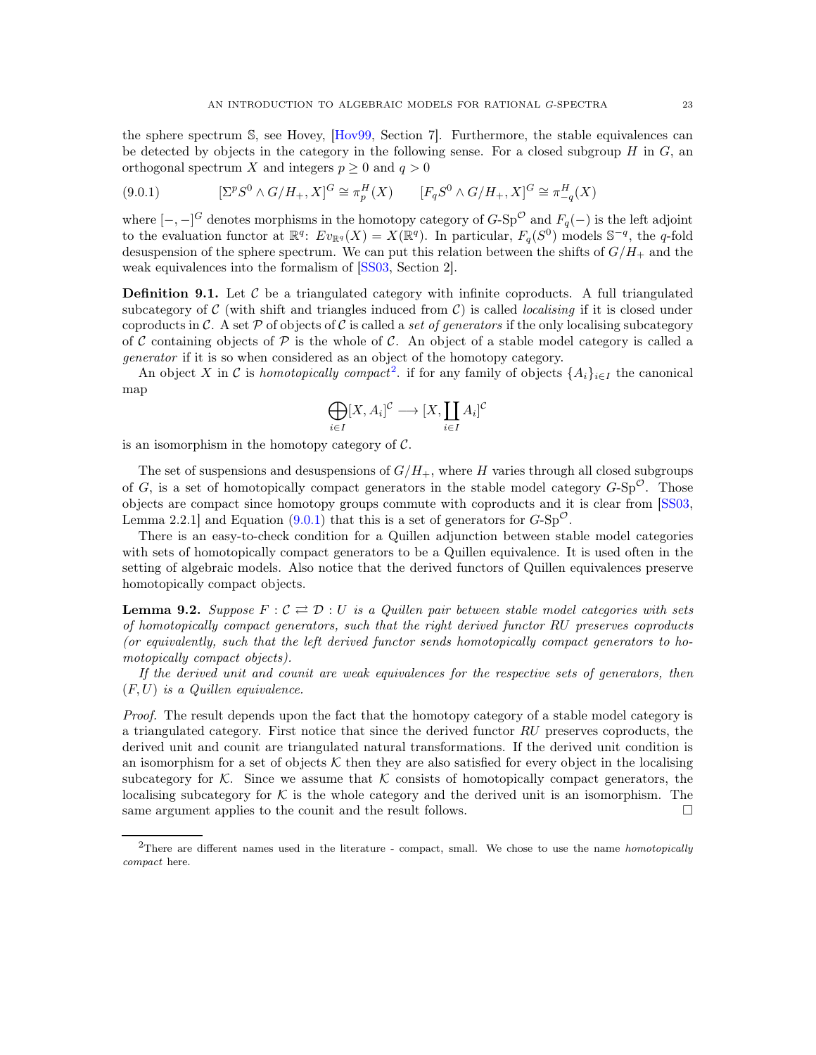the sphere spectrum $\mathbb{S}$, see Hovey, [Hov99, Section 7]. Furthermore, the stable equivalences can be detected by objects in the category in the following sense. For a closed subgroup $H$ in $G$, an orthogonal spectrum $X$ and integers $p \geq 0$ and $q > 0$

$$[\Sigma^p S^0 \wedge G/H_+, X]^G \cong \pi_p^H(X) \qquad [F_q S^0 \wedge G/H_+, X]^G \cong \pi_{-q}^H(X) \tag{9.0.1}$$

where $[-,-]^G$ denotes morphisms in the homotopy category of $G\text{-}\mathrm{Sp}^{\mathcal{O}}$ and $F_q(-)$ is the left adjoint to the evaluation functor at $\mathbb{R}^q$: $Ev_{\mathbb{R}^q}(X) = X(\mathbb{R}^q)$. In particular, $F_q(S^0)$ models $\mathbb{S}^{-q}$, the $q$-fold desuspension of the sphere spectrum. We can put this relation between the shifts of $G/H_+$ and the weak equivalences into the formalism of [SS03, Section 2].

**Definition 9.1.** Let $\mathcal{C}$ be a triangulated category with infinite coproducts. A full triangulated subcategory of $\mathcal{C}$ (with shift and triangles induced from $\mathcal{C}$) is called *localising* if it is closed under coproducts in $\mathcal{C}$. A set $\mathcal{P}$ of objects of $\mathcal{C}$ is called a *set of generators* if the only localising subcategory of $\mathcal{C}$ containing objects of $\mathcal{P}$ is the whole of $\mathcal{C}$. An object of a stable model category is called a *generator* if it is so when considered as an object of the homotopy category.

An object $X$ in $\mathcal{C}$ is *homotopically compact*[2]. if for any family of objects $\{A_i\}_{i\in I}$ the canonical map

$$\bigoplus_{i\in I}[X, A_i]^{\mathcal{C}} \longrightarrow [X, \coprod_{i\in I} A_i]^{\mathcal{C}}$$

is an isomorphism in the homotopy category of $\mathcal{C}$.

The set of suspensions and desuspensions of $G/H_+$, where $H$ varies through all closed subgroups of $G$, is a set of homotopically compact generators in the stable model category $G\text{-}\mathrm{Sp}^{\mathcal{O}}$. Those objects are compact since homotopy groups commute with coproducts and it is clear from [SS03, Lemma 2.2.1] and Equation (9.0.1) that this is a set of generators for $G\text{-}\mathrm{Sp}^{\mathcal{O}}$.

There is an easy-to-check condition for a Quillen adjunction between stable model categories with sets of homotopically compact generators to be a Quillen equivalence. It is used often in the setting of algebraic models. Also notice that the derived functors of Quillen equivalences preserve homotopically compact objects.

**Lemma 9.2.** *Suppose $F : \mathcal{C} \rightleftarrows \mathcal{D} : U$ is a Quillen pair between stable model categories with sets of homotopically compact generators, such that the right derived functor $RU$ preserves coproducts (or equivalently, such that the left derived functor sends homotopically compact generators to homotopically compact objects).*

*If the derived unit and counit are weak equivalences for the respective sets of generators, then $(F, U)$ is a Quillen equivalence.*

*Proof.* The result depends upon the fact that the homotopy category of a stable model category is a triangulated category. First notice that since the derived functor $RU$ preserves coproducts, the derived unit and counit are triangulated natural transformations. If the derived unit condition is an isomorphism for a set of objects $\mathcal{K}$ then they are also satisfied for every object in the localising subcategory for $\mathcal{K}$. Since we assume that $\mathcal{K}$ consists of homotopically compact generators, the localising subcategory for $\mathcal{K}$ is the whole category and the derived unit is an isomorphism. The same argument applies to the counit and the result follows. □

[2]There are different names used in the literature - compact, small. We chose to use the name *homotopically compact* here.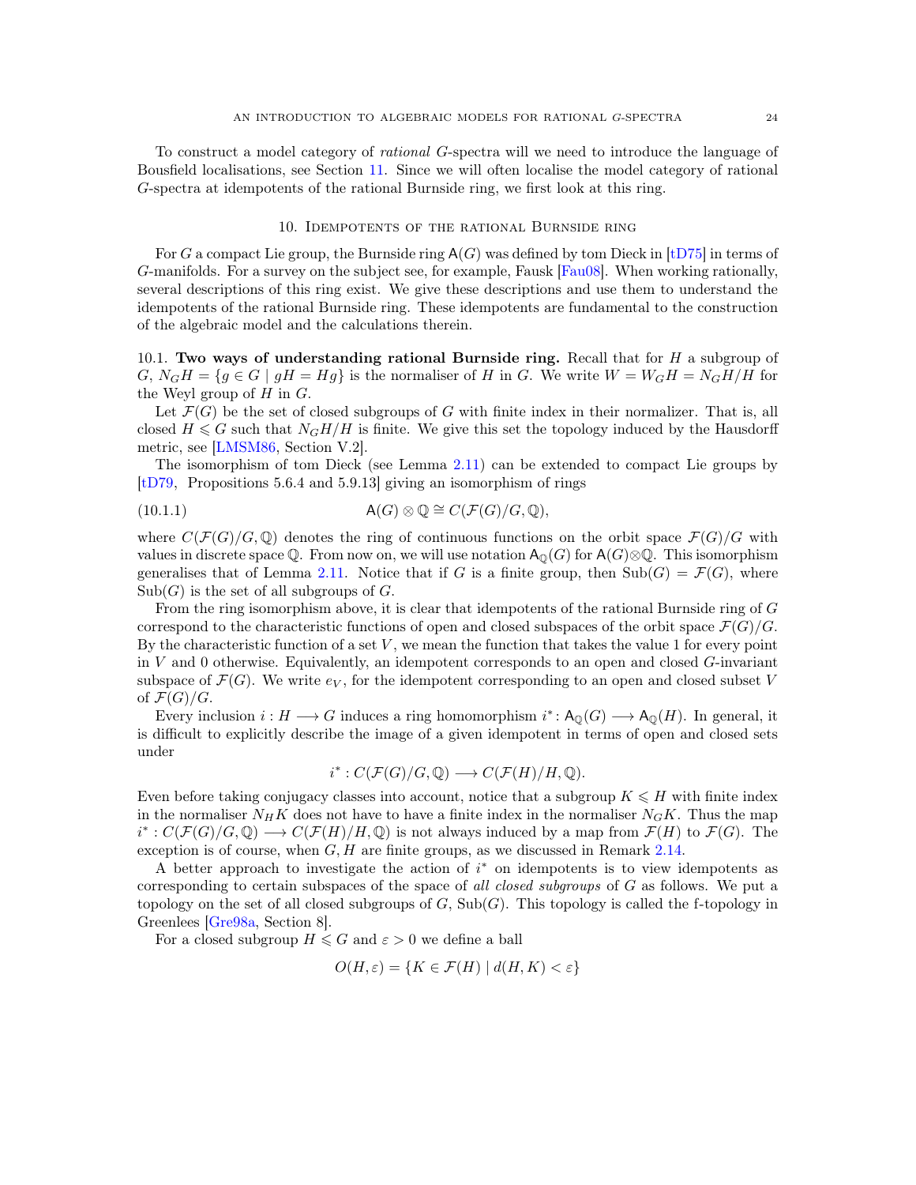To construct a model category of *rational* $G$-spectra will we need to introduce the language of Bousfield localisations, see Section 11. Since we will often localise the model category of rational $G$-spectra at idempotents of the rational Burnside ring, we first look at this ring.

## 10. Idempotents of the rational Burnside ring

For $G$ a compact Lie group, the Burnside ring $\mathsf{A}(G)$ was defined by tom Dieck in [tD75] in terms of $G$-manifolds. For a survey on the subject see, for example, Fausk [Fau08]. When working rationally, several descriptions of this ring exist. We give these descriptions and use them to understand the idempotents of the rational Burnside ring. These idempotents are fundamental to the construction of the algebraic model and the calculations therein.

10.1. **Two ways of understanding rational Burnside ring.** Recall that for $H$ a subgroup of $G$, $N_G H = \{g \in G \mid gH = Hg\}$ is the normaliser of $H$ in $G$. We write $W = W_G H = N_G H/H$ for the Weyl group of $H$ in $G$.

Let $\mathcal{F}(G)$ be the set of closed subgroups of $G$ with finite index in their normalizer. That is, all closed $H \leqslant G$ such that $N_G H/H$ is finite. We give this set the topology induced by the Hausdorff metric, see [LMSM86, Section V.2].

The isomorphism of tom Dieck (see Lemma 2.11) can be extended to compact Lie groups by [tD79, Propositions 5.6.4 and 5.9.13] giving an isomorphism of rings

$$\mathsf{A}(G) \otimes \mathbb{Q} \cong C(\mathcal{F}(G)/G, \mathbb{Q}), \tag{10.1.1}$$

where $C(\mathcal{F}(G)/G, \mathbb{Q})$ denotes the ring of continuous functions on the orbit space $\mathcal{F}(G)/G$ with values in discrete space $\mathbb{Q}$. From now on, we will use notation $\mathsf{A}_{\mathbb{Q}}(G)$ for $\mathsf{A}(G) \otimes \mathbb{Q}$. This isomorphism generalises that of Lemma 2.11. Notice that if $G$ is a finite group, then $\mathrm{Sub}(G) = \mathcal{F}(G)$, where $\mathrm{Sub}(G)$ is the set of all subgroups of $G$.

From the ring isomorphism above, it is clear that idempotents of the rational Burnside ring of $G$ correspond to the characteristic functions of open and closed subspaces of the orbit space $\mathcal{F}(G)/G$. By the characteristic function of a set $V$, we mean the function that takes the value 1 for every point in $V$ and 0 otherwise. Equivalently, an idempotent corresponds to an open and closed $G$-invariant subspace of $\mathcal{F}(G)$. We write $e_V$, for the idempotent corresponding to an open and closed subset $V$ of $\mathcal{F}(G)/G$.

Every inclusion $i : H \longrightarrow G$ induces a ring homomorphism $i^* \colon \mathsf{A}_{\mathbb{Q}}(G) \longrightarrow \mathsf{A}_{\mathbb{Q}}(H)$. In general, it is difficult to explicitly describe the image of a given idempotent in terms of open and closed sets under

$$i^* : C(\mathcal{F}(G)/G, \mathbb{Q}) \longrightarrow C(\mathcal{F}(H)/H, \mathbb{Q}).$$

Even before taking conjugacy classes into account, notice that a subgroup $K \leqslant H$ with finite index in the normaliser $N_H K$ does not have to have a finite index in the normaliser $N_G K$. Thus the map $i^* : C(\mathcal{F}(G)/G, \mathbb{Q}) \longrightarrow C(\mathcal{F}(H)/H, \mathbb{Q})$ is not always induced by a map from $\mathcal{F}(H)$ to $\mathcal{F}(G)$. The exception is of course, when $G, H$ are finite groups, as we discussed in Remark 2.14.

A better approach to investigate the action of $i^*$ on idempotents is to view idempotents as corresponding to certain subspaces of the space of *all closed subgroups* of $G$ as follows. We put a topology on the set of all closed subgroups of $G$, $\mathrm{Sub}(G)$. This topology is called the f-topology in Greenlees [Gre98a, Section 8].

For a closed subgroup $H \leqslant G$ and $\varepsilon > 0$ we define a ball

$$O(H, \varepsilon) = \{K \in \mathcal{F}(H) \mid d(H, K) < \varepsilon\}$$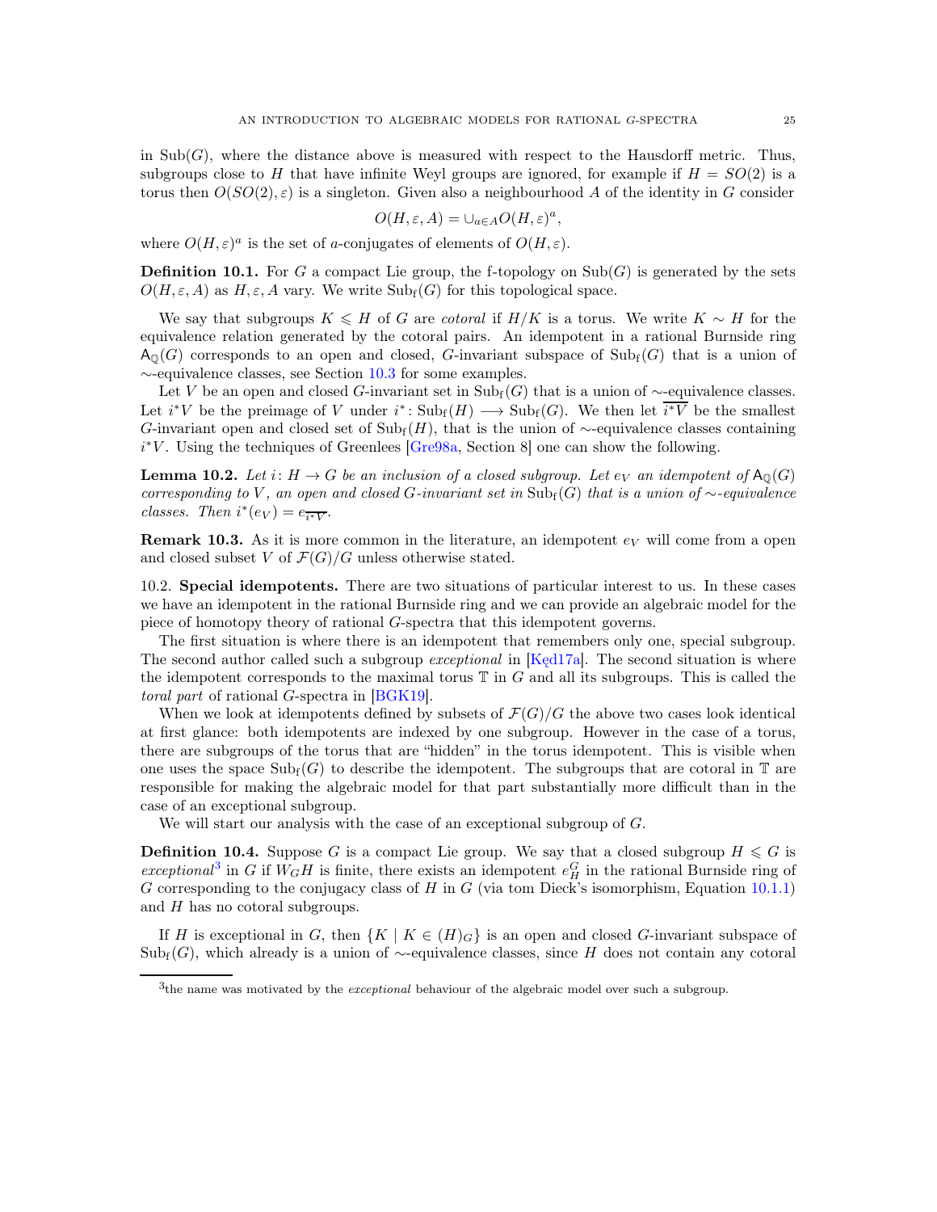in $\mathrm{Sub}(G)$, where the distance above is measured with respect to the Hausdorff metric. Thus, subgroups close to $H$ that have infinite Weyl groups are ignored, for example if $H = SO(2)$ is a torus then $O(SO(2), \varepsilon)$ is a singleton. Given also a neighbourhood $A$ of the identity in $G$ consider

$$O(H, \varepsilon, A) = \cup_{a \in A} O(H, \varepsilon)^a,$$

where $O(H, \varepsilon)^a$ is the set of $a$-conjugates of elements of $O(H, \varepsilon)$.

**Definition 10.1.** For $G$ a compact Lie group, the f-topology on $\mathrm{Sub}(G)$ is generated by the sets $O(H, \varepsilon, A)$ as $H, \varepsilon, A$ vary. We write $\mathrm{Sub}_{\mathrm{f}}(G)$ for this topological space.

We say that subgroups $K \leqslant H$ of $G$ are *cotoral* if $H/K$ is a torus. We write $K \sim H$ for the equivalence relation generated by the cotoral pairs. An idempotent in a rational Burnside ring $\mathsf{A}_{\mathbb{Q}}(G)$ corresponds to an open and closed, $G$-invariant subspace of $\mathrm{Sub}_{\mathrm{f}}(G)$ that is a union of $\sim$-equivalence classes, see Section 10.3 for some examples.

Let $V$ be an open and closed $G$-invariant set in $\mathrm{Sub}_{\mathrm{f}}(G)$ that is a union of $\sim$-equivalence classes. Let $i^*V$ be the preimage of $V$ under $i^* \colon \mathrm{Sub}_{\mathrm{f}}(H) \longrightarrow \mathrm{Sub}_{\mathrm{f}}(G)$. We then let $\overline{i^*V}$ be the smallest $G$-invariant open and closed set of $\mathrm{Sub}_{\mathrm{f}}(H)$, that is the union of $\sim$-equivalence classes containing $i^*V$. Using the techniques of Greenlees [Gre98a, Section 8] one can show the following.

**Lemma 10.2.** *Let $i \colon H \to G$ be an inclusion of a closed subgroup. Let $e_V$ an idempotent of $\mathsf{A}_{\mathbb{Q}}(G)$ corresponding to $V$, an open and closed $G$-invariant set in $\mathrm{Sub}_{\mathrm{f}}(G)$ that is a union of $\sim$-equivalence classes. Then $i^*(e_V) = e_{\overline{i^*V}}$.*

**Remark 10.3.** As it is more common in the literature, an idempotent $e_V$ will come from a open and closed subset $V$ of $\mathcal{F}(G)/G$ unless otherwise stated.

## 10.2. Special idempotents.

There are two situations of particular interest to us. In these cases we have an idempotent in the rational Burnside ring and we can provide an algebraic model for the piece of homotopy theory of rational $G$-spectra that this idempotent governs.

The first situation is where there is an idempotent that remembers only one, special subgroup. The second author called such a subgroup *exceptional* in [Kęd17a]. The second situation is where the idempotent corresponds to the maximal torus $\mathbb{T}$ in $G$ and all its subgroups. This is called the *toral part* of rational $G$-spectra in [BGK19].

When we look at idempotents defined by subsets of $\mathcal{F}(G)/G$ the above two cases look identical at first glance: both idempotents are indexed by one subgroup. However in the case of a torus, there are subgroups of the torus that are "hidden" in the torus idempotent. This is visible when one uses the space $\mathrm{Sub}_{\mathrm{f}}(G)$ to describe the idempotent. The subgroups that are cotoral in $\mathbb{T}$ are responsible for making the algebraic model for that part substantially more difficult than in the case of an exceptional subgroup.

We will start our analysis with the case of an exceptional subgroup of $G$.

**Definition 10.4.** Suppose $G$ is a compact Lie group. We say that a closed subgroup $H \leqslant G$ is *exceptional*[3] in $G$ if $W_G H$ is finite, there exists an idempotent $e_H^G$ in the rational Burnside ring of $G$ corresponding to the conjugacy class of $H$ in $G$ (via tom Dieck's isomorphism, Equation 10.1.1) and $H$ has no cotoral subgroups.

If $H$ is exceptional in $G$, then $\{K \mid K \in (H)_G\}$ is an open and closed $G$-invariant subspace of $\mathrm{Sub}_{\mathrm{f}}(G)$, which already is a union of $\sim$-equivalence classes, since $H$ does not contain any cotoral

[3] the name was motivated by the *exceptional* behaviour of the algebraic model over such a subgroup.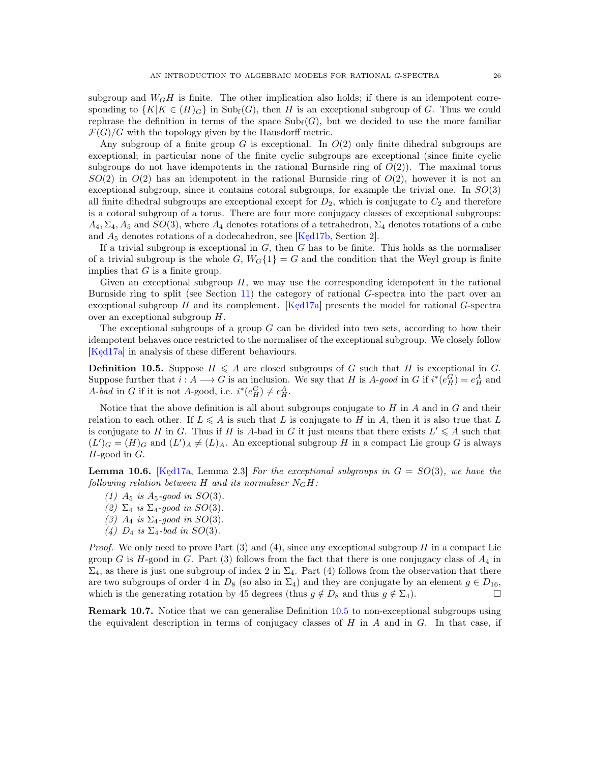subgroup and $W_G H$ is finite. The other implication also holds; if there is an idempotent corresponding to $\{K | K \in (H)_G\}$ in $\mathrm{Sub}_{\mathrm{f}}(G)$, then $H$ is an exceptional subgroup of $G$. Thus we could rephrase the definition in terms of the space $\mathrm{Sub}_{\mathrm{f}}(G)$, but we decided to use the more familiar $\mathcal{F}(G)/G$ with the topology given by the Hausdorff metric.

Any subgroup of a finite group $G$ is exceptional. In $O(2)$ only finite dihedral subgroups are exceptional; in particular none of the finite cyclic subgroups are exceptional (since finite cyclic subgroups do not have idempotents in the rational Burnside ring of $O(2)$). The maximal torus $SO(2)$ in $O(2)$ has an idempotent in the rational Burnside ring of $O(2)$, however it is not an exceptional subgroup, since it contains cotoral subgroups, for example the trivial one. In $SO(3)$ all finite dihedral subgroups are exceptional except for $D_2$, which is conjugate to $C_2$ and therefore is a cotoral subgroup of a torus. There are four more conjugacy classes of exceptional subgroups: $A_4, \Sigma_4, A_5$ and $SO(3)$, where $A_4$ denotes rotations of a tetrahedron, $\Sigma_4$ denotes rotations of a cube and $A_5$ denotes rotations of a dodecahedron, see [Kęd17b, Section 2].

If a trivial subgroup is exceptional in $G$, then $G$ has to be finite. This holds as the normaliser of a trivial subgroup is the whole $G$, $W_G\{1\} = G$ and the condition that the Weyl group is finite implies that $G$ is a finite group.

Given an exceptional subgroup $H$, we may use the corresponding idempotent in the rational Burnside ring to split (see Section 11) the category of rational $G$-spectra into the part over an exceptional subgroup $H$ and its complement. [Kęd17a] presents the model for rational $G$-spectra over an exceptional subgroup $H$.

The exceptional subgroups of a group $G$ can be divided into two sets, according to how their idempotent behaves once restricted to the normaliser of the exceptional subgroup. We closely follow [Kęd17a] in analysis of these different behaviours.

**Definition 10.5.** Suppose $H \leqslant A$ are closed subgroups of $G$ such that $H$ is exceptional in $G$. Suppose further that $i : A \longrightarrow G$ is an inclusion. We say that $H$ is *$A$-good* in $G$ if $i^*(e_H^G) = e_H^A$ and *$A$-bad* in $G$ if it is not $A$-good, i.e. $i^*(e_H^G) \neq e_H^A$.

Notice that the above definition is all about subgroups conjugate to $H$ in $A$ and in $G$ and their relation to each other. If $L \leqslant A$ is such that $L$ is conjugate to $H$ in $A$, then it is also true that $L$ is conjugate to $H$ in $G$. Thus if $H$ is $A$-bad in $G$ it just means that there exists $L' \leqslant A$ such that $(L')_G = (H)_G$ and $(L')_A \neq (L)_A$. An exceptional subgroup $H$ in a compact Lie group $G$ is always $H$-good in $G$.

**Lemma 10.6.** [Kęd17a, Lemma 2.3] *For the exceptional subgroups in $G = SO(3)$, we have the following relation between $H$ and its normaliser $N_G H$:*

*(1) $A_5$ is $A_5$-good in $SO(3)$.*
*(2) $\Sigma_4$ is $\Sigma_4$-good in $SO(3)$.*
*(3) $A_4$ is $\Sigma_4$-good in $SO(3)$.*
*(4) $D_4$ is $\Sigma_4$-bad in $SO(3)$.*

*Proof.* We only need to prove Part (3) and (4), since any exceptional subgroup $H$ in a compact Lie group $G$ is $H$-good in $G$. Part (3) follows from the fact that there is one conjugacy class of $A_4$ in $\Sigma_4$, as there is just one subgroup of index 2 in $\Sigma_4$. Part (4) follows from the observation that there are two subgroups of order 4 in $D_8$ (so also in $\Sigma_4$) and they are conjugate by an element $g \in D_{16}$, which is the generating rotation by 45 degrees (thus $g \notin D_8$ and thus $g \notin \Sigma_4$). □

**Remark 10.7.** Notice that we can generalise Definition 10.5 to non-exceptional subgroups using the equivalent description in terms of conjugacy classes of $H$ in $A$ and in $G$. In that case, if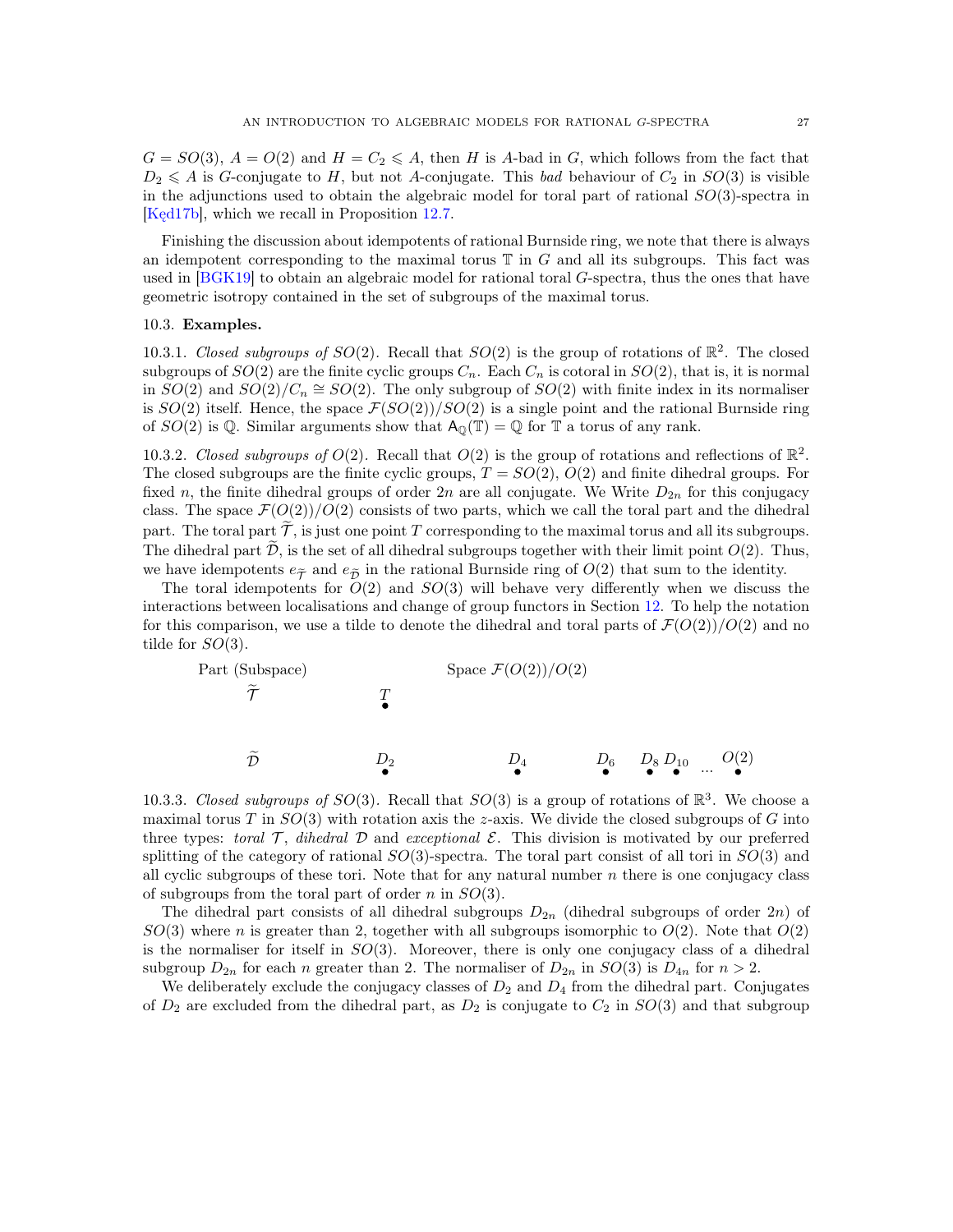$G = SO(3)$, $A = O(2)$ and $H = C_2 \leqslant A$, then $H$ is $A$-bad in $G$, which follows from the fact that $D_2 \leqslant A$ is $G$-conjugate to $H$, but not $A$-conjugate. This *bad* behaviour of $C_2$ in $SO(3)$ is visible in the adjunctions used to obtain the algebraic model for toral part of rational $SO(3)$-spectra in [Kęd17b], which we recall in Proposition 12.7.

Finishing the discussion about idempotents of rational Burnside ring, we note that there is always an idempotent corresponding to the maximal torus $\mathbb{T}$ in $G$ and all its subgroups. This fact was used in [BGK19] to obtain an algebraic model for rational toral $G$-spectra, thus the ones that have geometric isotropy contained in the set of subgroups of the maximal torus.

### 10.3. Examples.

10.3.1. *Closed subgroups of $SO(2)$.* Recall that $SO(2)$ is the group of rotations of $\mathbb{R}^2$. The closed subgroups of $SO(2)$ are the finite cyclic groups $C_n$. Each $C_n$ is cotoral in $SO(2)$, that is, it is normal in $SO(2)$ and $SO(2)/C_n \cong SO(2)$. The only subgroup of $SO(2)$ with finite index in its normaliser is $SO(2)$ itself. Hence, the space $\mathcal{F}(SO(2))/SO(2)$ is a single point and the rational Burnside ring of $SO(2)$ is $\mathbb{Q}$. Similar arguments show that $\mathsf{A}_{\mathbb{Q}}(\mathbb{T}) = \mathbb{Q}$ for $\mathbb{T}$ a torus of any rank.

10.3.2. *Closed subgroups of $O(2)$.* Recall that $O(2)$ is the group of rotations and reflections of $\mathbb{R}^2$. The closed subgroups are the finite cyclic groups, $T = SO(2)$, $O(2)$ and finite dihedral groups. For fixed $n$, the finite dihedral groups of order $2n$ are all conjugate. We Write $D_{2n}$ for this conjugacy class. The space $\mathcal{F}(O(2))/O(2)$ consists of two parts, which we call the toral part and the dihedral part. The toral part $\widetilde{\mathcal{T}}$, is just one point $T$ corresponding to the maximal torus and all its subgroups. The dihedral part $\widetilde{\mathcal{D}}$, is the set of all dihedral subgroups together with their limit point $O(2)$. Thus, we have idempotents $e_{\widetilde{\mathcal{T}}}$ and $e_{\widetilde{\mathcal{D}}}$ in the rational Burnside ring of $O(2)$ that sum to the identity.

The toral idempotents for $O(2)$ and $SO(3)$ will behave very differently when we discuss the interactions between localisations and change of group functors in Section 12. To help the notation for this comparison, we use a tilde to denote the dihedral and toral parts of $\mathcal{F}(O(2))/O(2)$ and no tilde for $SO(3)$.

| Part (Subspace) | Space $\mathcal{F}(O(2))/O(2)$ |
|---|---|
| $\widetilde{\mathcal{T}}$ | $T$ |
| $\widetilde{\mathcal{D}}$ | $D_2$ $\quad D_4$ $\quad D_6$ $\quad D_8$ $D_{10}$ ... $O(2)$ |

10.3.3. *Closed subgroups of $SO(3)$.* Recall that $SO(3)$ is a group of rotations of $\mathbb{R}^3$. We choose a maximal torus $T$ in $SO(3)$ with rotation axis the $z$-axis. We divide the closed subgroups of $G$ into three types: *toral* $\mathcal{T}$, *dihedral* $\mathcal{D}$ and *exceptional* $\mathcal{E}$. This division is motivated by our preferred splitting of the category of rational $SO(3)$-spectra. The toral part consist of all tori in $SO(3)$ and all cyclic subgroups of these tori. Note that for any natural number $n$ there is one conjugacy class of subgroups from the toral part of order $n$ in $SO(3)$.

The dihedral part consists of all dihedral subgroups $D_{2n}$ (dihedral subgroups of order $2n$) of $SO(3)$ where $n$ is greater than 2, together with all subgroups isomorphic to $O(2)$. Note that $O(2)$ is the normaliser for itself in $SO(3)$. Moreover, there is only one conjugacy class of a dihedral subgroup $D_{2n}$ for each $n$ greater than 2. The normaliser of $D_{2n}$ in $SO(3)$ is $D_{4n}$ for $n > 2$.

We deliberately exclude the conjugacy classes of $D_2$ and $D_4$ from the dihedral part. Conjugates of $D_2$ are excluded from the dihedral part, as $D_2$ is conjugate to $C_2$ in $SO(3)$ and that subgroup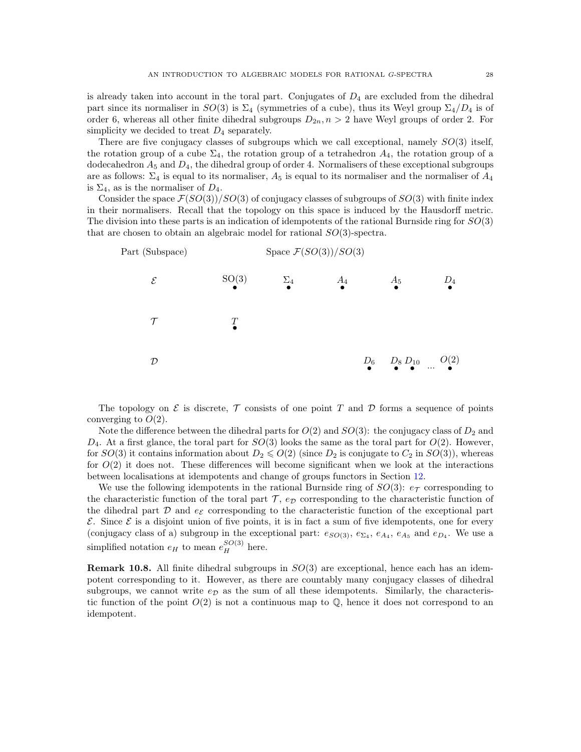is already taken into account in the toral part. Conjugates of $D_4$ are excluded from the dihedral part since its normaliser in $SO(3)$ is $\Sigma_4$ (symmetries of a cube), thus its Weyl group $\Sigma_4/D_4$ is of order 6, whereas all other finite dihedral subgroups $D_{2n}, n > 2$ have Weyl groups of order 2. For simplicity we decided to treat $D_4$ separately.

There are five conjugacy classes of subgroups which we call exceptional, namely $SO(3)$ itself, the rotation group of a cube $\Sigma_4$, the rotation group of a tetrahedron $A_4$, the rotation group of a dodecahedron $A_5$ and $D_4$, the dihedral group of order 4. Normalisers of these exceptional subgroups are as follows: $\Sigma_4$ is equal to its normaliser, $A_5$ is equal to its normaliser and the normaliser of $A_4$ is $\Sigma_4$, as is the normaliser of $D_4$.

Consider the space $\mathcal{F}(SO(3))/SO(3)$ of conjugacy classes of subgroups of $SO(3)$ with finite index in their normalisers. Recall that the topology on this space is induced by the Hausdorff metric. The division into these parts is an indication of idempotents of the rational Burnside ring for $SO(3)$ that are chosen to obtain an algebraic model for rational $SO(3)$-spectra.

| Part (Subspace) | Space $\mathcal{F}(SO(3))/SO(3)$ | | | | |
|---|---|---|---|---|---|
| $\mathcal{E}$ | SO(3) | $\Sigma_4$ | $A_4$ | $A_5$ | $D_4$ |
| $\mathcal{T}$ | $T$ | | | | |
| $\mathcal{D}$ | | | | $D_6$ | $D_8$ $D_{10}$ ... $O(2)$ |

The topology on $\mathcal{E}$ is discrete, $\mathcal{T}$ consists of one point $T$ and $\mathcal{D}$ forms a sequence of points converging to $O(2)$.

Note the difference between the dihedral parts for $O(2)$ and $SO(3)$: the conjugacy class of $D_2$ and $D_4$. At a first glance, the toral part for $SO(3)$ looks the same as the toral part for $O(2)$. However, for $SO(3)$ it contains information about $D_2 \leqslant O(2)$ (since $D_2$ is conjugate to $C_2$ in $SO(3)$), whereas for $O(2)$ it does not. These differences will become significant when we look at the interactions between localisations at idempotents and change of groups functors in Section 12.

We use the following idempotents in the rational Burnside ring of $SO(3)$: $e_{\mathcal{T}}$ corresponding to the characteristic function of the toral part $\mathcal{T}$, $e_{\mathcal{D}}$ corresponding to the characteristic function of the dihedral part $\mathcal{D}$ and $e_{\mathcal{E}}$ corresponding to the characteristic function of the exceptional part $\mathcal{E}$. Since $\mathcal{E}$ is a disjoint union of five points, it is in fact a sum of five idempotents, one for every (conjugacy class of a) subgroup in the exceptional part: $e_{SO(3)}$, $e_{\Sigma_4}$, $e_{A_4}$, $e_{A_5}$ and $e_{D_4}$. We use a simplified notation $e_H$ to mean $e_H^{SO(3)}$ here.

**Remark 10.8.** All finite dihedral subgroups in $SO(3)$ are exceptional, hence each has an idempotent corresponding to it. However, as there are countably many conjugacy classes of dihedral subgroups, we cannot write $e_{\mathcal{D}}$ as the sum of all these idempotents. Similarly, the characteristic function of the point $O(2)$ is not a continuous map to $\mathbb{Q}$, hence it does not correspond to an idempotent.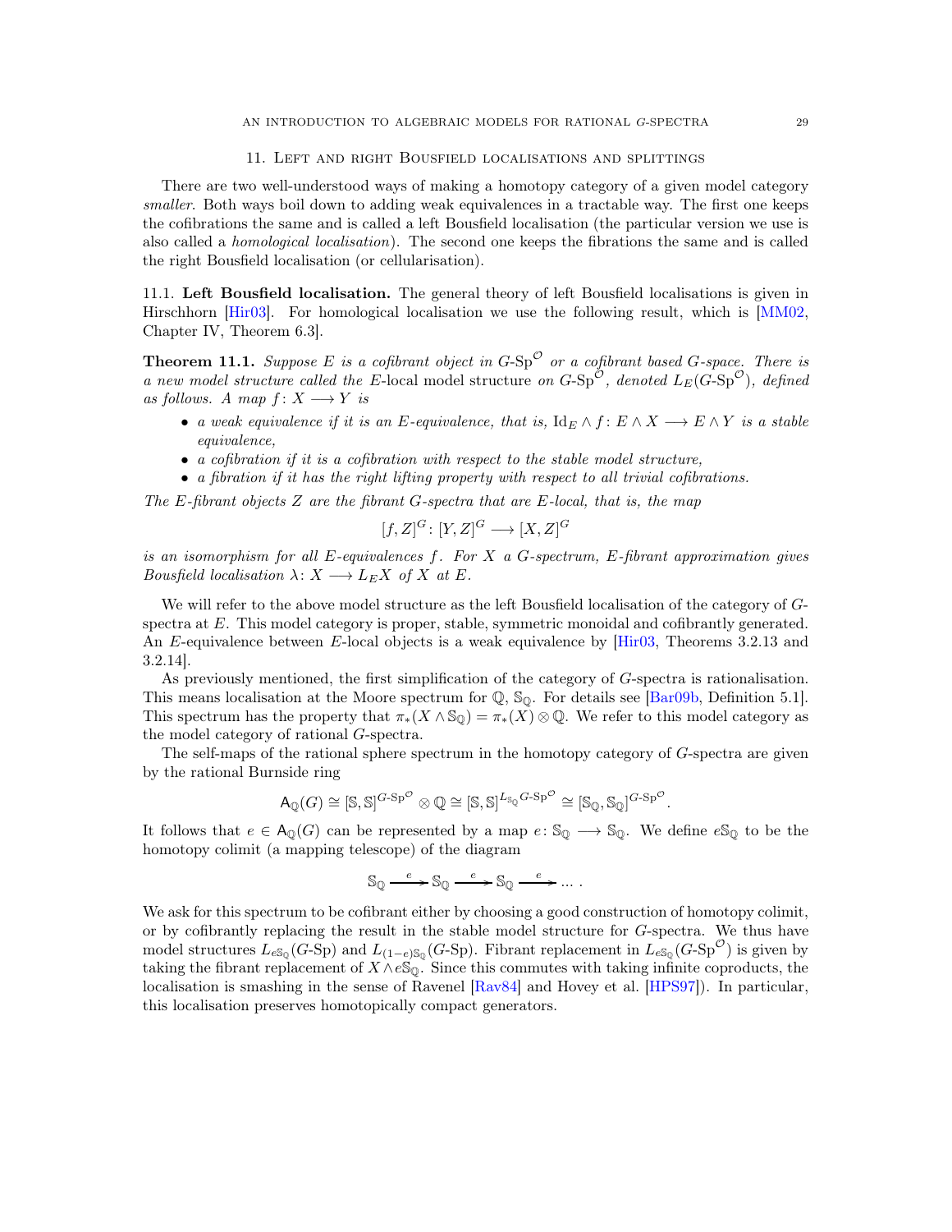## 11. Left and right Bousfield localisations and splittings

There are two well-understood ways of making a homotopy category of a given model category *smaller*. Both ways boil down to adding weak equivalences in a tractable way. The first one keeps the cofibrations the same and is called a left Bousfield localisation (the particular version we use is also called a *homological localisation*). The second one keeps the fibrations the same and is called the right Bousfield localisation (or cellularisation).

### 11.1. Left Bousfield localisation.

The general theory of left Bousfield localisations is given in Hirschhorn [Hir03]. For homological localisation we use the following result, which is [MM02, Chapter IV, Theorem 6.3].

**Theorem 11.1.** *Suppose $E$ is a cofibrant object in $G\text{-}\mathrm{Sp}^{\mathcal{O}}$ or a cofibrant based $G$-space. There is a new model structure called the* $E$-local model structure *on $G\text{-}\mathrm{Sp}^{\mathcal{O}}$, denoted $L_E(G\text{-}\mathrm{Sp}^{\mathcal{O}})$, defined as follows. A map $f\colon X \longrightarrow Y$ is*

- *a weak equivalence if it is an $E$-equivalence, that is, $\mathrm{Id}_E \wedge f\colon E \wedge X \longrightarrow E \wedge Y$ is a stable equivalence,*
- *a cofibration if it is a cofibration with respect to the stable model structure,*
- *a fibration if it has the right lifting property with respect to all trivial cofibrations.*

*The $E$-fibrant objects $Z$ are the fibrant $G$-spectra that are $E$-local, that is, the map*

$$[f, Z]^G\colon [Y, Z]^G \longrightarrow [X, Z]^G$$

*is an isomorphism for all $E$-equivalences $f$. For $X$ a $G$-spectrum, $E$-fibrant approximation gives Bousfield localisation $\lambda\colon X \longrightarrow L_E X$ of $X$ at $E$.*

We will refer to the above model structure as the left Bousfield localisation of the category of $G$-spectra at $E$. This model category is proper, stable, symmetric monoidal and cofibrantly generated. An $E$-equivalence between $E$-local objects is a weak equivalence by [Hir03, Theorems 3.2.13 and 3.2.14].

As previously mentioned, the first simplification of the category of $G$-spectra is rationalisation. This means localisation at the Moore spectrum for $\mathbb{Q}$, $\mathbb{S}_{\mathbb{Q}}$. For details see [Bar09b, Definition 5.1]. This spectrum has the property that $\pi_*(X \wedge \mathbb{S}_{\mathbb{Q}}) = \pi_*(X) \otimes \mathbb{Q}$. We refer to this model category as the model category of rational $G$-spectra.

The self-maps of the rational sphere spectrum in the homotopy category of $G$-spectra are given by the rational Burnside ring

$$\mathsf{A}_{\mathbb{Q}}(G) \cong [\mathbb{S}, \mathbb{S}]^{G\text{-}\mathrm{Sp}^{\mathcal{O}}} \otimes \mathbb{Q} \cong [\mathbb{S}, \mathbb{S}]^{L_{\mathbb{S}_{\mathbb{Q}}} G\text{-}\mathrm{Sp}^{\mathcal{O}}} \cong [\mathbb{S}_{\mathbb{Q}}, \mathbb{S}_{\mathbb{Q}}]^{G\text{-}\mathrm{Sp}^{\mathcal{O}}}.$$

It follows that $e \in \mathsf{A}_{\mathbb{Q}}(G)$ can be represented by a map $e\colon \mathbb{S}_{\mathbb{Q}} \longrightarrow \mathbb{S}_{\mathbb{Q}}$. We define $e\mathbb{S}_{\mathbb{Q}}$ to be the homotopy colimit (a mapping telescope) of the diagram

$$\mathbb{S}_{\mathbb{Q}} \xrightarrow{\ e\ } \mathbb{S}_{\mathbb{Q}} \xrightarrow{\ e\ } \mathbb{S}_{\mathbb{Q}} \xrightarrow{\ e\ } \dots .$$

We ask for this spectrum to be cofibrant either by choosing a good construction of homotopy colimit, or by cofibrantly replacing the result in the stable model structure for $G$-spectra. We thus have model structures $L_{e\mathbb{S}_{\mathbb{Q}}}(G\text{-}\mathrm{Sp})$ and $L_{(1-e)\mathbb{S}_{\mathbb{Q}}}(G\text{-}\mathrm{Sp})$. Fibrant replacement in $L_{e\mathbb{S}_{\mathbb{Q}}}(G\text{-}\mathrm{Sp}^{\mathcal{O}})$ is given by taking the fibrant replacement of $X \wedge e\mathbb{S}_{\mathbb{Q}}$. Since this commutes with taking infinite coproducts, the localisation is smashing in the sense of Ravenel [Rav84] and Hovey et al. [HPS97]). In particular, this localisation preserves homotopically compact generators.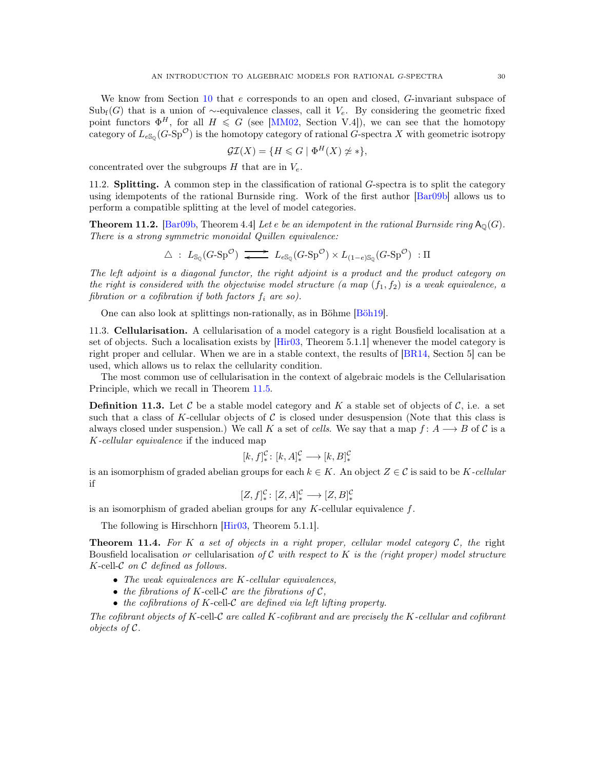We know from Section 10 that $e$ corresponds to an open and closed, $G$-invariant subspace of $\mathrm{Sub}_{\mathrm{f}}(G)$ that is a union of $\sim$-equivalence classes, call it $V_e$. By considering the geometric fixed point functors $\Phi^H$, for all $H \leqslant G$ (see [MM02, Section V.4]), we can see that the homotopy category of $L_{e\mathbb{S}_{\mathbb{Q}}}(G\text{-}\mathrm{Sp}^{\mathcal{O}})$ is the homotopy category of rational $G$-spectra $X$ with geometric isotropy

$$\mathcal{GI}(X) = \{H \leqslant G \mid \Phi^H(X) \not\simeq *\},$$

concentrated over the subgroups $H$ that are in $V_e$.

11.2. **Splitting.** A common step in the classification of rational $G$-spectra is to split the category using idempotents of the rational Burnside ring. Work of the first author [Bar09b] allows us to perform a compatible splitting at the level of model categories.

**Theorem 11.2.** [Bar09b, Theorem 4.4] *Let $e$ be an idempotent in the rational Burnside ring $\mathsf{A}_{\mathbb{Q}}(G)$. There is a strong symmetric monoidal Quillen equivalence:*

$$\triangle \ : \ L_{\mathbb{S}_{\mathbb{Q}}}(G\text{-}\mathrm{Sp}^{\mathcal{O}}) \rightleftarrows L_{e\mathbb{S}_{\mathbb{Q}}}(G\text{-}\mathrm{Sp}^{\mathcal{O}}) \times L_{(1-e)\mathbb{S}_{\mathbb{Q}}}(G\text{-}\mathrm{Sp}^{\mathcal{O}}) \ : \Pi$$

*The left adjoint is a diagonal functor, the right adjoint is a product and the product category on the right is considered with the objectwise model structure (a map $(f_1, f_2)$ is a weak equivalence, a fibration or a cofibration if both factors $f_i$ are so).*

One can also look at splittings non-rationally, as in Böhme [Böh19].

11.3. **Cellularisation.** A cellularisation of a model category is a right Bousfield localisation at a set of objects. Such a localisation exists by [Hir03, Theorem 5.1.1] whenever the model category is right proper and cellular. When we are in a stable context, the results of [BR14, Section 5] can be used, which allows us to relax the cellularity condition.

The most common use of cellularisation in the context of algebraic models is the Cellularisation Principle, which we recall in Theorem 11.5.

**Definition 11.3.** Let $\mathcal{C}$ be a stable model category and $K$ a stable set of objects of $\mathcal{C}$, i.e. a set such that a class of $K$-cellular objects of $\mathcal{C}$ is closed under desuspension (Note that this class is always closed under suspension.) We call $K$ a set of *cells*. We say that a map $f \colon A \longrightarrow B$ of $\mathcal{C}$ is a *$K$-cellular equivalence* if the induced map

$$[k, f]_*^{\mathcal{C}} \colon [k, A]_*^{\mathcal{C}} \longrightarrow [k, B]_*^{\mathcal{C}}$$

is an isomorphism of graded abelian groups for each $k \in K$. An object $Z \in \mathcal{C}$ is said to be *$K$-cellular* if

$$[Z, f]_*^{\mathcal{C}} \colon [Z, A]_*^{\mathcal{C}} \longrightarrow [Z, B]_*^{\mathcal{C}}$$

is an isomorphism of graded abelian groups for any $K$-cellular equivalence $f$.

The following is Hirschhorn [Hir03, Theorem 5.1.1].

**Theorem 11.4.** *For $K$ a set of objects in a right proper, cellular model category $\mathcal{C}$, the* right Bousfield localisation *or* cellularisation *of $\mathcal{C}$ with respect to $K$ is the (right proper) model structure $K$-cell-$\mathcal{C}$ on $\mathcal{C}$ defined as follows.*

- *The weak equivalences are $K$-cellular equivalences,*
- *the fibrations of $K$-cell-$\mathcal{C}$ are the fibrations of $\mathcal{C}$,*
- *the cofibrations of $K$-cell-$\mathcal{C}$ are defined via left lifting property.*

*The cofibrant objects of $K$-cell-$\mathcal{C}$ are called $K$-cofibrant and are precisely the $K$-cellular and cofibrant objects of $\mathcal{C}$.*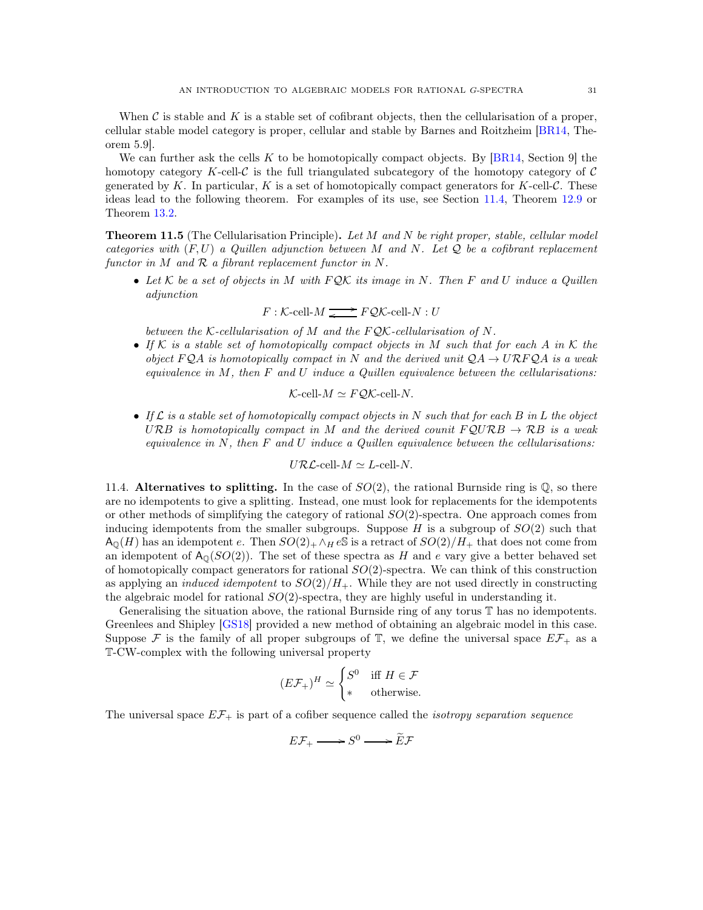When $\mathcal{C}$ is stable and $K$ is a stable set of cofibrant objects, then the cellularisation of a proper, cellular stable model category is proper, cellular and stable by Barnes and Roitzheim [BR14, Theorem 5.9].

We can further ask the cells $K$ to be homotopically compact objects. By [BR14, Section 9] the homotopy category $K$-cell-$\mathcal{C}$ is the full triangulated subcategory of the homotopy category of $\mathcal{C}$ generated by $K$. In particular, $K$ is a set of homotopically compact generators for $K$-cell-$\mathcal{C}$. These ideas lead to the following theorem. For examples of its use, see Section 11.4, Theorem 12.9 or Theorem 13.2.

**Theorem 11.5** (The Cellularisation Principle)**.** *Let $M$ and $N$ be right proper, stable, cellular model categories with $(F, U)$ a Quillen adjunction between $M$ and $N$. Let $\mathcal{Q}$ be a cofibrant replacement functor in $M$ and $\mathcal{R}$ a fibrant replacement functor in $N$.*

- *Let $\mathcal{K}$ be a set of objects in $M$ with $F\mathcal{Q}\mathcal{K}$ its image in $N$. Then $F$ and $U$ induce a Quillen adjunction*
$$F : \mathcal{K}\text{-cell-}M \rightleftarrows F\mathcal{Q}\mathcal{K}\text{-cell-}N : U$$
*between the $\mathcal{K}$-cellularisation of $M$ and the $F\mathcal{Q}\mathcal{K}$-cellularisation of $N$.*
- *If $\mathcal{K}$ is a stable set of homotopically compact objects in $M$ such that for each $A$ in $\mathcal{K}$ the object $F\mathcal{Q}A$ is homotopically compact in $N$ and the derived unit $\mathcal{Q}A \to U\mathcal{R}F\mathcal{Q}A$ is a weak equivalence in $M$, then $F$ and $U$ induce a Quillen equivalence between the cellularisations:*
$$\mathcal{K}\text{-cell-}M \simeq F\mathcal{Q}\mathcal{K}\text{-cell-}N.$$
- *If $\mathcal{L}$ is a stable set of homotopically compact objects in $N$ such that for each $B$ in $L$ the object $U\mathcal{R}B$ is homotopically compact in $M$ and the derived counit $F\mathcal{Q}U\mathcal{R}B \to \mathcal{R}B$ is a weak equivalence in $N$, then $F$ and $U$ induce a Quillen equivalence between the cellularisations:*
$$U\mathcal{R}\mathcal{L}\text{-cell-}M \simeq L\text{-cell-}N.$$

11.4. **Alternatives to splitting.** In the case of $SO(2)$, the rational Burnside ring is $\mathbb{Q}$, so there are no idempotents to give a splitting. Instead, one must look for replacements for the idempotents or other methods of simplifying the category of rational $SO(2)$-spectra. One approach comes from inducing idempotents from the smaller subgroups. Suppose $H$ is a subgroup of $SO(2)$ such that $\mathsf{A}_{\mathbb{Q}}(H)$ has an idempotent $e$. Then $SO(2)_+ \wedge_H e\mathbb{S}$ is a retract of $SO(2)/H_+$ that does not come from an idempotent of $\mathsf{A}_{\mathbb{Q}}(SO(2))$. The set of these spectra as $H$ and $e$ vary give a better behaved set of homotopically compact generators for rational $SO(2)$-spectra. We can think of this construction as applying an *induced idempotent* to $SO(2)/H_+$. While they are not used directly in constructing the algebraic model for rational $SO(2)$-spectra, they are highly useful in understanding it.

Generalising the situation above, the rational Burnside ring of any torus $\mathbb{T}$ has no idempotents. Greenlees and Shipley [GS18] provided a new method of obtaining an algebraic model in this case. Suppose $\mathcal{F}$ is the family of all proper subgroups of $\mathbb{T}$, we define the universal space $E\mathcal{F}_+$ as a $\mathbb{T}$-CW-complex with the following universal property

$$(E\mathcal{F}_+)^H \simeq \begin{cases} S^0 & \text{iff } H \in \mathcal{F} \\ * & \text{otherwise.} \end{cases}$$

The universal space $E\mathcal{F}_+$ is part of a cofiber sequence called the *isotropy separation sequence*

$$E\mathcal{F}_+ \longrightarrow S^0 \longrightarrow \widetilde{E}\mathcal{F}$$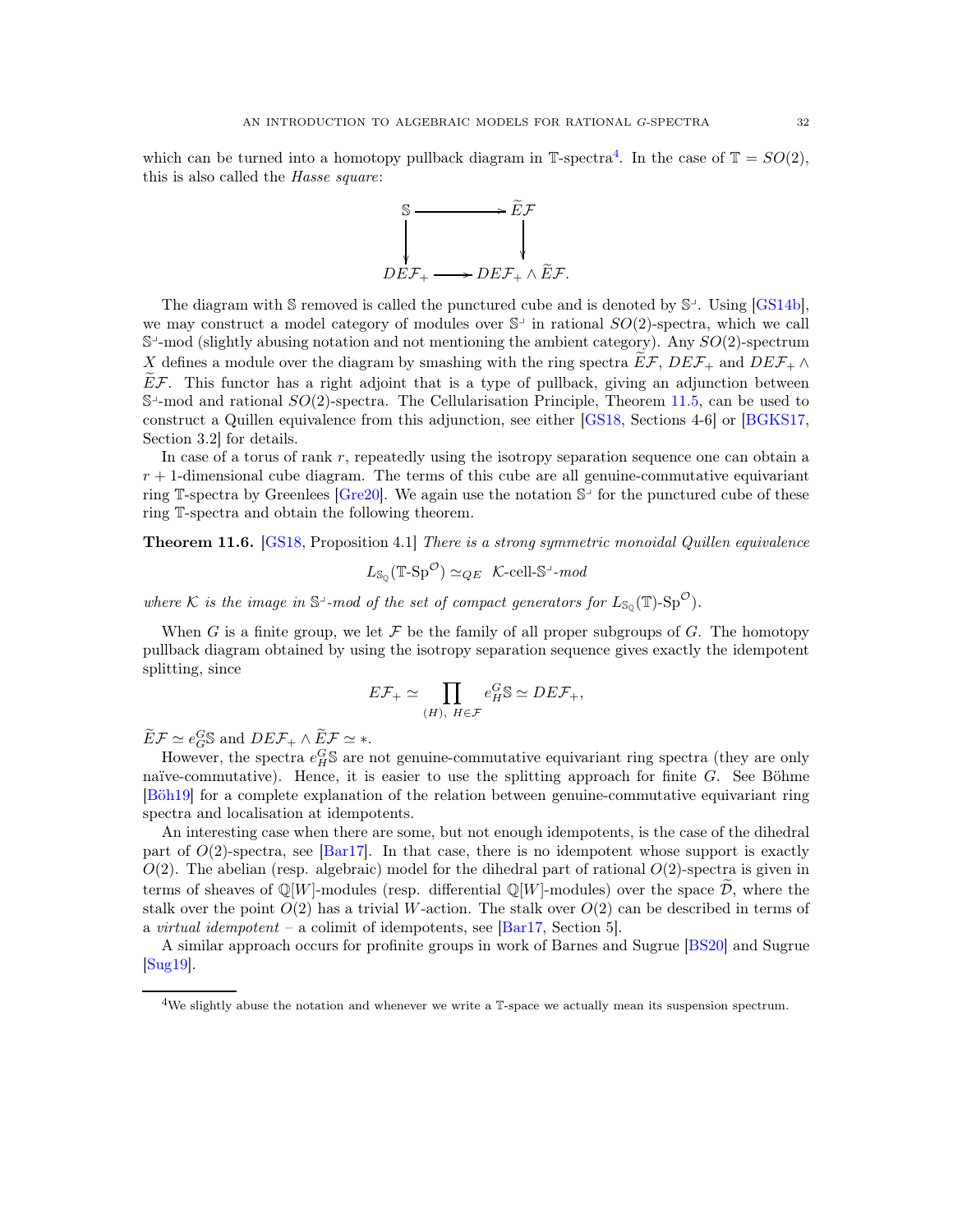which can be turned into a homotopy pullback diagram in $\mathbb{T}$-spectra[4]. In the case of $\mathbb{T} = SO(2)$, this is also called the *Hasse square*:

$$\begin{array}{ccc}
\mathbb{S} & \longrightarrow & \widetilde{E}\mathcal{F} \\
\downarrow & & \downarrow \\
DE\mathcal{F}_+ & \longrightarrow & DE\mathcal{F}_+ \wedge \widetilde{E}\mathcal{F}.
\end{array}$$

The diagram with $\mathbb{S}$ removed is called the punctured cube and is denoted by $\mathbb{S}^{\lrcorner}$. Using [GS14b], we may construct a model category of modules over $\mathbb{S}^{\lrcorner}$ in rational $SO(2)$-spectra, which we call $\mathbb{S}^{\lrcorner}$-mod (slightly abusing notation and not mentioning the ambient category). Any $SO(2)$-spectrum $X$ defines a module over the diagram by smashing with the ring spectra $\widetilde{E}\mathcal{F}$, $DE\mathcal{F}_+$ and $DE\mathcal{F}_+ \wedge \widetilde{E}\mathcal{F}$. This functor has a right adjoint that is a type of pullback, giving an adjunction between $\mathbb{S}^{\lrcorner}$-mod and rational $SO(2)$-spectra. The Cellularisation Principle, Theorem 11.5, can be used to construct a Quillen equivalence from this adjunction, see either [GS18, Sections 4-6] or [BGKS17, Section 3.2] for details.

In case of a torus of rank $r$, repeatedly using the isotropy separation sequence one can obtain a $r+1$-dimensional cube diagram. The terms of this cube are all genuine-commutative equivariant ring $\mathbb{T}$-spectra by Greenlees [Gre20]. We again use the notation $\mathbb{S}^{\lrcorner}$ for the punctured cube of these ring $\mathbb{T}$-spectra and obtain the following theorem.

**Theorem 11.6.** [GS18, Proposition 4.1] *There is a strong symmetric monoidal Quillen equivalence*

$$L_{\mathbb{S}_\mathbb{Q}}(\mathbb{T}\text{-}\mathrm{Sp}^{\mathcal{O}}) \simeq_{QE} \mathcal{K}\text{-cell-}\mathbb{S}^{\lrcorner}\text{-}mod$$

*where $\mathcal{K}$ is the image in $\mathbb{S}^{\lrcorner}$-mod of the set of compact generators for $L_{\mathbb{S}_\mathbb{Q}}(\mathbb{T})\text{-}\mathrm{Sp}^{\mathcal{O}})$.*

When $G$ is a finite group, we let $\mathcal{F}$ be the family of all proper subgroups of $G$. The homotopy pullback diagram obtained by using the isotropy separation sequence gives exactly the idempotent splitting, since

$$E\mathcal{F}_+ \simeq \prod_{(H),\ H\in\mathcal{F}} e_H^G\mathbb{S} \simeq DE\mathcal{F}_+,$$

$\widetilde{E}\mathcal{F} \simeq e_G^G\mathbb{S}$ and $DE\mathcal{F}_+ \wedge \widetilde{E}\mathcal{F} \simeq *$.

However, the spectra $e_H^G\mathbb{S}$ are not genuine-commutative equivariant ring spectra (they are only naïve-commutative). Hence, it is easier to use the splitting approach for finite $G$. See Böhme [Böh19] for a complete explanation of the relation between genuine-commutative equivariant ring spectra and localisation at idempotents.

An interesting case when there are some, but not enough idempotents, is the case of the dihedral part of $O(2)$-spectra, see [Bar17]. In that case, there is no idempotent whose support is exactly $O(2)$. The abelian (resp. algebraic) model for the dihedral part of rational $O(2)$-spectra is given in terms of sheaves of $\mathbb{Q}[W]$-modules (resp. differential $\mathbb{Q}[W]$-modules) over the space $\widetilde{\mathcal{D}}$, where the stalk over the point $O(2)$ has a trivial $W$-action. The stalk over $O(2)$ can be described in terms of a *virtual idempotent* – a colimit of idempotents, see [Bar17, Section 5].

A similar approach occurs for profinite groups in work of Barnes and Sugrue [BS20] and Sugrue [Sug19].

---

[4] We slightly abuse the notation and whenever we write a $\mathbb{T}$-space we actually mean its suspension spectrum.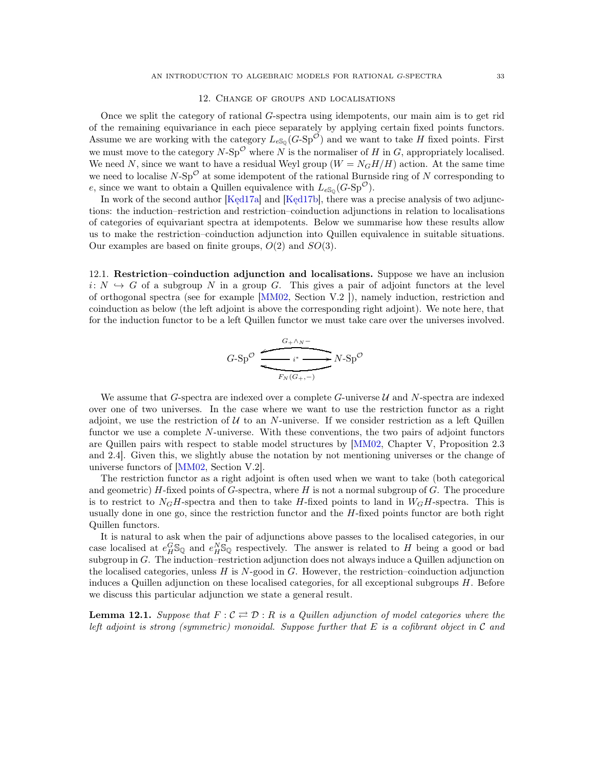## 12. Change of groups and localisations

Once we split the category of rational $G$-spectra using idempotents, our main aim is to get rid of the remaining equivariance in each piece separately by applying certain fixed points functors. Assume we are working with the category $L_{e\mathbb{S}_\mathbb{Q}}(G\text{-Sp}^\mathcal{O})$ and we want to take $H$ fixed points. First we must move to the category $N\text{-Sp}^\mathcal{O}$ where $N$ is the normaliser of $H$ in $G$, appropriately localised. We need $N$, since we want to have a residual Weyl group ($W = N_G H/H$) action. At the same time we need to localise $N\text{-Sp}^\mathcal{O}$ at some idempotent of the rational Burnside ring of $N$ corresponding to $e$, since we want to obtain a Quillen equivalence with $L_{e\mathbb{S}_\mathbb{Q}}(G\text{-Sp}^\mathcal{O})$.

In work of the second author [Kęd17a] and [Kęd17b], there was a precise analysis of two adjunctions: the induction–restriction and restriction–coinduction adjunctions in relation to localisations of categories of equivariant spectra at idempotents. Below we summarise how these results allow us to make the restriction–coinduction adjunction into Quillen equivalence in suitable situations. Our examples are based on finite groups, $O(2)$ and $SO(3)$.

### 12.1. Restriction–coinduction adjunction and localisations.

Suppose we have an inclusion $i\colon N \hookrightarrow G$ of a subgroup $N$ in a group $G$. This gives a pair of adjoint functors at the level of orthogonal spectra (see for example [MM02, Section V.2 ]), namely induction, restriction and coinduction as below (the left adjoint is above the corresponding right adjoint). We note here, that for the induction functor to be a left Quillen functor we must take care over the universes involved.

$$G\text{-Sp}^\mathcal{O} \underset{F_N(G_+,-)}{\overset{G_+\wedge_N -}{\leftrightarrows}} N\text{-Sp}^\mathcal{O}, \qquad i^*\colon G\text{-Sp}^\mathcal{O} \to N\text{-Sp}^\mathcal{O}$$

We assume that $G$-spectra are indexed over a complete $G$-universe $\mathcal{U}$ and $N$-spectra are indexed over one of two universes. In the case where we want to use the restriction functor as a right adjoint, we use the restriction of $\mathcal{U}$ to an $N$-universe. If we consider restriction as a left Quillen functor we use a complete $N$-universe. With these conventions, the two pairs of adjoint functors are Quillen pairs with respect to stable model structures by [MM02, Chapter V, Proposition 2.3 and 2.4]. Given this, we slightly abuse the notation by not mentioning universes or the change of universe functors of [MM02, Section V.2].

The restriction functor as a right adjoint is often used when we want to take (both categorical and geometric) $H$-fixed points of $G$-spectra, where $H$ is not a normal subgroup of $G$. The procedure is to restrict to $N_G H$-spectra and then to take $H$-fixed points to land in $W_G H$-spectra. This is usually done in one go, since the restriction functor and the $H$-fixed points functor are both right Quillen functors.

It is natural to ask when the pair of adjunctions above passes to the localised categories, in our case localised at $e_H^G \mathbb{S}_\mathbb{Q}$ and $e_H^N \mathbb{S}_\mathbb{Q}$ respectively. The answer is related to $H$ being a good or bad subgroup in $G$. The induction–restriction adjunction does not always induce a Quillen adjunction on the localised categories, unless $H$ is $N$-good in $G$. However, the restriction–coinduction adjunction induces a Quillen adjunction on these localised categories, for all exceptional subgroups $H$. Before we discuss this particular adjunction we state a general result.

**Lemma 12.1.** *Suppose that $F : \mathcal{C} \rightleftarrows \mathcal{D} : R$ is a Quillen adjunction of model categories where the left adjoint is strong (symmetric) monoidal. Suppose further that $E$ is a cofibrant object in $\mathcal{C}$ and*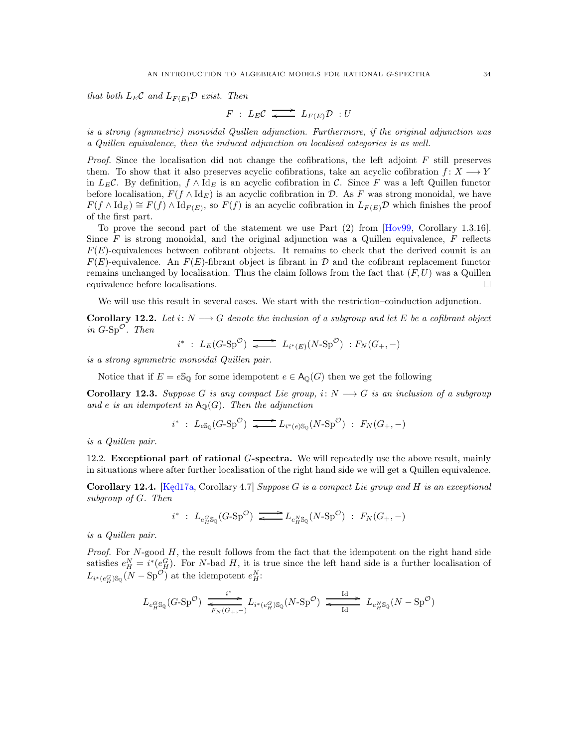*that both $L_E\mathcal{C}$ and $L_{F(E)}\mathcal{D}$ exist. Then*

$$F \ : \ L_E\mathcal{C} \rightleftarrows L_{F(E)}\mathcal{D} \ : U$$

*is a strong (symmetric) monoidal Quillen adjunction. Furthermore, if the original adjunction was a Quillen equivalence, then the induced adjunction on localised categories is as well.*

*Proof.* Since the localisation did not change the cofibrations, the left adjoint $F$ still preserves them. To show that it also preserves acyclic cofibrations, take an acyclic cofibration $f\colon X \longrightarrow Y$ in $L_E\mathcal{C}$. By definition, $f \wedge \mathrm{Id}_E$ is an acyclic cofibration in $\mathcal{C}$. Since $F$ was a left Quillen functor before localisation, $F(f \wedge \mathrm{Id}_E)$ is an acyclic cofibration in $\mathcal{D}$. As $F$ was strong monoidal, we have $F(f \wedge \mathrm{Id}_E) \cong F(f) \wedge \mathrm{Id}_{F(E)}$, so $F(f)$ is an acyclic cofibration in $L_{F(E)}\mathcal{D}$ which finishes the proof of the first part.

To prove the second part of the statement we use Part (2) from [Hov99, Corollary 1.3.16]. Since $F$ is strong monoidal, and the original adjunction was a Quillen equivalence, $F$ reflects $F(E)$-equivalences between cofibrant objects. It remains to check that the derived counit is an $F(E)$-equivalence. An $F(E)$-fibrant object is fibrant in $\mathcal{D}$ and the cofibrant replacement functor remains unchanged by localisation. Thus the claim follows from the fact that $(F, U)$ was a Quillen equivalence before localisations. □

We will use this result in several cases. We start with the restriction–coinduction adjunction.

**Corollary 12.2.** *Let $i\colon N \longrightarrow G$ denote the inclusion of a subgroup and let $E$ be a cofibrant object in $G$-$\mathrm{Sp}^{\mathcal{O}}$. Then*

$$i^* \ : \ L_E(G\text{-}\mathrm{Sp}^{\mathcal{O}}) \rightleftarrows L_{i^*(E)}(N\text{-}\mathrm{Sp}^{\mathcal{O}}) \ : F_N(G_+, -)$$

*is a strong symmetric monoidal Quillen pair.*

Notice that if $E = e\mathbb{S}_{\mathbb{Q}}$ for some idempotent $e \in \mathsf{A}_{\mathbb{Q}}(G)$ then we get the following

**Corollary 12.3.** *Suppose $G$ is any compact Lie group, $i\colon N \longrightarrow G$ is an inclusion of a subgroup and $e$ is an idempotent in $\mathsf{A}_{\mathbb{Q}}(G)$. Then the adjunction*

$$i^* \ : \ L_{e\mathbb{S}_{\mathbb{Q}}}(G\text{-}\mathrm{Sp}^{\mathcal{O}}) \rightleftarrows L_{i^*(e)\mathbb{S}_{\mathbb{Q}}}(N\text{-}\mathrm{Sp}^{\mathcal{O}}) \ : \ F_N(G_+, -)$$

*is a Quillen pair.*

12.2. **Exceptional part of rational $G$-spectra.** We will repeatedly use the above result, mainly in situations where after further localisation of the right hand side we will get a Quillen equivalence.

**Corollary 12.4.** [Kędz17a, Corollary 4.7] *Suppose $G$ is a compact Lie group and $H$ is an exceptional subgroup of $G$. Then*

$$i^* \ : \ L_{e_H^G\mathbb{S}_{\mathbb{Q}}}(G\text{-}\mathrm{Sp}^{\mathcal{O}}) \rightleftarrows L_{e_H^N\mathbb{S}_{\mathbb{Q}}}(N\text{-}\mathrm{Sp}^{\mathcal{O}}) \ : \ F_N(G_+, -)$$

*is a Quillen pair.*

*Proof.* For $N$-good $H$, the result follows from the fact that the idempotent on the right hand side satisfies $e_H^N = i^*(e_H^G)$. For $N$-bad $H$, it is true since the left hand side is a further localisation of $L_{i^*(e_H^G)\mathbb{S}_{\mathbb{Q}}}(N - \mathrm{Sp}^{\mathcal{O}})$ at the idempotent $e_H^N$:

$$L_{e_H^G\mathbb{S}_{\mathbb{Q}}}(G\text{-}\mathrm{Sp}^{\mathcal{O}}) \underset{F_N(G_+,-)}{\overset{i^*}{\rightleftarrows}} L_{i^*(e_H^G)\mathbb{S}_{\mathbb{Q}}}(N\text{-}\mathrm{Sp}^{\mathcal{O}}) \underset{\mathrm{Id}}{\overset{\mathrm{Id}}{\rightleftarrows}} L_{e_H^N\mathbb{S}_{\mathbb{Q}}}(N - \mathrm{Sp}^{\mathcal{O}})$$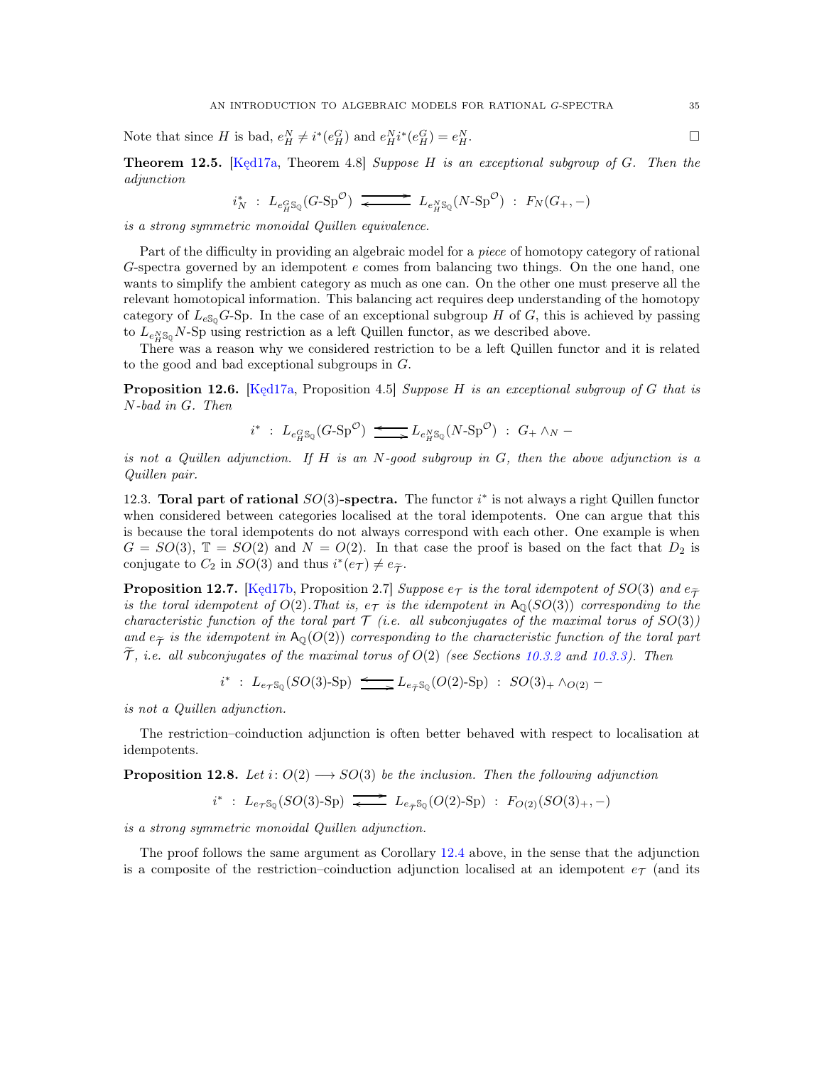Note that since $H$ is bad, $e_H^N \neq i^*(e_H^G)$ and $e_H^N i^*(e_H^G) = e_H^N$. □

**Theorem 12.5.** [Kędzioreck17a, Theorem 4.8] *Suppose $H$ is an exceptional subgroup of $G$. Then the adjunction*

$$i_N^* \ : \ L_{e_H^G \mathbb{S}_\mathbb{Q}}(G\text{-}\mathrm{Sp}^{\mathcal{O}}) \rightleftarrows L_{e_H^N \mathbb{S}_\mathbb{Q}}(N\text{-}\mathrm{Sp}^{\mathcal{O}}) \ : \ F_N(G_+, -)$$

*is a strong symmetric monoidal Quillen equivalence.*

Part of the difficulty in providing an algebraic model for a *piece* of homotopy category of rational $G$-spectra governed by an idempotent $e$ comes from balancing two things. On the one hand, one wants to simplify the ambient category as much as one can. On the other one must preserve all the relevant homotopical information. This balancing act requires deep understanding of the homotopy category of $L_{e\mathbb{S}_\mathbb{Q}}G$-Sp. In the case of an exceptional subgroup $H$ of $G$, this is achieved by passing to $L_{e_H^N \mathbb{S}_\mathbb{Q}}N$-Sp using restriction as a left Quillen functor, as we described above.

There was a reason why we considered restriction to be a left Quillen functor and it is related to the good and bad exceptional subgroups in $G$.

**Proposition 12.6.** [Kęd17a, Proposition 4.5] *Suppose $H$ is an exceptional subgroup of $G$ that is $N$-bad in $G$. Then*

$$i^* \ : \ L_{e_H^G \mathbb{S}_\mathbb{Q}}(G\text{-}\mathrm{Sp}^{\mathcal{O}}) \leftrightarrows L_{e_H^N \mathbb{S}_\mathbb{Q}}(N\text{-}\mathrm{Sp}^{\mathcal{O}}) \ : \ G_+ \wedge_N -$$

*is not a Quillen adjunction. If $H$ is an $N$-good subgroup in $G$, then the above adjunction is a Quillen pair.*

12.3. **Toral part of rational $SO(3)$-spectra.** The functor $i^*$ is not always a right Quillen functor when considered between categories localised at the toral idempotents. One can argue that this is because the toral idempotents do not always correspond with each other. One example is when $G = SO(3)$, $\mathbb{T} = SO(2)$ and $N = O(2)$. In that case the proof is based on the fact that $D_2$ is conjugate to $C_2$ in $SO(3)$ and thus $i^*(e_{\mathcal{T}}) \neq e_{\widetilde{\mathcal{T}}}$.

**Proposition 12.7.** [Kęd17b, Proposition 2.7] *Suppose $e_{\mathcal{T}}$ is the toral idempotent of $SO(3)$ and $e_{\widetilde{\mathcal{T}}}$ is the toral idempotent of $O(2)$. That is, $e_{\mathcal{T}}$ is the idempotent in $\mathsf{A}_\mathbb{Q}(SO(3))$ corresponding to the characteristic function of the toral part $\mathcal{T}$ (i.e. all subconjugates of the maximal torus of $SO(3)$) and $e_{\widetilde{\mathcal{T}}}$ is the idempotent in $\mathsf{A}_\mathbb{Q}(O(2))$ corresponding to the characteristic function of the toral part $\widetilde{\mathcal{T}}$, i.e. all subconjugates of the maximal torus of $O(2)$ (see Sections 10.3.2 and 10.3.3). Then*

$$i^* \ : \ L_{e_{\mathcal{T}}\mathbb{S}_\mathbb{Q}}(SO(3)\text{-}\mathrm{Sp}) \leftrightarrows L_{e_{\widetilde{\mathcal{T}}}\mathbb{S}_\mathbb{Q}}(O(2)\text{-}\mathrm{Sp}) \ : \ SO(3)_+ \wedge_{O(2)} -$$

*is not a Quillen adjunction.*

The restriction–coinduction adjunction is often better behaved with respect to localisation at idempotents.

**Proposition 12.8.** *Let $i \colon O(2) \longrightarrow SO(3)$ be the inclusion. Then the following adjunction*

$$i^* \ : \ L_{e_{\mathcal{T}}\mathbb{S}_\mathbb{Q}}(SO(3)\text{-}\mathrm{Sp}) \rightleftarrows L_{e_{\widetilde{\mathcal{T}}}\mathbb{S}_\mathbb{Q}}(O(2)\text{-}\mathrm{Sp}) \ : \ F_{O(2)}(SO(3)_+, -)$$

*is a strong symmetric monoidal Quillen adjunction.*

The proof follows the same argument as Corollary 12.4 above, in the sense that the adjunction is a composite of the restriction–coinduction adjunction localised at an idempotent $e_{\mathcal{T}}$ (and its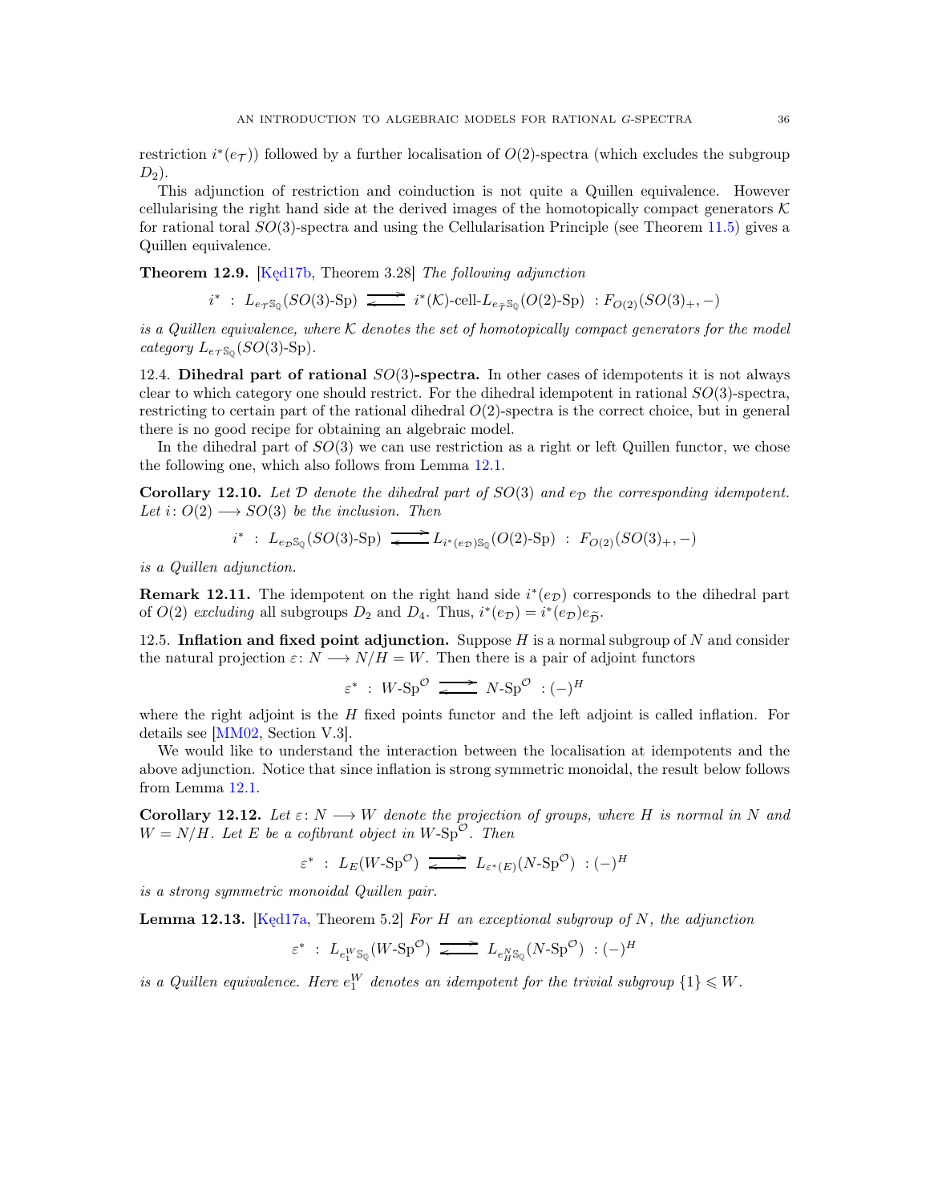restriction $i^*(e_{\mathcal{T}})$) followed by a further localisation of $O(2)$-spectra (which excludes the subgroup $D_2$).

This adjunction of restriction and coinduction is not quite a Quillen equivalence. However cellularising the right hand side at the derived images of the homotopically compact generators $\mathcal{K}$ for rational toral $SO(3)$-spectra and using the Cellularisation Principle (see Theorem 11.5) gives a Quillen equivalence.

**Theorem 12.9.** [Kędziorek 17b, Theorem 3.28] *The following adjunction*

$$i^* \;:\; L_{e_{\mathcal{T}}\mathbb{S}_{\mathbb{Q}}}(SO(3)\text{-Sp}) \rightleftarrows i^*(\mathcal{K})\text{-cell-}L_{e_{\widetilde{\mathcal{T}}}\mathbb{S}_{\mathbb{Q}}}(O(2)\text{-Sp}) \;: F_{O(2)}(SO(3)_+,-)$$

*is a Quillen equivalence, where $\mathcal{K}$ denotes the set of homotopically compact generators for the model category $L_{e_{\mathcal{T}}\mathbb{S}_{\mathbb{Q}}}(SO(3)\text{-Sp})$.*

12.4. **Dihedral part of rational $SO(3)$-spectra.** In other cases of idempotents it is not always clear to which category one should restrict. For the dihedral idempotent in rational $SO(3)$-spectra, restricting to certain part of the rational dihedral $O(2)$-spectra is the correct choice, but in general there is no good recipe for obtaining an algebraic model.

In the dihedral part of $SO(3)$ we can use restriction as a right or left Quillen functor, we chose the following one, which also follows from Lemma 12.1.

**Corollary 12.10.** *Let $\mathcal{D}$ denote the dihedral part of $SO(3)$ and $e_{\mathcal{D}}$ the corresponding idempotent. Let $i\colon O(2) \longrightarrow SO(3)$ be the inclusion. Then*

$$i^* \;:\; L_{e_{\mathcal{D}}\mathbb{S}_{\mathbb{Q}}}(SO(3)\text{-Sp}) \rightleftarrows L_{i^*(e_{\mathcal{D}})\mathbb{S}_{\mathbb{Q}}}(O(2)\text{-Sp}) \;:\; F_{O(2)}(SO(3)_+,-)$$

*is a Quillen adjunction.*

**Remark 12.11.** The idempotent on the right hand side $i^*(e_{\mathcal{D}})$ corresponds to the dihedral part of $O(2)$ *excluding* all subgroups $D_2$ and $D_4$. Thus, $i^*(e_{\mathcal{D}}) = i^*(e_{\mathcal{D}})e_{\widetilde{\mathcal{D}}}$.

12.5. **Inflation and fixed point adjunction.** Suppose $H$ is a normal subgroup of $N$ and consider the natural projection $\varepsilon\colon N \longrightarrow N/H = W$. Then there is a pair of adjoint functors

$$\varepsilon^* \;:\; W\text{-Sp}^{\mathcal{O}} \rightleftarrows N\text{-Sp}^{\mathcal{O}} \;: (-)^H$$

where the right adjoint is the $H$ fixed points functor and the left adjoint is called inflation. For details see [MM02, Section V.3].

We would like to understand the interaction between the localisation at idempotents and the above adjunction. Notice that since inflation is strong symmetric monoidal, the result below follows from Lemma 12.1.

**Corollary 12.12.** *Let $\varepsilon\colon N \longrightarrow W$ denote the projection of groups, where $H$ is normal in $N$ and $W = N/H$. Let $E$ be a cofibrant object in $W\text{-Sp}^{\mathcal{O}}$. Then*

$$\varepsilon^* \;:\; L_E(W\text{-Sp}^{\mathcal{O}}) \rightleftarrows L_{\varepsilon^*(E)}(N\text{-Sp}^{\mathcal{O}}) \;: (-)^H$$

*is a strong symmetric monoidal Quillen pair.*

**Lemma 12.13.** [Kędziorek 17a, Theorem 5.2] *For $H$ an exceptional subgroup of $N$, the adjunction*

$$\varepsilon^* \;:\; L_{e_1^W\mathbb{S}_{\mathbb{Q}}}(W\text{-Sp}^{\mathcal{O}}) \rightleftarrows L_{e_H^N\mathbb{S}_{\mathbb{Q}}}(N\text{-Sp}^{\mathcal{O}}) \;: (-)^H$$

*is a Quillen equivalence. Here $e_1^W$ denotes an idempotent for the trivial subgroup $\{1\} \leqslant W$.*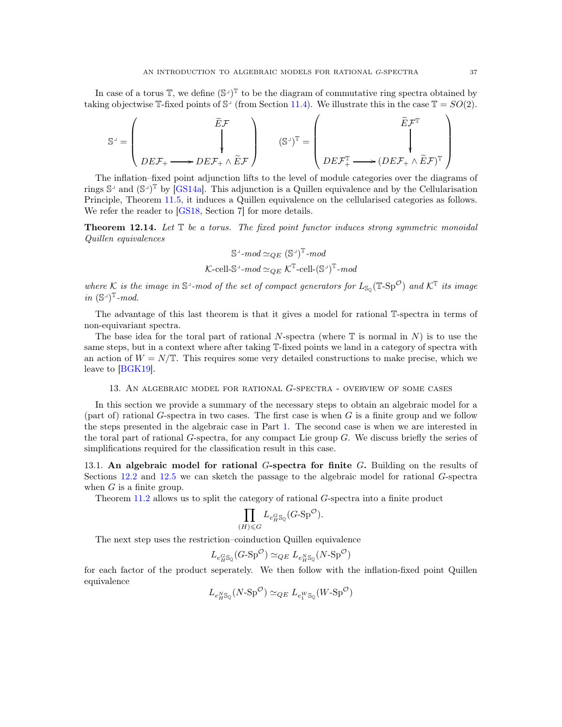In case of a torus $\mathbb{T}$, we define $(\mathbb{S}^{\lrcorner})^{\mathbb{T}}$ to be the diagram of commutative ring spectra obtained by taking objectwise $\mathbb{T}$-fixed points of $\mathbb{S}^{\lrcorner}$ (from Section 11.4). We illustrate this in the case $\mathbb{T} = SO(2)$.

$$\mathbb{S}^{\lrcorner} = \left( \begin{array}{ccc} & & \widetilde{E}\mathcal{F} \\ & & \downarrow \\ DE\mathcal{F}_+ & \longrightarrow & DE\mathcal{F}_+ \wedge \widetilde{E}\mathcal{F} \end{array} \right) \qquad (\mathbb{S}^{\lrcorner})^{\mathbb{T}} = \left( \begin{array}{ccc} & & \widetilde{E}\mathcal{F}^{\mathbb{T}} \\ & & \downarrow \\ DE\mathcal{F}_+^{\mathbb{T}} & \longrightarrow & (DE\mathcal{F}_+ \wedge \widetilde{E}\mathcal{F})^{\mathbb{T}} \end{array} \right)$$

The inflation–fixed point adjunction lifts to the level of module categories over the diagrams of rings $\mathbb{S}^{\lrcorner}$ and $(\mathbb{S}^{\lrcorner})^{\mathbb{T}}$ by [GS14a]. This adjunction is a Quillen equivalence and by the Cellularisation Principle, Theorem 11.5, it induces a Quillen equivalence on the cellularised categories as follows. We refer the reader to [GS18, Section 7] for more details.

**Theorem 12.14.** *Let $\mathbb{T}$ be a torus. The fixed point functor induces strong symmetric monoidal Quillen equivalences*

$$\mathbb{S}^{\lrcorner}\text{-}mod \simeq_{QE} (\mathbb{S}^{\lrcorner})^{\mathbb{T}}\text{-}mod$$
$$\mathcal{K}\text{-cell-}\mathbb{S}^{\lrcorner}\text{-}mod \simeq_{QE} \mathcal{K}^{\mathbb{T}}\text{-cell-}(\mathbb{S}^{\lrcorner})^{\mathbb{T}}\text{-}mod$$

*where $\mathcal{K}$ is the image in $\mathbb{S}^{\lrcorner}$-mod of the set of compact generators for $L_{\mathbb{S}_{\mathbb{Q}}}(\mathbb{T}\text{-Sp}^{\mathcal{O}})$ and $\mathcal{K}^{\mathbb{T}}$ its image in $(\mathbb{S}^{\lrcorner})^{\mathbb{T}}$-mod.*

The advantage of this last theorem is that it gives a model for rational $\mathbb{T}$-spectra in terms of non-equivariant spectra.

The base idea for the toral part of rational $N$-spectra (where $\mathbb{T}$ is normal in $N$) is to use the same steps, but in a context where after taking $\mathbb{T}$-fixed points we land in a category of spectra with an action of $W = N/\mathbb{T}$. This requires some very detailed constructions to make precise, which we leave to [BGK19].

## 13. An algebraic model for rational $G$-spectra - overview of some cases

In this section we provide a summary of the necessary steps to obtain an algebraic model for a (part of) rational $G$-spectra in two cases. The first case is when $G$ is a finite group and we follow the steps presented in the algebraic case in Part 1. The second case is when we are interested in the toral part of rational $G$-spectra, for any compact Lie group $G$. We discuss briefly the series of simplifications required for the classification result in this case.

13.1. **An algebraic model for rational $G$-spectra for finite $G$.** Building on the results of Sections 12.2 and 12.5 we can sketch the passage to the algebraic model for rational $G$-spectra when $G$ is a finite group.

Theorem 11.2 allows us to split the category of rational $G$-spectra into a finite product

$$\prod_{(H)\leqslant G} L_{e_H^G \mathbb{S}_{\mathbb{Q}}}(G\text{-Sp}^{\mathcal{O}}).$$

The next step uses the restriction–coinduction Quillen equivalence

$$L_{e_H^G \mathbb{S}_{\mathbb{Q}}}(G\text{-Sp}^{\mathcal{O}}) \simeq_{QE} L_{e_H^N \mathbb{S}_{\mathbb{Q}}}(N\text{-Sp}^{\mathcal{O}})$$

for each factor of the product seperately. We then follow with the inflation-fixed point Quillen equivalence

$$L_{e_H^N \mathbb{S}_{\mathbb{Q}}}(N\text{-Sp}^{\mathcal{O}}) \simeq_{QE} L_{e_1^W \mathbb{S}_{\mathbb{Q}}}(W\text{-Sp}^{\mathcal{O}})$$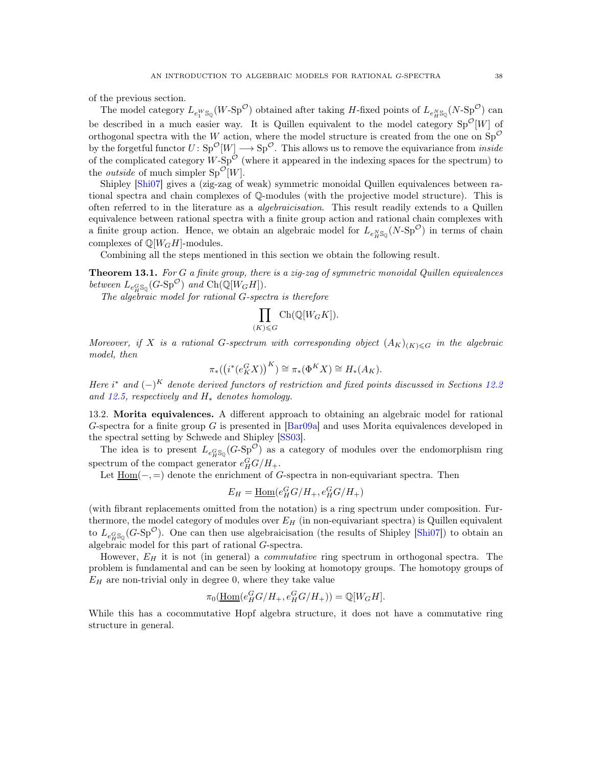of the previous section.

The model category $L_{e_1^W \mathbb{S}_\mathbb{Q}}(W\text{-}\mathrm{Sp}^\mathcal{O})$ obtained after taking $H$-fixed points of $L_{e_H^N \mathbb{S}_\mathbb{Q}}(N\text{-}\mathrm{Sp}^\mathcal{O})$ can be described in a much easier way. It is Quillen equivalent to the model category $\mathrm{Sp}^\mathcal{O}[W]$ of orthogonal spectra with the $W$ action, where the model structure is created from the one on $\mathrm{Sp}^\mathcal{O}$ by the forgetful functor $U\colon \mathrm{Sp}^\mathcal{O}[W] \longrightarrow \mathrm{Sp}^\mathcal{O}$. This allows us to remove the equivariance from *inside* of the complicated category $W\text{-}\mathrm{Sp}^\mathcal{O}$ (where it appeared in the indexing spaces for the spectrum) to the *outside* of much simpler $\mathrm{Sp}^\mathcal{O}[W]$.

Shipley [Shi07] gives a (zig-zag of weak) symmetric monoidal Quillen equivalences between rational spectra and chain complexes of $\mathbb{Q}$-modules (with the projective model structure). This is often referred to in the literature as a *algebraicisation*. This result readily extends to a Quillen equivalence between rational spectra with a finite group action and rational chain complexes with a finite group action. Hence, we obtain an algebraic model for $L_{e_H^N \mathbb{S}_\mathbb{Q}}(N\text{-}\mathrm{Sp}^\mathcal{O})$ in terms of chain complexes of $\mathbb{Q}[W_G H]$-modules.

Combining all the steps mentioned in this section we obtain the following result.

**Theorem 13.1.** *For $G$ a finite group, there is a zig-zag of symmetric monoidal Quillen equivalences between $L_{e_H^G \mathbb{S}_\mathbb{Q}}(G\text{-}\mathrm{Sp}^\mathcal{O})$ and $\mathrm{Ch}(\mathbb{Q}[W_G H])$.*

*The algebraic model for rational $G$-spectra is therefore*

$$\prod_{(K)\leqslant G} \mathrm{Ch}(\mathbb{Q}[W_G K]).$$

*Moreover, if $X$ is a rational $G$-spectrum with corresponding object $(A_K)_{(K)\leqslant G}$ in the algebraic model, then*

$$\pi_*\big(\big(i^*(e_K^G X)\big)^K\big) \cong \pi_*(\Phi^K X) \cong H_*(A_K).$$

*Here $i^*$ and $(-)^K$ denote derived functors of restriction and fixed points discussed in Sections 12.2 and 12.5, respectively and $H_*$ denotes homology.*

13.2. **Morita equivalences.** A different approach to obtaining an algebraic model for rational $G$-spectra for a finite group $G$ is presented in [Bar09a] and uses Morita equivalences developed in the spectral setting by Schwede and Shipley [SS03].

The idea is to present $L_{e_H^G \mathbb{S}_\mathbb{Q}}(G\text{-}\mathrm{Sp}^\mathcal{O})$ as a category of modules over the endomorphism ring spectrum of the compact generator $e_H^G G/H_+$.

Let $\underline{\mathrm{Hom}}(-,=)$ denote the enrichment of $G$-spectra in non-equivariant spectra. Then

$$E_H = \underline{\mathrm{Hom}}(e_H^G G/H_+, e_H^G G/H_+)$$

(with fibrant replacements omitted from the notation) is a ring spectrum under composition. Furthermore, the model category of modules over $E_H$ (in non-equivariant spectra) is Quillen equivalent to $L_{e_H^G \mathbb{S}_\mathbb{Q}}(G\text{-}\mathrm{Sp}^\mathcal{O})$. One can then use algebraicisation (the results of Shipley [Shi07]) to obtain an algebraic model for this part of rational $G$-spectra.

However, $E_H$ it is not (in general) a *commutative* ring spectrum in orthogonal spectra. The problem is fundamental and can be seen by looking at homotopy groups. The homotopy groups of $E_H$ are non-trivial only in degree 0, where they take value

$$\pi_0(\underline{\mathrm{Hom}}(e_H^G G/H_+, e_H^G G/H_+)) = \mathbb{Q}[W_G H].$$

While this has a cocommutative Hopf algebra structure, it does not have a commutative ring structure in general.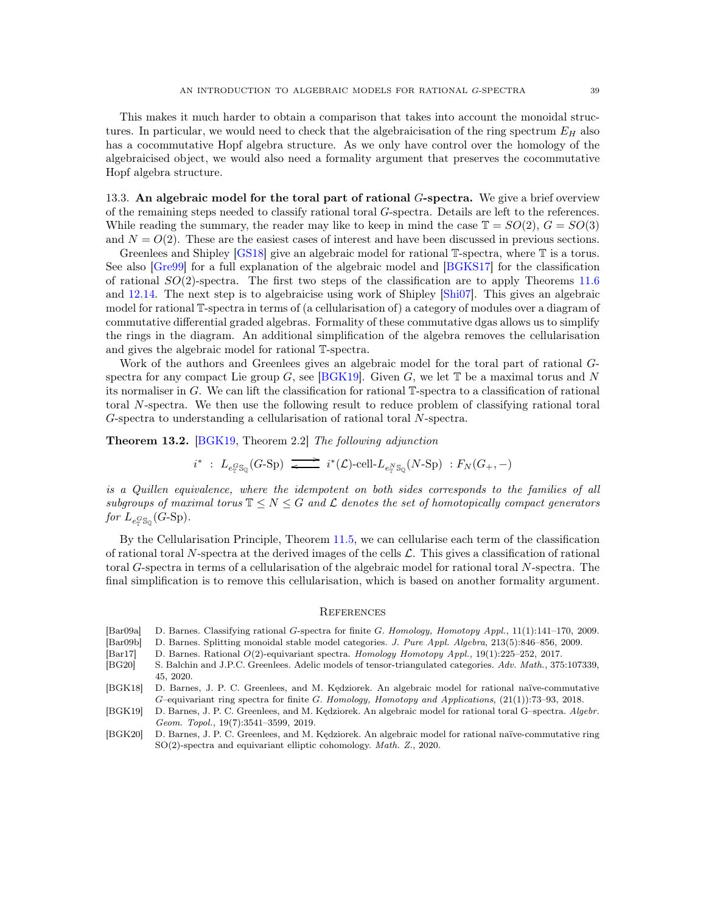This makes it much harder to obtain a comparison that takes into account the monoidal structures. In particular, we would need to check that the algebraicisation of the ring spectrum $E_H$ also has a cocommutative Hopf algebra structure. As we only have control over the homology of the algebraicised object, we would also need a formality argument that preserves the cocommutative Hopf algebra structure.

### 13.3. An algebraic model for the toral part of rational $G$-spectra.

We give a brief overview of the remaining steps needed to classify rational toral $G$-spectra. Details are left to the references. While reading the summary, the reader may like to keep in mind the case $\mathbb{T} = SO(2)$, $G = SO(3)$ and $N = O(2)$. These are the easiest cases of interest and have been discussed in previous sections.

Greenlees and Shipley [GS18] give an algebraic model for rational $\mathbb{T}$-spectra, where $\mathbb{T}$ is a torus. See also [Gre99] for a full explanation of the algebraic model and [BGKS17] for the classification of rational $SO(2)$-spectra. The first two steps of the classification are to apply Theorems 11.6 and 12.14. The next step is to algebraicise using work of Shipley [Shi07]. This gives an algebraic model for rational $\mathbb{T}$-spectra in terms of (a cellularisation of) a category of modules over a diagram of commutative differential graded algebras. Formality of these commutative dgas allows us to simplify the rings in the diagram. An additional simplification of the algebra removes the cellularisation and gives the algebraic model for rational $\mathbb{T}$-spectra.

Work of the authors and Greenlees gives an algebraic model for the toral part of rational $G$-spectra for any compact Lie group $G$, see [BGK19]. Given $G$, we let $\mathbb{T}$ be a maximal torus and $N$ its normaliser in $G$. We can lift the classification for rational $\mathbb{T}$-spectra to a classification of rational toral $N$-spectra. We then use the following result to reduce problem of classifying rational toral $G$-spectra to understanding a cellularisation of rational toral $N$-spectra.

**Theorem 13.2.** [BGK19, Theorem 2.2] *The following adjunction*

$$i^* \ : \ L_{e^G_{\mathbb{T}}\mathbb{S}_{\mathbb{Q}}}(G\text{-Sp}) \rightleftarrows i^*(\mathcal{L})\text{-cell-}L_{e^N_{\mathbb{T}}\mathbb{S}_{\mathbb{Q}}}(N\text{-Sp}) \ : F_N(G_+, -)$$

*is a Quillen equivalence, where the idempotent on both sides corresponds to the families of all subgroups of maximal torus $\mathbb{T} \leq N \leq G$ and $\mathcal{L}$ denotes the set of homotopically compact generators for $L_{e^G_{\mathbb{T}}\mathbb{S}_{\mathbb{Q}}}(G\text{-Sp})$.*

By the Cellularisation Principle, Theorem 11.5, we can cellularise each term of the classification of rational toral $N$-spectra at the derived images of the cells $\mathcal{L}$. This gives a classification of rational toral $G$-spectra in terms of a cellularisation of the algebraic model for rational toral $N$-spectra. The final simplification is to remove this cellularisation, which is based on another formality argument.

## References

[Bar09a] D. Barnes. Classifying rational $G$-spectra for finite $G$. *Homology, Homotopy Appl.*, 11(1):141–170, 2009.

[Bar09b] D. Barnes. Splitting monoidal stable model categories. *J. Pure Appl. Algebra*, 213(5):846–856, 2009.

[Bar17] D. Barnes. Rational $O(2)$-equivariant spectra. *Homology Homotopy Appl.*, 19(1):225–252, 2017.

[BG20] S. Balchin and J.P.C. Greenlees. Adelic models of tensor-triangulated categories. *Adv. Math.*, 375:107339, 45, 2020.

[BGK18] D. Barnes, J. P. C. Greenlees, and M. Kędziorek. An algebraic model for rational naïve-commutative $G$–equivariant ring spectra for finite $G$. *Homology, Homotopy and Applications*, (21(1)):73–93, 2018.

[BGK19] D. Barnes, J. P. C. Greenlees, and M. Kędziorek. An algebraic model for rational toral G–spectra. *Algebr. Geom. Topol.*, 19(7):3541–3599, 2019.

[BGK20] D. Barnes, J. P. C. Greenlees, and M. Kędziorek. An algebraic model for rational naïve-commutative ring SO(2)-spectra and equivariant elliptic cohomology. *Math. Z.*, 2020.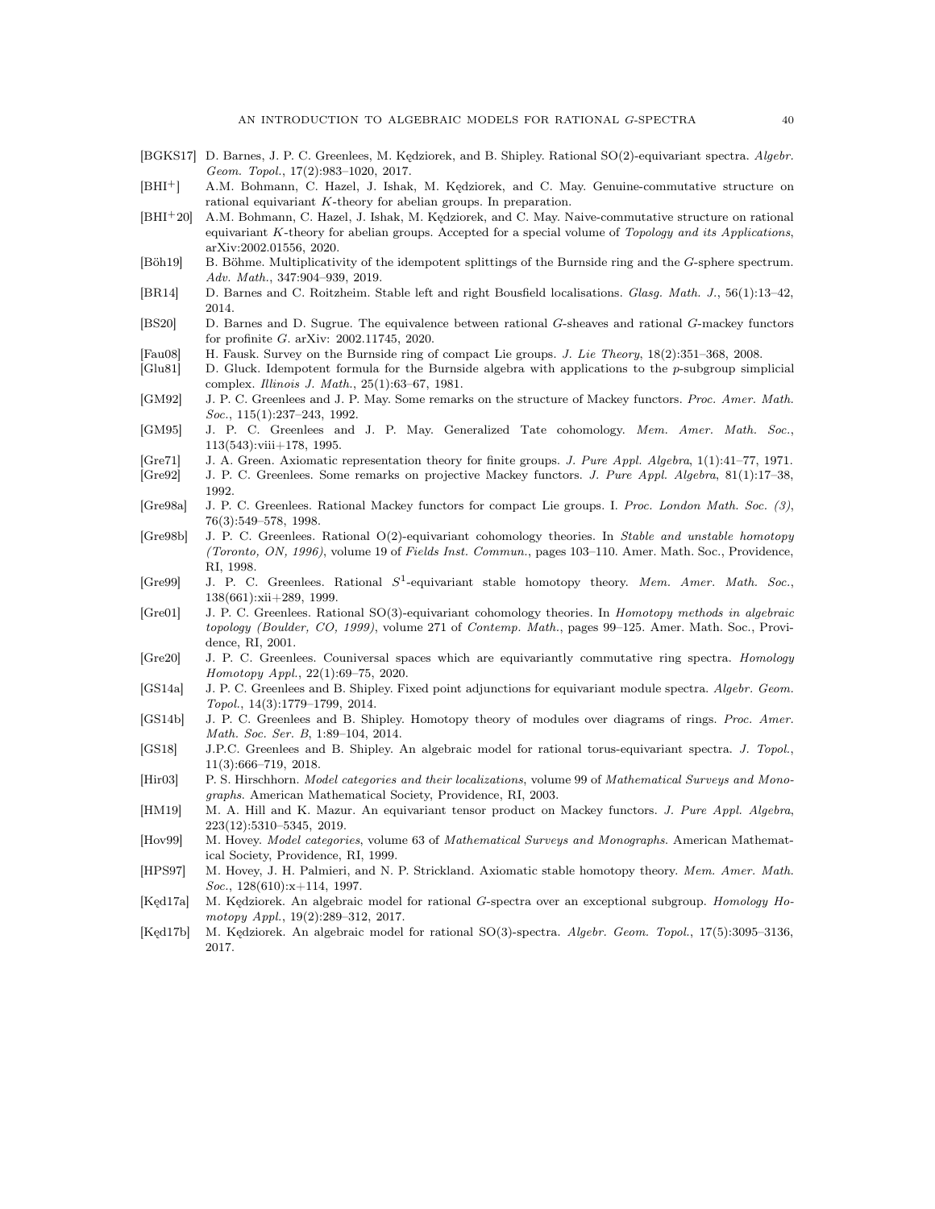[BGKS17] D. Barnes, J. P. C. Greenlees, M. Kędziorek, and B. Shipley. Rational SO(2)-equivariant spectra. *Algebr. Geom. Topol.*, 17(2):983–1020, 2017.

[BHI+] A.M. Bohmann, C. Hazel, J. Ishak, M. Kędziorek, and C. May. Genuine-commutative structure on rational equivariant $K$-theory for abelian groups. In preparation.

[BHI+20] A.M. Bohmann, C. Hazel, J. Ishak, M. Kędziorek, and C. May. Naive-commutative structure on rational equivariant $K$-theory for abelian groups. Accepted for a special volume of *Topology and its Applications*, arXiv:2002.01556, 2020.

[Böh19] B. Böhme. Multiplicativity of the idempotent splittings of the Burnside ring and the $G$-sphere spectrum. *Adv. Math.*, 347:904–939, 2019.

[BR14] D. Barnes and C. Roitzheim. Stable left and right Bousfield localisations. *Glasg. Math. J.*, 56(1):13–42, 2014.

[BS20] D. Barnes and D. Sugrue. The equivalence between rational $G$-sheaves and rational $G$-mackey functors for profinite $G$. arXiv: 2002.11745, 2020.

[Fau08] H. Fausk. Survey on the Burnside ring of compact Lie groups. *J. Lie Theory*, 18(2):351–368, 2008.

[Glu81] D. Gluck. Idempotent formula for the Burnside algebra with applications to the $p$-subgroup simplicial complex. *Illinois J. Math.*, 25(1):63–67, 1981.

[GM92] J. P. C. Greenlees and J. P. May. Some remarks on the structure of Mackey functors. *Proc. Amer. Math. Soc.*, 115(1):237–243, 1992.

[GM95] J. P. C. Greenlees and J. P. May. Generalized Tate cohomology. *Mem. Amer. Math. Soc.*, 113(543):viii+178, 1995.

[Gre71] J. A. Green. Axiomatic representation theory for finite groups. *J. Pure Appl. Algebra*, 1(1):41–77, 1971.

[Gre92] J. P. C. Greenlees. Some remarks on projective Mackey functors. *J. Pure Appl. Algebra*, 81(1):17–38, 1992.

[Gre98a] J. P. C. Greenlees. Rational Mackey functors for compact Lie groups. I. *Proc. London Math. Soc. (3)*, 76(3):549–578, 1998.

[Gre98b] J. P. C. Greenlees. Rational O(2)-equivariant cohomology theories. In *Stable and unstable homotopy (Toronto, ON, 1996)*, volume 19 of *Fields Inst. Commun.*, pages 103–110. Amer. Math. Soc., Providence, RI, 1998.

[Gre99] J. P. C. Greenlees. Rational $S^1$-equivariant stable homotopy theory. *Mem. Amer. Math. Soc.*, 138(661):xii+289, 1999.

[Gre01] J. P. C. Greenlees. Rational SO(3)-equivariant cohomology theories. In *Homotopy methods in algebraic topology (Boulder, CO, 1999)*, volume 271 of *Contemp. Math.*, pages 99–125. Amer. Math. Soc., Providence, RI, 2001.

[Gre20] J. P. C. Greenlees. Couniversal spaces which are equivariantly commutative ring spectra. *Homology Homotopy Appl.*, 22(1):69–75, 2020.

[GS14a] J. P. C. Greenlees and B. Shipley. Fixed point adjunctions for equivariant module spectra. *Algebr. Geom. Topol.*, 14(3):1779–1799, 2014.

[GS14b] J. P. C. Greenlees and B. Shipley. Homotopy theory of modules over diagrams of rings. *Proc. Amer. Math. Soc. Ser. B*, 1:89–104, 2014.

[GS18] J.P.C. Greenlees and B. Shipley. An algebraic model for rational torus-equivariant spectra. *J. Topol.*, 11(3):666–719, 2018.

[Hir03] P. S. Hirschhorn. *Model categories and their localizations*, volume 99 of *Mathematical Surveys and Monographs*. American Mathematical Society, Providence, RI, 2003.

[HM19] M. A. Hill and K. Mazur. An equivariant tensor product on Mackey functors. *J. Pure Appl. Algebra*, 223(12):5310–5345, 2019.

[Hov99] M. Hovey. *Model categories*, volume 63 of *Mathematical Surveys and Monographs*. American Mathematical Society, Providence, RI, 1999.

[HPS97] M. Hovey, J. H. Palmieri, and N. P. Strickland. Axiomatic stable homotopy theory. *Mem. Amer. Math. Soc.*, 128(610):x+114, 1997.

[Kęd17a] M. Kędziorek. An algebraic model for rational $G$-spectra over an exceptional subgroup. *Homology Homotopy Appl.*, 19(2):289–312, 2017.

[Kęd17b] M. Kędziorek. An algebraic model for rational SO(3)-spectra. *Algebr. Geom. Topol.*, 17(5):3095–3136, 2017.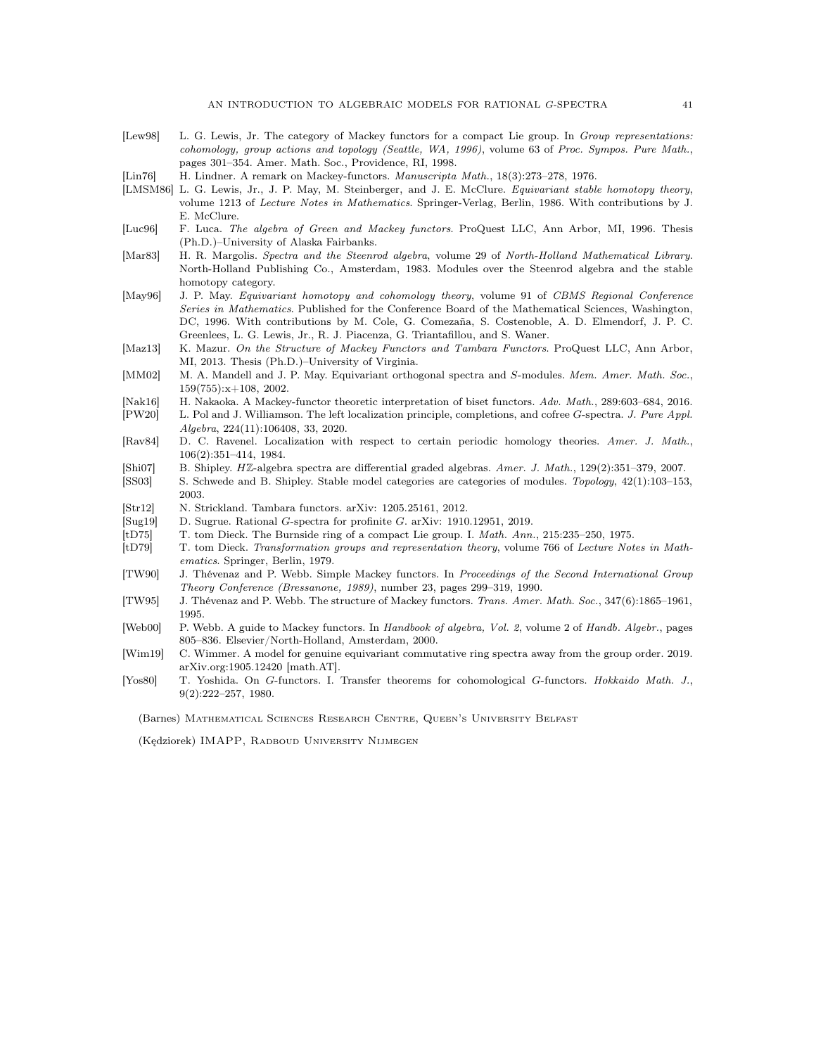[Lew98] L. G. Lewis, Jr. The category of Mackey functors for a compact Lie group. In *Group representations: cohomology, group actions and topology (Seattle, WA, 1996)*, volume 63 of *Proc. Sympos. Pure Math.*, pages 301–354. Amer. Math. Soc., Providence, RI, 1998.

[Lin76] H. Lindner. A remark on Mackey-functors. *Manuscripta Math.*, 18(3):273–278, 1976.

[LMSM86] L. G. Lewis, Jr., J. P. May, M. Steinberger, and J. E. McClure. *Equivariant stable homotopy theory*, volume 1213 of *Lecture Notes in Mathematics*. Springer-Verlag, Berlin, 1986. With contributions by J. E. McClure.

[Luc96] F. Luca. *The algebra of Green and Mackey functors*. ProQuest LLC, Ann Arbor, MI, 1996. Thesis (Ph.D.)–University of Alaska Fairbanks.

[Mar83] H. R. Margolis. *Spectra and the Steenrod algebra*, volume 29 of *North-Holland Mathematical Library*. North-Holland Publishing Co., Amsterdam, 1983. Modules over the Steenrod algebra and the stable homotopy category.

[May96] J. P. May. *Equivariant homotopy and cohomology theory*, volume 91 of *CBMS Regional Conference Series in Mathematics*. Published for the Conference Board of the Mathematical Sciences, Washington, DC, 1996. With contributions by M. Cole, G. Comezaña, S. Costenoble, A. D. Elmendorf, J. P. C. Greenlees, L. G. Lewis, Jr., R. J. Piacenza, G. Triantafillou, and S. Waner.

[Maz13] K. Mazur. *On the Structure of Mackey Functors and Tambara Functors*. ProQuest LLC, Ann Arbor, MI, 2013. Thesis (Ph.D.)–University of Virginia.

[MM02] M. A. Mandell and J. P. May. Equivariant orthogonal spectra and *S*-modules. *Mem. Amer. Math. Soc.*, 159(755):x+108, 2002.

[Nak16] H. Nakaoka. A Mackey-functor theoretic interpretation of biset functors. *Adv. Math.*, 289:603–684, 2016.

[PW20] L. Pol and J. Williamson. The left localization principle, completions, and cofree *G*-spectra. *J. Pure Appl. Algebra*, 224(11):106408, 33, 2020.

[Rav84] D. C. Ravenel. Localization with respect to certain periodic homology theories. *Amer. J. Math.*, 106(2):351–414, 1984.

[Shi07] B. Shipley. $H\mathbb{Z}$-algebra spectra are differential graded algebras. *Amer. J. Math.*, 129(2):351–379, 2007.

[SS03] S. Schwede and B. Shipley. Stable model categories are categories of modules. *Topology*, 42(1):103–153, 2003.

[Str12] N. Strickland. Tambara functors. arXiv: 1205.25161, 2012.

[Sug19] D. Sugrue. Rational *G*-spectra for profinite *G*. arXiv: 1910.12951, 2019.

[tD75] T. tom Dieck. The Burnside ring of a compact Lie group. I. *Math. Ann.*, 215:235–250, 1975.

[tD79] T. tom Dieck. *Transformation groups and representation theory*, volume 766 of *Lecture Notes in Mathematics*. Springer, Berlin, 1979.

[TW90] J. Thévenaz and P. Webb. Simple Mackey functors. In *Proceedings of the Second International Group Theory Conference (Bressanone, 1989)*, number 23, pages 299–319, 1990.

[TW95] J. Thévenaz and P. Webb. The structure of Mackey functors. *Trans. Amer. Math. Soc.*, 347(6):1865–1961, 1995.

[Web00] P. Webb. A guide to Mackey functors. In *Handbook of algebra, Vol. 2*, volume 2 of *Handb. Algebr.*, pages 805–836. Elsevier/North-Holland, Amsterdam, 2000.

[Wim19] C. Wimmer. A model for genuine equivariant commutative ring spectra away from the group order. 2019. arXiv.org:1905.12420 [math.AT].

[Yos80] T. Yoshida. On *G*-functors. I. Transfer theorems for cohomological *G*-functors. *Hokkaido Math. J.*, 9(2):222–257, 1980.

(Barnes) Mathematical Sciences Research Centre, Queen's University Belfast

(Kędziorek) IMAPP, Radboud University Nijmegen